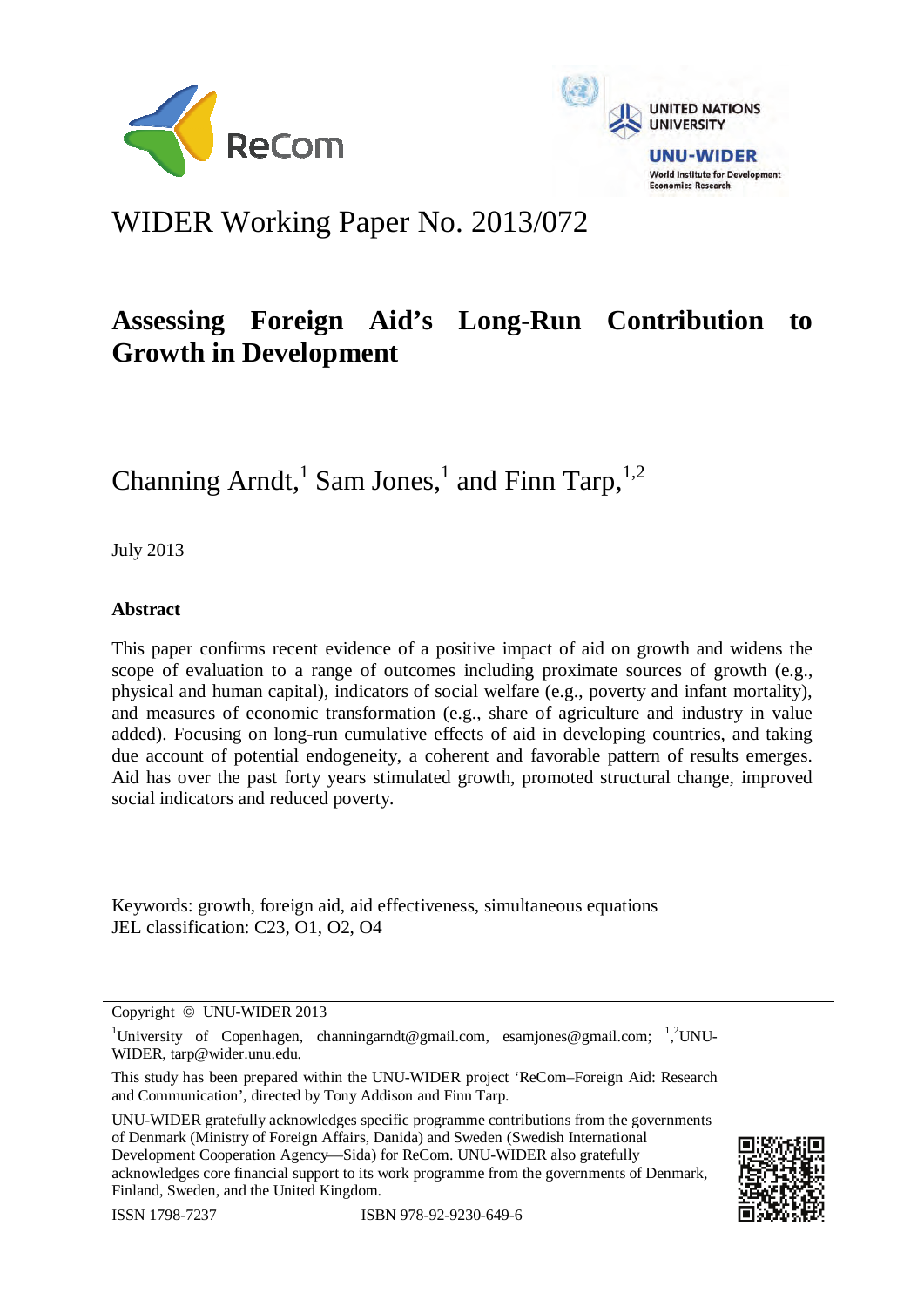WIDER Working Paper No. 2013/072

# Assessing Foreign Aid's Long-Run Contribution to Growth in Development

Channing Arndt,[1] Sam Jones,[1] and Finn Tarp,[1,2]

July 2013

## Abstract

This paper confirms recent evidence of a positive impact of aid on growth and widens the scope of evaluation to a range of outcomes including proximate sources of growth (e.g., physical and human capital), indicators of social welfare (e.g., poverty and infant mortality), and measures of economic transformation (e.g., share of agriculture and industry in value added). Focusing on long-run cumulative effects of aid in developing countries, and taking due account of potential endogeneity, a coherent and favorable pattern of results emerges. Aid has over the past forty years stimulated growth, promoted structural change, improved social indicators and reduced poverty.

Keywords: growth, foreign aid, aid effectiveness, simultaneous equations
JEL classification: C23, O1, O2, O4

Copyright © UNU-WIDER 2013

[1]University of Copenhagen, channingarndt@gmail.com, esamjones@gmail.com; [1,2]UNU-WIDER, tarp@wider.unu.edu.

This study has been prepared within the UNU-WIDER project 'ReCom–Foreign Aid: Research and Communication', directed by Tony Addison and Finn Tarp.

UNU-WIDER gratefully acknowledges specific programme contributions from the governments of Denmark (Ministry of Foreign Affairs, Danida) and Sweden (Swedish International Development Cooperation Agency—Sida) for ReCom. UNU-WIDER also gratefully acknowledges core financial support to its work programme from the governments of Denmark, Finland, Sweden, and the United Kingdom.

ISSN 1798-7237 ISBN 978-92-9230-649-6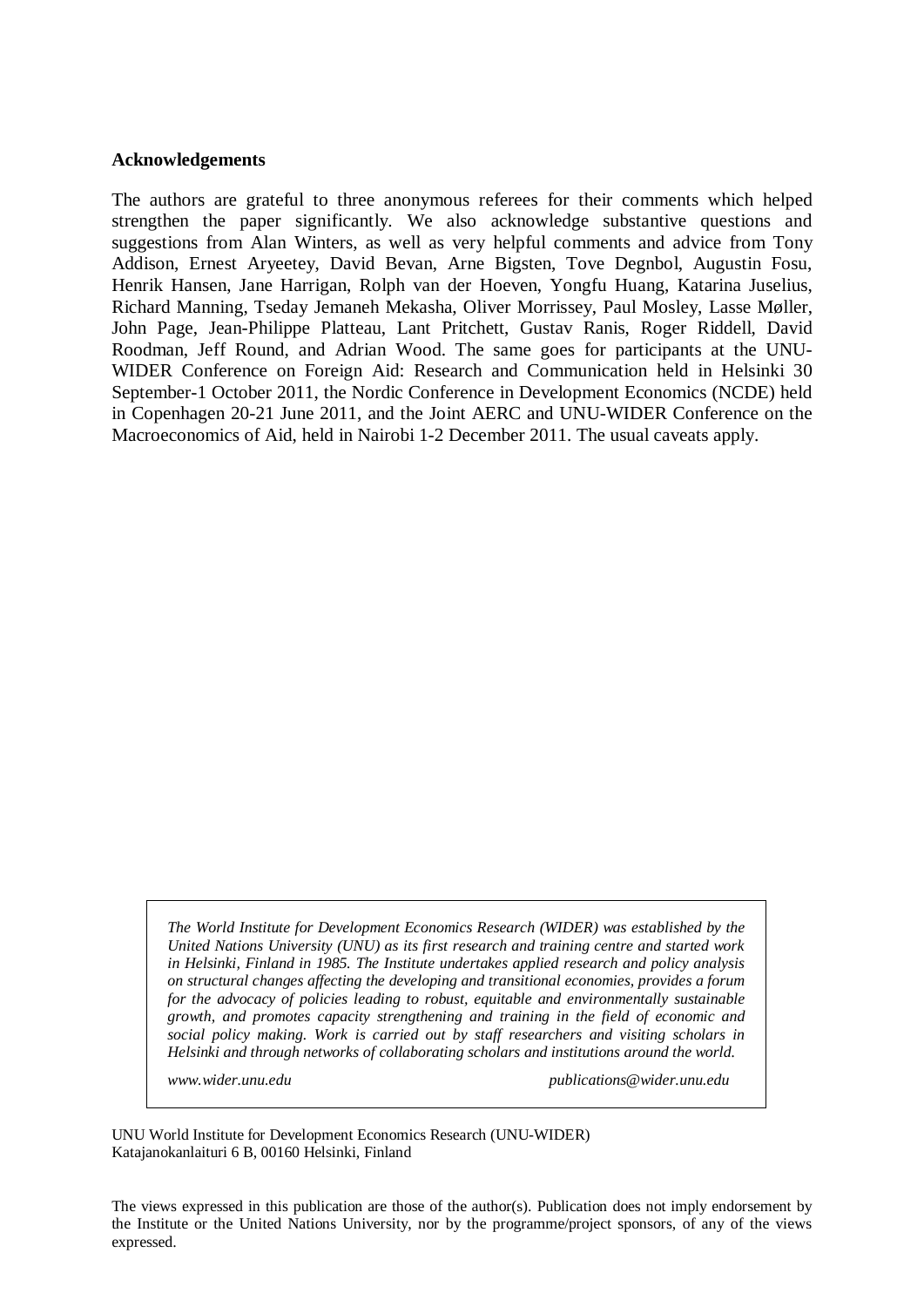**Acknowledgements**

The authors are grateful to three anonymous referees for their comments which helped strengthen the paper significantly. We also acknowledge substantive questions and suggestions from Alan Winters, as well as very helpful comments and advice from Tony Addison, Ernest Aryeetey, David Bevan, Arne Bigsten, Tove Degnbol, Augustin Fosu, Henrik Hansen, Jane Harrigan, Rolph van der Hoeven, Yongfu Huang, Katarina Juselius, Richard Manning, Tseday Jemaneh Mekasha, Oliver Morrissey, Paul Mosley, Lasse Møller, John Page, Jean-Philippe Platteau, Lant Pritchett, Gustav Ranis, Roger Riddell, David Roodman, Jeff Round, and Adrian Wood. The same goes for participants at the UNU-WIDER Conference on Foreign Aid: Research and Communication held in Helsinki 30 September-1 October 2011, the Nordic Conference in Development Economics (NCDE) held in Copenhagen 20-21 June 2011, and the Joint AERC and UNU-WIDER Conference on the Macroeconomics of Aid, held in Nairobi 1-2 December 2011. The usual caveats apply.

*The World Institute for Development Economics Research (WIDER) was established by the United Nations University (UNU) as its first research and training centre and started work in Helsinki, Finland in 1985. The Institute undertakes applied research and policy analysis on structural changes affecting the developing and transitional economies, provides a forum for the advocacy of policies leading to robust, equitable and environmentally sustainable growth, and promotes capacity strengthening and training in the field of economic and social policy making. Work is carried out by staff researchers and visiting scholars in Helsinki and through networks of collaborating scholars and institutions around the world.*

*www.wider.unu.edu* *publications@wider.unu.edu*

UNU World Institute for Development Economics Research (UNU-WIDER)
Katajanokanlaituri 6 B, 00160 Helsinki, Finland

The views expressed in this publication are those of the author(s). Publication does not imply endorsement by the Institute or the United Nations University, nor by the programme/project sponsors, of any of the views expressed.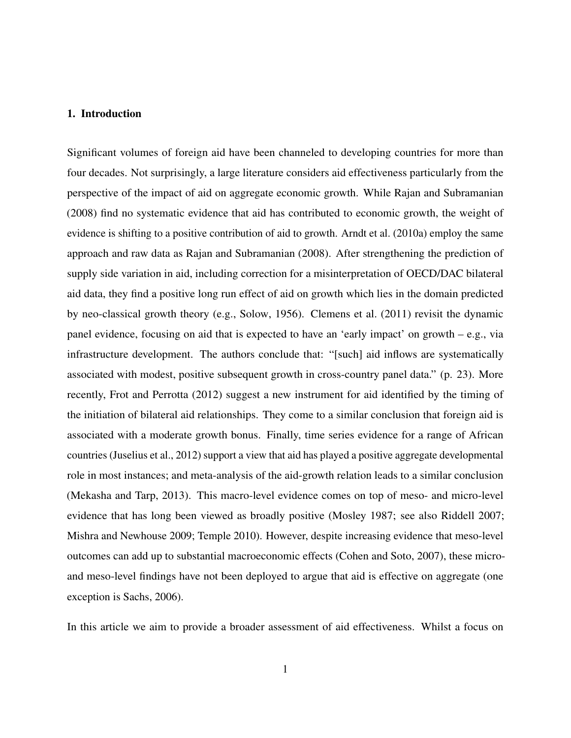## 1. Introduction

Significant volumes of foreign aid have been channeled to developing countries for more than four decades. Not surprisingly, a large literature considers aid effectiveness particularly from the perspective of the impact of aid on aggregate economic growth. While Rajan and Subramanian (2008) find no systematic evidence that aid has contributed to economic growth, the weight of evidence is shifting to a positive contribution of aid to growth. Arndt et al. (2010a) employ the same approach and raw data as Rajan and Subramanian (2008). After strengthening the prediction of supply side variation in aid, including correction for a misinterpretation of OECD/DAC bilateral aid data, they find a positive long run effect of aid on growth which lies in the domain predicted by neo-classical growth theory (e.g., Solow, 1956). Clemens et al. (2011) revisit the dynamic panel evidence, focusing on aid that is expected to have an 'early impact' on growth – e.g., via infrastructure development. The authors conclude that: "[such] aid inflows are systematically associated with modest, positive subsequent growth in cross-country panel data." (p. 23). More recently, Frot and Perrotta (2012) suggest a new instrument for aid identified by the timing of the initiation of bilateral aid relationships. They come to a similar conclusion that foreign aid is associated with a moderate growth bonus. Finally, time series evidence for a range of African countries (Juselius et al., 2012) support a view that aid has played a positive aggregate developmental role in most instances; and meta-analysis of the aid-growth relation leads to a similar conclusion (Mekasha and Tarp, 2013). This macro-level evidence comes on top of meso- and micro-level evidence that has long been viewed as broadly positive (Mosley 1987; see also Riddell 2007; Mishra and Newhouse 2009; Temple 2010). However, despite increasing evidence that meso-level outcomes can add up to substantial macroeconomic effects (Cohen and Soto, 2007), these micro- and meso-level findings have not been deployed to argue that aid is effective on aggregate (one exception is Sachs, 2006).

In this article we aim to provide a broader assessment of aid effectiveness. Whilst a focus on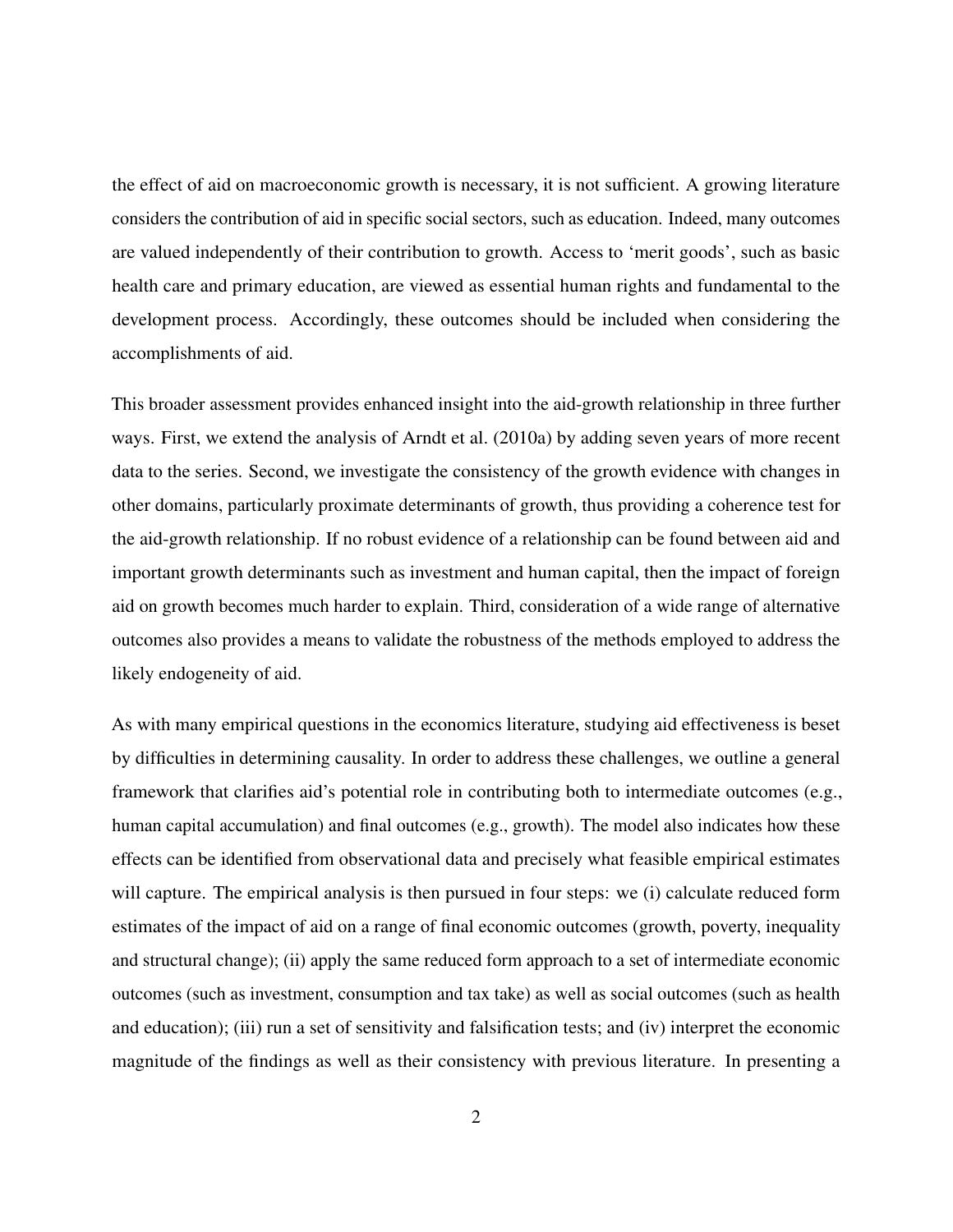the effect of aid on macroeconomic growth is necessary, it is not sufficient. A growing literature considers the contribution of aid in specific social sectors, such as education. Indeed, many outcomes are valued independently of their contribution to growth. Access to 'merit goods', such as basic health care and primary education, are viewed as essential human rights and fundamental to the development process. Accordingly, these outcomes should be included when considering the accomplishments of aid.

This broader assessment provides enhanced insight into the aid-growth relationship in three further ways. First, we extend the analysis of Arndt et al. (2010a) by adding seven years of more recent data to the series. Second, we investigate the consistency of the growth evidence with changes in other domains, particularly proximate determinants of growth, thus providing a coherence test for the aid-growth relationship. If no robust evidence of a relationship can be found between aid and important growth determinants such as investment and human capital, then the impact of foreign aid on growth becomes much harder to explain. Third, consideration of a wide range of alternative outcomes also provides a means to validate the robustness of the methods employed to address the likely endogeneity of aid.

As with many empirical questions in the economics literature, studying aid effectiveness is beset by difficulties in determining causality. In order to address these challenges, we outline a general framework that clarifies aid's potential role in contributing both to intermediate outcomes (e.g., human capital accumulation) and final outcomes (e.g., growth). The model also indicates how these effects can be identified from observational data and precisely what feasible empirical estimates will capture. The empirical analysis is then pursued in four steps: we (i) calculate reduced form estimates of the impact of aid on a range of final economic outcomes (growth, poverty, inequality and structural change); (ii) apply the same reduced form approach to a set of intermediate economic outcomes (such as investment, consumption and tax take) as well as social outcomes (such as health and education); (iii) run a set of sensitivity and falsification tests; and (iv) interpret the economic magnitude of the findings as well as their consistency with previous literature. In presenting a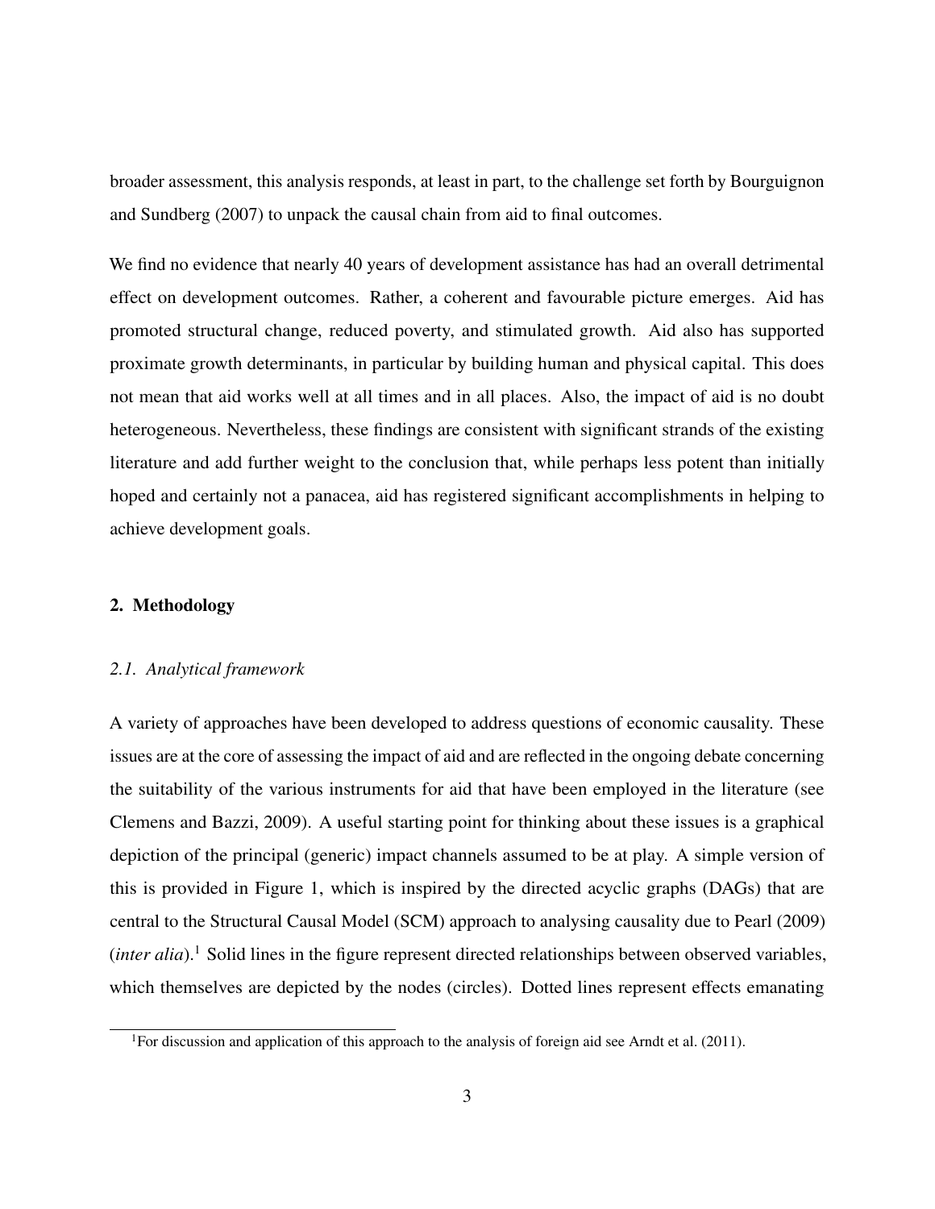broader assessment, this analysis responds, at least in part, to the challenge set forth by Bourguignon and Sundberg (2007) to unpack the causal chain from aid to final outcomes.

We find no evidence that nearly 40 years of development assistance has had an overall detrimental effect on development outcomes. Rather, a coherent and favourable picture emerges. Aid has promoted structural change, reduced poverty, and stimulated growth. Aid also has supported proximate growth determinants, in particular by building human and physical capital. This does not mean that aid works well at all times and in all places. Also, the impact of aid is no doubt heterogeneous. Nevertheless, these findings are consistent with significant strands of the existing literature and add further weight to the conclusion that, while perhaps less potent than initially hoped and certainly not a panacea, aid has registered significant accomplishments in helping to achieve development goals.

## 2. Methodology

### *2.1. Analytical framework*

A variety of approaches have been developed to address questions of economic causality. These issues are at the core of assessing the impact of aid and are reflected in the ongoing debate concerning the suitability of the various instruments for aid that have been employed in the literature (see Clemens and Bazzi, 2009). A useful starting point for thinking about these issues is a graphical depiction of the principal (generic) impact channels assumed to be at play. A simple version of this is provided in Figure 1, which is inspired by the directed acyclic graphs (DAGs) that are central to the Structural Causal Model (SCM) approach to analysing causality due to Pearl (2009) (*inter alia*).[1] Solid lines in the figure represent directed relationships between observed variables, which themselves are depicted by the nodes (circles). Dotted lines represent effects emanating

[1]For discussion and application of this approach to the analysis of foreign aid see Arndt et al. (2011).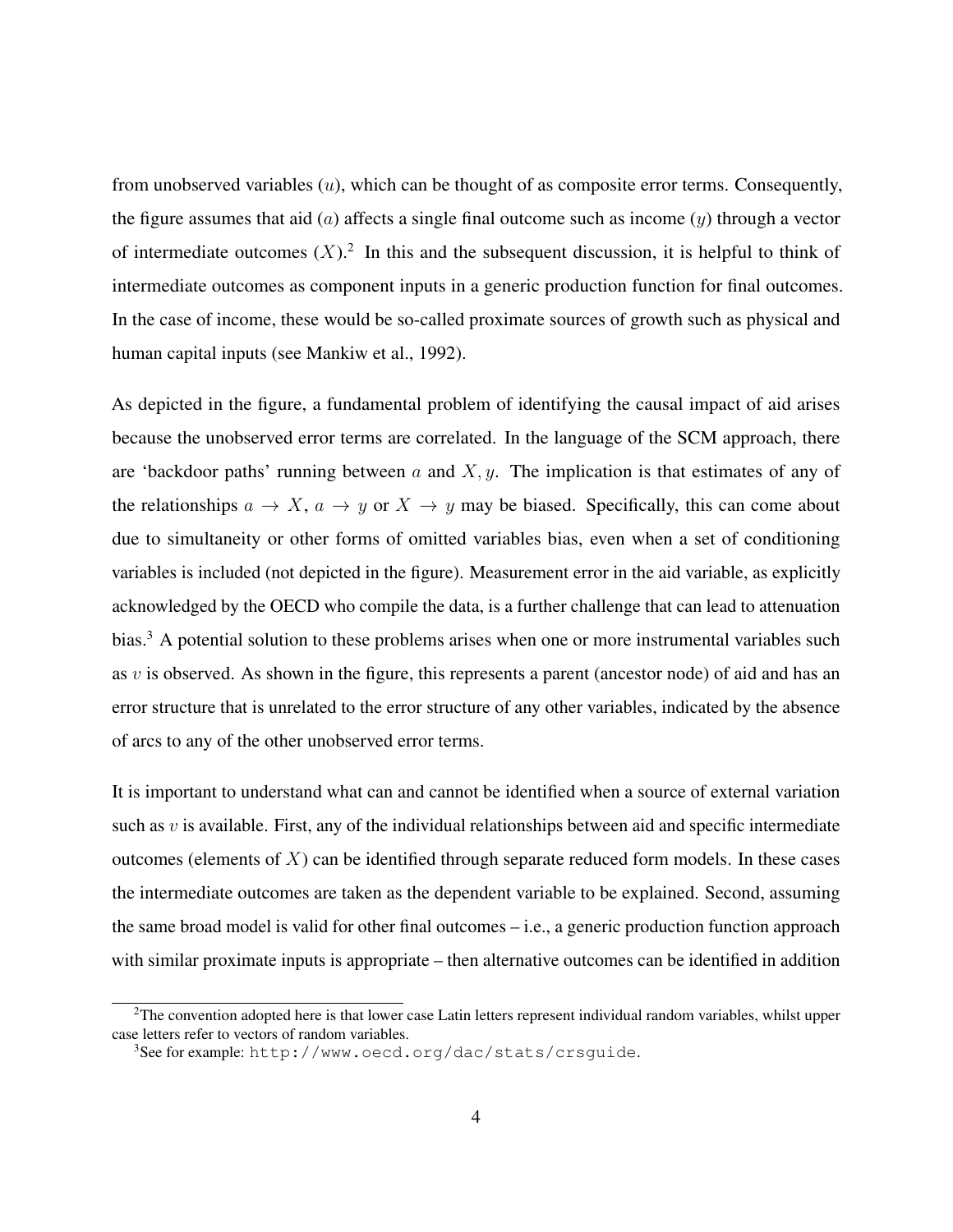from unobserved variables ($u$), which can be thought of as composite error terms. Consequently, the figure assumes that aid ($a$) affects a single final outcome such as income ($y$) through a vector of intermediate outcomes ($X$).[2] In this and the subsequent discussion, it is helpful to think of intermediate outcomes as component inputs in a generic production function for final outcomes. In the case of income, these would be so-called proximate sources of growth such as physical and human capital inputs (see Mankiw et al., 1992).

As depicted in the figure, a fundamental problem of identifying the causal impact of aid arises because the unobserved error terms are correlated. In the language of the SCM approach, there are 'backdoor paths' running between $a$ and $X, y$. The implication is that estimates of any of the relationships $a \to X$, $a \to y$ or $X \to y$ may be biased. Specifically, this can come about due to simultaneity or other forms of omitted variables bias, even when a set of conditioning variables is included (not depicted in the figure). Measurement error in the aid variable, as explicitly acknowledged by the OECD who compile the data, is a further challenge that can lead to attenuation bias.[3] A potential solution to these problems arises when one or more instrumental variables such as $v$ is observed. As shown in the figure, this represents a parent (ancestor node) of aid and has an error structure that is unrelated to the error structure of any other variables, indicated by the absence of arcs to any of the other unobserved error terms.

It is important to understand what can and cannot be identified when a source of external variation such as $v$ is available. First, any of the individual relationships between aid and specific intermediate outcomes (elements of $X$) can be identified through separate reduced form models. In these cases the intermediate outcomes are taken as the dependent variable to be explained. Second, assuming the same broad model is valid for other final outcomes – i.e., a generic production function approach with similar proximate inputs is appropriate – then alternative outcomes can be identified in addition

[2] The convention adopted here is that lower case Latin letters represent individual random variables, whilst upper case letters refer to vectors of random variables.

[3] See for example: http://www.oecd.org/dac/stats/crsguide.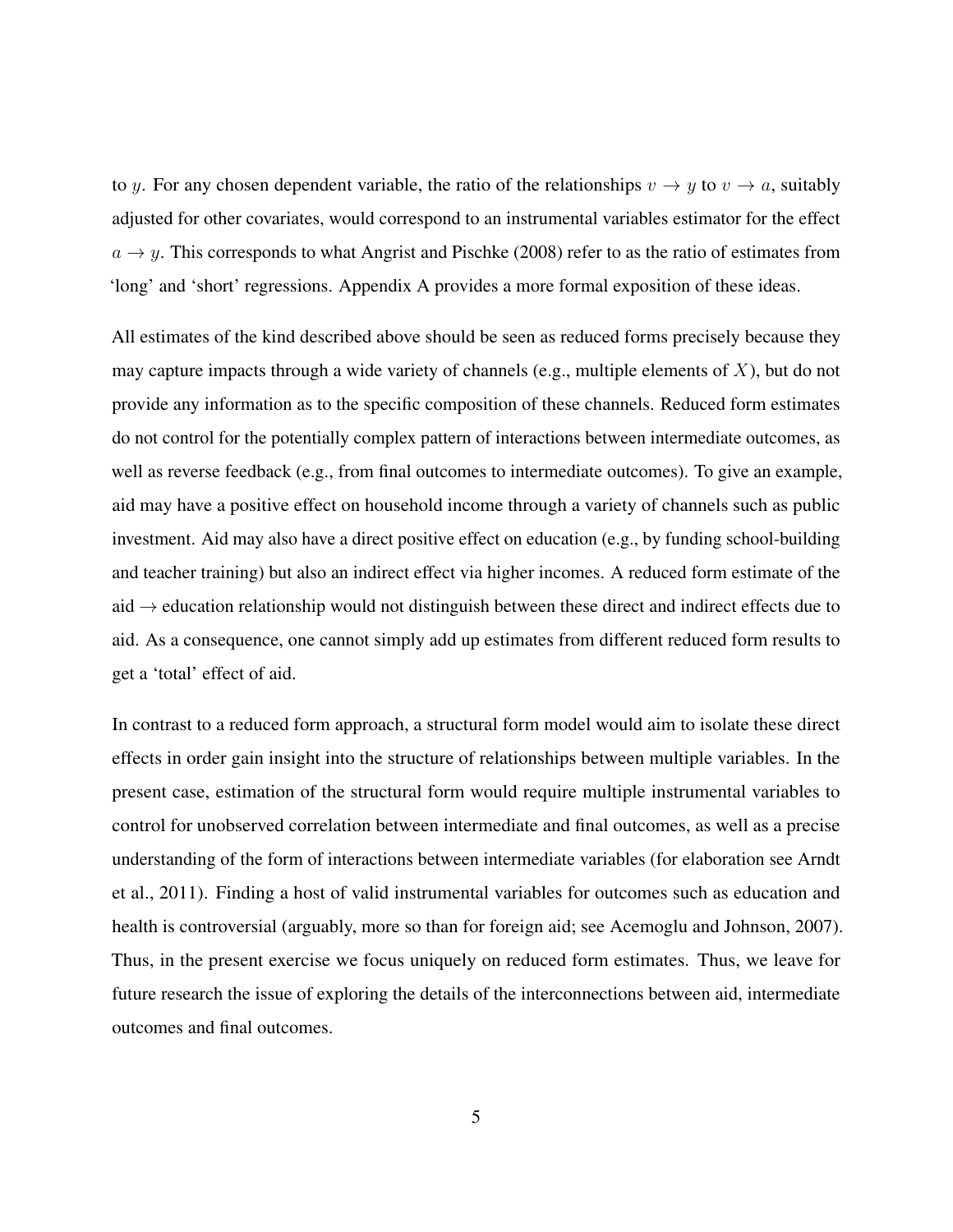to $y$. For any chosen dependent variable, the ratio of the relationships $v \to y$ to $v \to a$, suitably adjusted for other covariates, would correspond to an instrumental variables estimator for the effect $a \to y$. This corresponds to what Angrist and Pischke (2008) refer to as the ratio of estimates from 'long' and 'short' regressions. Appendix A provides a more formal exposition of these ideas.

All estimates of the kind described above should be seen as reduced forms precisely because they may capture impacts through a wide variety of channels (e.g., multiple elements of $X$), but do not provide any information as to the specific composition of these channels. Reduced form estimates do not control for the potentially complex pattern of interactions between intermediate outcomes, as well as reverse feedback (e.g., from final outcomes to intermediate outcomes). To give an example, aid may have a positive effect on household income through a variety of channels such as public investment. Aid may also have a direct positive effect on education (e.g., by funding school-building and teacher training) but also an indirect effect via higher incomes. A reduced form estimate of the aid $\to$ education relationship would not distinguish between these direct and indirect effects due to aid. As a consequence, one cannot simply add up estimates from different reduced form results to get a 'total' effect of aid.

In contrast to a reduced form approach, a structural form model would aim to isolate these direct effects in order gain insight into the structure of relationships between multiple variables. In the present case, estimation of the structural form would require multiple instrumental variables to control for unobserved correlation between intermediate and final outcomes, as well as a precise understanding of the form of interactions between intermediate variables (for elaboration see Arndt et al., 2011). Finding a host of valid instrumental variables for outcomes such as education and health is controversial (arguably, more so than for foreign aid; see Acemoglu and Johnson, 2007). Thus, in the present exercise we focus uniquely on reduced form estimates. Thus, we leave for future research the issue of exploring the details of the interconnections between aid, intermediate outcomes and final outcomes.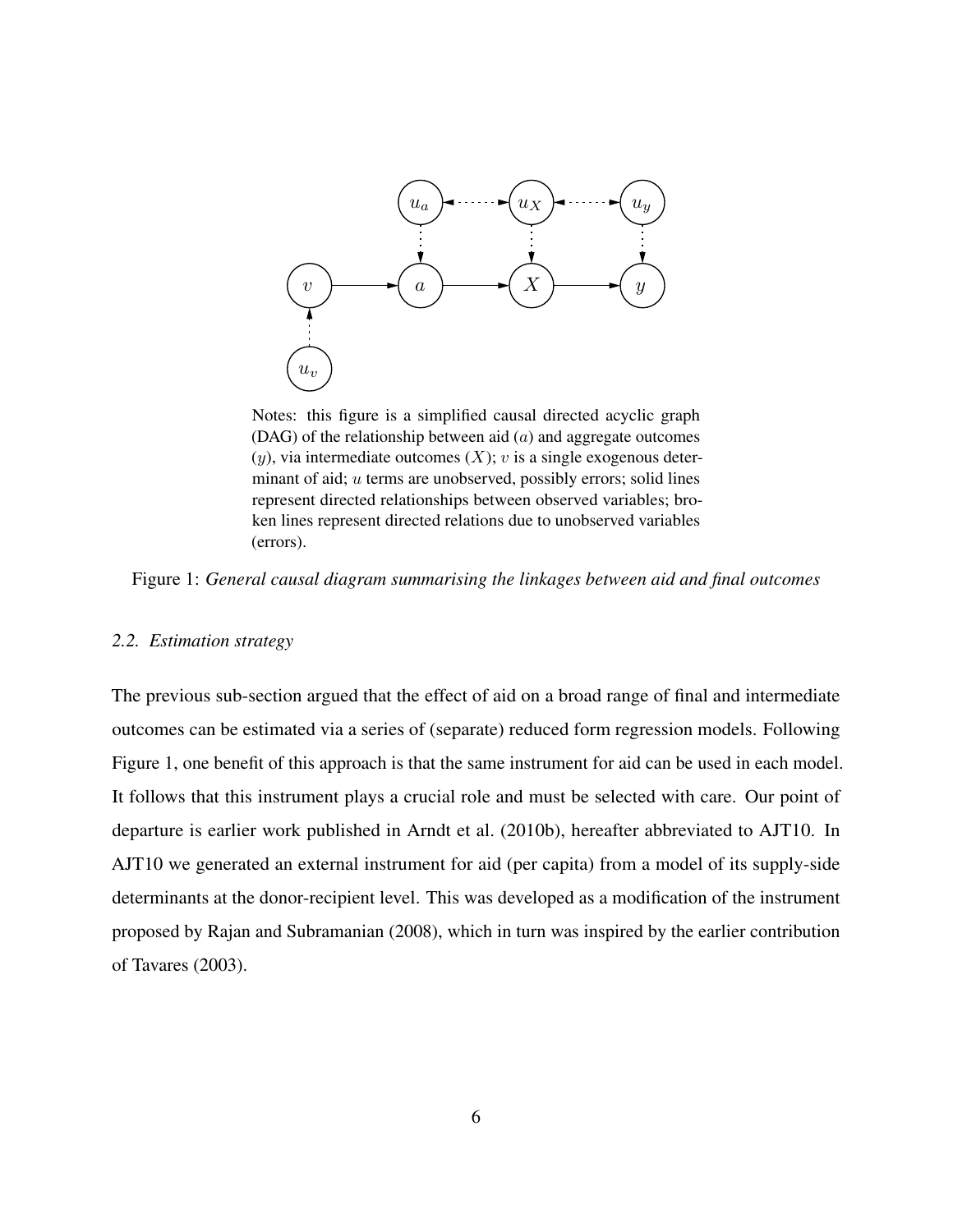Notes: this figure is a simplified causal directed acyclic graph (DAG) of the relationship between aid ($a$) and aggregate outcomes ($y$), via intermediate outcomes ($X$); $v$ is a single exogenous determinant of aid; $u$ terms are unobserved, possibly errors; solid lines represent directed relationships between observed variables; broken lines represent directed relations due to unobserved variables (errors).

Figure 1: *General causal diagram summarising the linkages between aid and final outcomes*

### *2.2. Estimation strategy*

The previous sub-section argued that the effect of aid on a broad range of final and intermediate outcomes can be estimated via a series of (separate) reduced form regression models. Following Figure 1, one benefit of this approach is that the same instrument for aid can be used in each model. It follows that this instrument plays a crucial role and must be selected with care. Our point of departure is earlier work published in Arndt et al. (2010b), hereafter abbreviated to AJT10. In AJT10 we generated an external instrument for aid (per capita) from a model of its supply-side determinants at the donor-recipient level. This was developed as a modification of the instrument proposed by Rajan and Subramanian (2008), which in turn was inspired by the earlier contribution of Tavares (2003).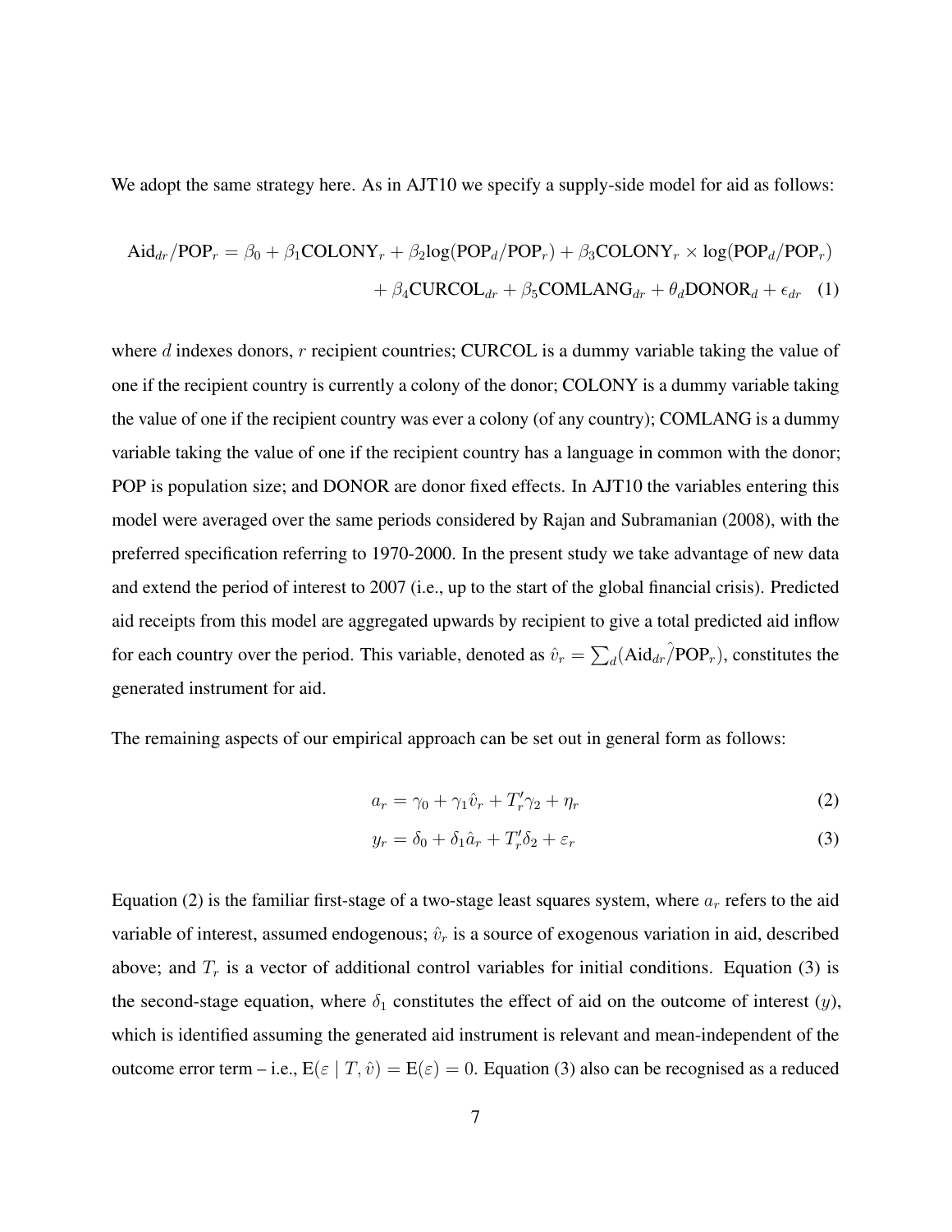We adopt the same strategy here. As in AJT10 we specify a supply-side model for aid as follows:

$$
\begin{aligned}
\text{Aid}_{dr}/\text{POP}_r = \beta_0 + \beta_1\text{COLONY}_r + \beta_2\text{log}(\text{POP}_d/\text{POP}_r) + \beta_3\text{COLONY}_r \times \text{log}(\text{POP}_d/\text{POP}_r) \\
+ \beta_4\text{CURCOL}_{dr} + \beta_5\text{COMLANG}_{dr} + \theta_d\text{DONOR}_d + \epsilon_{dr} \quad (1)
\end{aligned}
$$

where $d$ indexes donors, $r$ recipient countries; CURCOL is a dummy variable taking the value of one if the recipient country is currently a colony of the donor; COLONY is a dummy variable taking the value of one if the recipient country was ever a colony (of any country); COMLANG is a dummy variable taking the value of one if the recipient country has a language in common with the donor; POP is population size; and DONOR are donor fixed effects. In AJT10 the variables entering this model were averaged over the same periods considered by Rajan and Subramanian (2008), with the preferred specification referring to 1970-2000. In the present study we take advantage of new data and extend the period of interest to 2007 (i.e., up to the start of the global financial crisis). Predicted aid receipts from this model are aggregated upwards by recipient to give a total predicted aid inflow for each country over the period. This variable, denoted as $\hat{v}_r = \sum_d (\widehat{\text{Aid}_{dr}/\text{POP}_r})$, constitutes the generated instrument for aid.

The remaining aspects of our empirical approach can be set out in general form as follows:

$$
a_r = \gamma_0 + \gamma_1 \hat{v}_r + T_r' \gamma_2 + \eta_r \quad (2)
$$

$$
y_r = \delta_0 + \delta_1 \hat{a}_r + T_r' \delta_2 + \varepsilon_r \quad (3)
$$

Equation (2) is the familiar first-stage of a two-stage least squares system, where $a_r$ refers to the aid variable of interest, assumed endogenous; $\hat{v}_r$ is a source of exogenous variation in aid, described above; and $T_r$ is a vector of additional control variables for initial conditions. Equation (3) is the second-stage equation, where $\delta_1$ constitutes the effect of aid on the outcome of interest ($y$), which is identified assuming the generated aid instrument is relevant and mean-independent of the outcome error term – i.e., $\text{E}(\varepsilon \mid T, \hat{v}) = \text{E}(\varepsilon) = 0$. Equation (3) also can be recognised as a reduced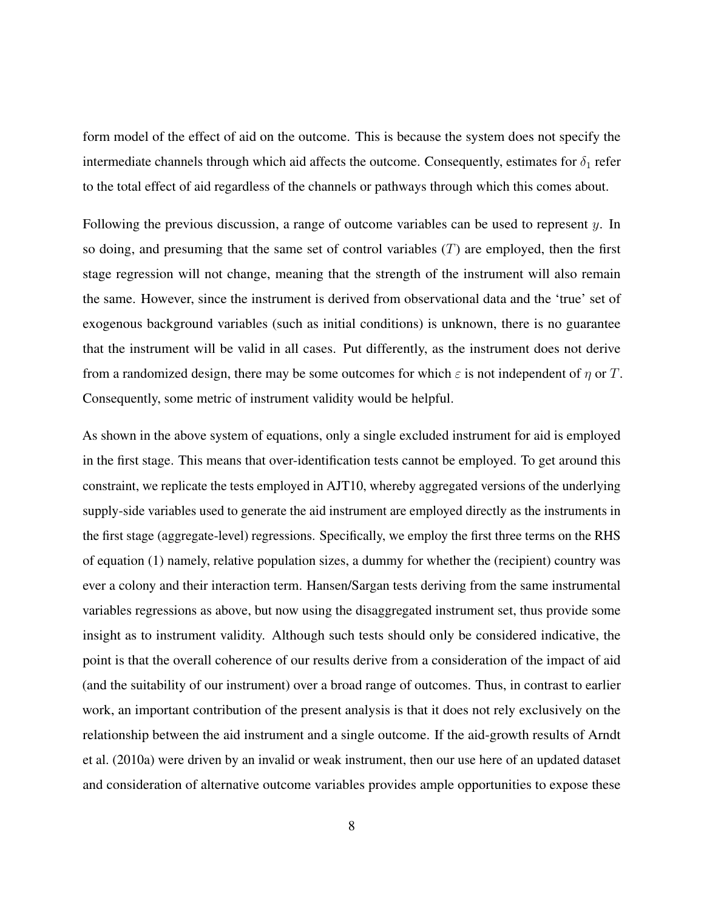form model of the effect of aid on the outcome. This is because the system does not specify the intermediate channels through which aid affects the outcome. Consequently, estimates for $\delta_1$ refer to the total effect of aid regardless of the channels or pathways through which this comes about.

Following the previous discussion, a range of outcome variables can be used to represent $y$. In so doing, and presuming that the same set of control variables ($T$) are employed, then the first stage regression will not change, meaning that the strength of the instrument will also remain the same. However, since the instrument is derived from observational data and the 'true' set of exogenous background variables (such as initial conditions) is unknown, there is no guarantee that the instrument will be valid in all cases. Put differently, as the instrument does not derive from a randomized design, there may be some outcomes for which $\varepsilon$ is not independent of $\eta$ or $T$. Consequently, some metric of instrument validity would be helpful.

As shown in the above system of equations, only a single excluded instrument for aid is employed in the first stage. This means that over-identification tests cannot be employed. To get around this constraint, we replicate the tests employed in AJT10, whereby aggregated versions of the underlying supply-side variables used to generate the aid instrument are employed directly as the instruments in the first stage (aggregate-level) regressions. Specifically, we employ the first three terms on the RHS of equation (1) namely, relative population sizes, a dummy for whether the (recipient) country was ever a colony and their interaction term. Hansen/Sargan tests deriving from the same instrumental variables regressions as above, but now using the disaggregated instrument set, thus provide some insight as to instrument validity. Although such tests should only be considered indicative, the point is that the overall coherence of our results derive from a consideration of the impact of aid (and the suitability of our instrument) over a broad range of outcomes. Thus, in contrast to earlier work, an important contribution of the present analysis is that it does not rely exclusively on the relationship between the aid instrument and a single outcome. If the aid-growth results of Arndt et al. (2010a) were driven by an invalid or weak instrument, then our use here of an updated dataset and consideration of alternative outcome variables provides ample opportunities to expose these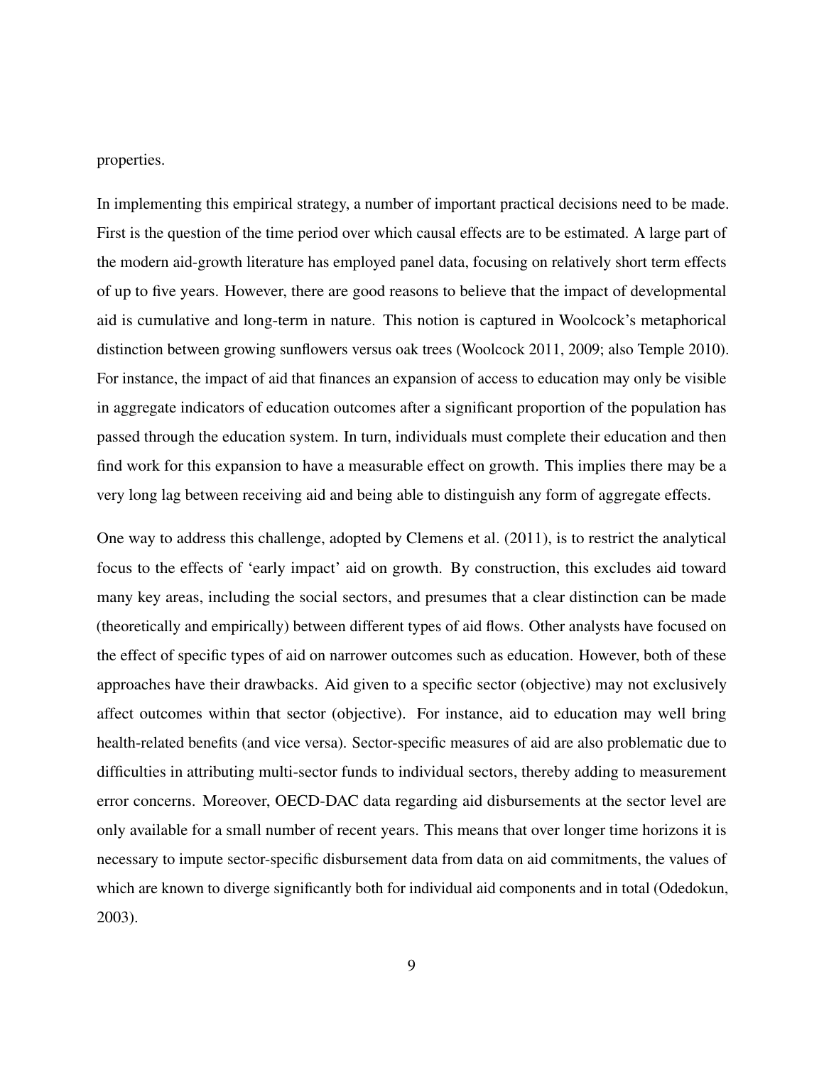properties.

In implementing this empirical strategy, a number of important practical decisions need to be made. First is the question of the time period over which causal effects are to be estimated. A large part of the modern aid-growth literature has employed panel data, focusing on relatively short term effects of up to five years. However, there are good reasons to believe that the impact of developmental aid is cumulative and long-term in nature. This notion is captured in Woolcock's metaphorical distinction between growing sunflowers versus oak trees (Woolcock 2011, 2009; also Temple 2010). For instance, the impact of aid that finances an expansion of access to education may only be visible in aggregate indicators of education outcomes after a significant proportion of the population has passed through the education system. In turn, individuals must complete their education and then find work for this expansion to have a measurable effect on growth. This implies there may be a very long lag between receiving aid and being able to distinguish any form of aggregate effects.

One way to address this challenge, adopted by Clemens et al. (2011), is to restrict the analytical focus to the effects of 'early impact' aid on growth. By construction, this excludes aid toward many key areas, including the social sectors, and presumes that a clear distinction can be made (theoretically and empirically) between different types of aid flows. Other analysts have focused on the effect of specific types of aid on narrower outcomes such as education. However, both of these approaches have their drawbacks. Aid given to a specific sector (objective) may not exclusively affect outcomes within that sector (objective). For instance, aid to education may well bring health-related benefits (and vice versa). Sector-specific measures of aid are also problematic due to difficulties in attributing multi-sector funds to individual sectors, thereby adding to measurement error concerns. Moreover, OECD-DAC data regarding aid disbursements at the sector level are only available for a small number of recent years. This means that over longer time horizons it is necessary to impute sector-specific disbursement data from data on aid commitments, the values of which are known to diverge significantly both for individual aid components and in total (Odedokun, 2003).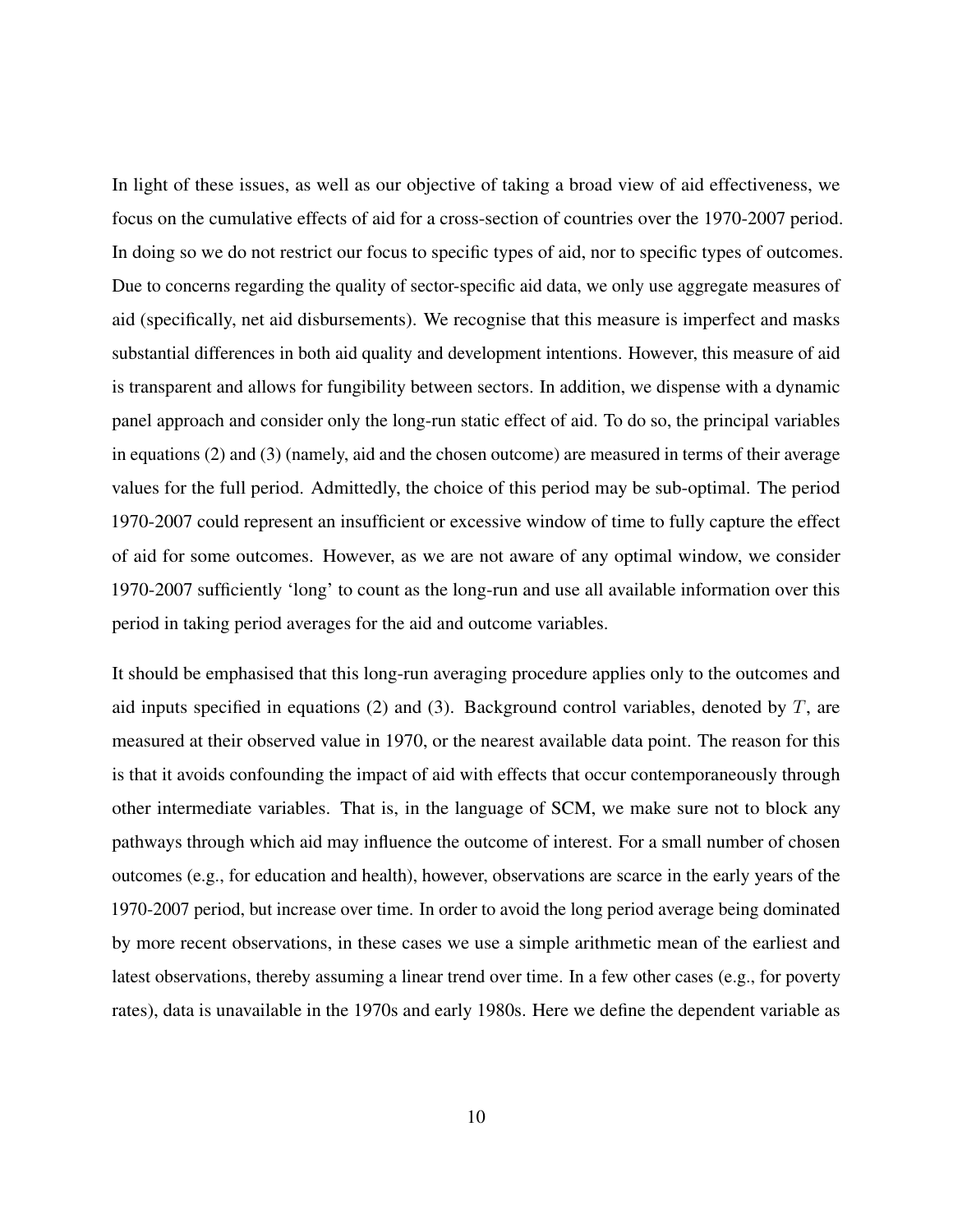In light of these issues, as well as our objective of taking a broad view of aid effectiveness, we focus on the cumulative effects of aid for a cross-section of countries over the 1970-2007 period. In doing so we do not restrict our focus to specific types of aid, nor to specific types of outcomes. Due to concerns regarding the quality of sector-specific aid data, we only use aggregate measures of aid (specifically, net aid disbursements). We recognise that this measure is imperfect and masks substantial differences in both aid quality and development intentions. However, this measure of aid is transparent and allows for fungibility between sectors. In addition, we dispense with a dynamic panel approach and consider only the long-run static effect of aid. To do so, the principal variables in equations (2) and (3) (namely, aid and the chosen outcome) are measured in terms of their average values for the full period. Admittedly, the choice of this period may be sub-optimal. The period 1970-2007 could represent an insufficient or excessive window of time to fully capture the effect of aid for some outcomes. However, as we are not aware of any optimal window, we consider 1970-2007 sufficiently 'long' to count as the long-run and use all available information over this period in taking period averages for the aid and outcome variables.

It should be emphasised that this long-run averaging procedure applies only to the outcomes and aid inputs specified in equations (2) and (3). Background control variables, denoted by $T$, are measured at their observed value in 1970, or the nearest available data point. The reason for this is that it avoids confounding the impact of aid with effects that occur contemporaneously through other intermediate variables. That is, in the language of SCM, we make sure not to block any pathways through which aid may influence the outcome of interest. For a small number of chosen outcomes (e.g., for education and health), however, observations are scarce in the early years of the 1970-2007 period, but increase over time. In order to avoid the long period average being dominated by more recent observations, in these cases we use a simple arithmetic mean of the earliest and latest observations, thereby assuming a linear trend over time. In a few other cases (e.g., for poverty rates), data is unavailable in the 1970s and early 1980s. Here we define the dependent variable as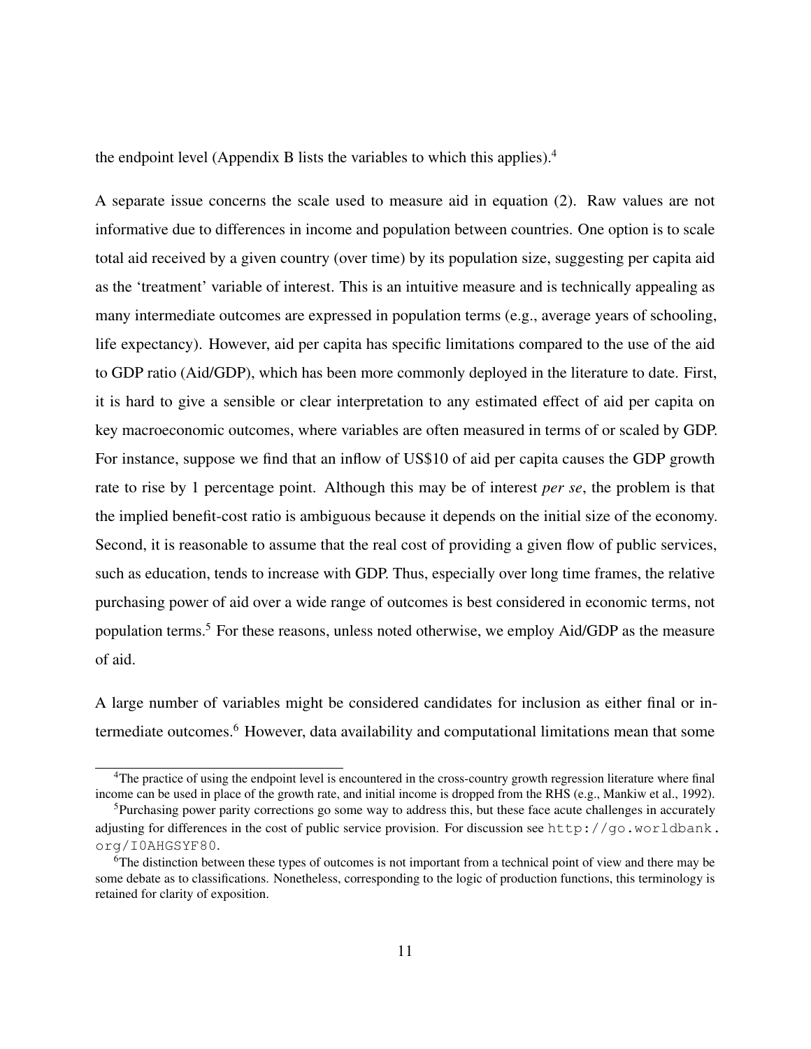the endpoint level (Appendix B lists the variables to which this applies).[4]

A separate issue concerns the scale used to measure aid in equation (2). Raw values are not informative due to differences in income and population between countries. One option is to scale total aid received by a given country (over time) by its population size, suggesting per capita aid as the 'treatment' variable of interest. This is an intuitive measure and is technically appealing as many intermediate outcomes are expressed in population terms (e.g., average years of schooling, life expectancy). However, aid per capita has specific limitations compared to the use of the aid to GDP ratio (Aid/GDP), which has been more commonly deployed in the literature to date. First, it is hard to give a sensible or clear interpretation to any estimated effect of aid per capita on key macroeconomic outcomes, where variables are often measured in terms of or scaled by GDP. For instance, suppose we find that an inflow of US$10 of aid per capita causes the GDP growth rate to rise by 1 percentage point. Although this may be of interest *per se*, the problem is that the implied benefit-cost ratio is ambiguous because it depends on the initial size of the economy. Second, it is reasonable to assume that the real cost of providing a given flow of public services, such as education, tends to increase with GDP. Thus, especially over long time frames, the relative purchasing power of aid over a wide range of outcomes is best considered in economic terms, not population terms.[5] For these reasons, unless noted otherwise, we employ Aid/GDP as the measure of aid.

A large number of variables might be considered candidates for inclusion as either final or intermediate outcomes.[6] However, data availability and computational limitations mean that some

[4] The practice of using the endpoint level is encountered in the cross-country growth regression literature where final income can be used in place of the growth rate, and initial income is dropped from the RHS (e.g., Mankiw et al., 1992).

[5] Purchasing power parity corrections go some way to address this, but these face acute challenges in accurately adjusting for differences in the cost of public service provision. For discussion see `http://go.worldbank.org/I0AHGSYF80`.

[6] The distinction between these types of outcomes is not important from a technical point of view and there may be some debate as to classifications. Nonetheless, corresponding to the logic of production functions, this terminology is retained for clarity of exposition.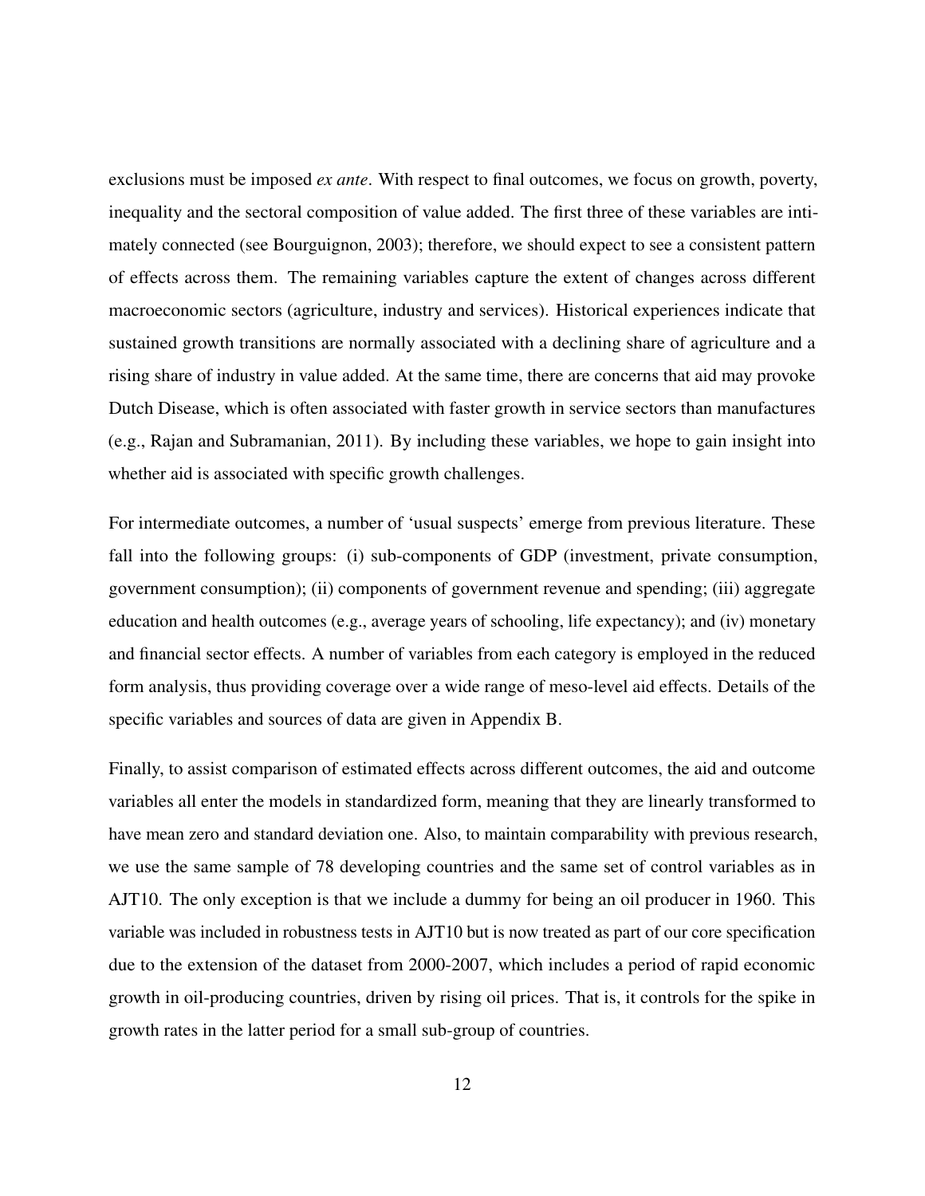exclusions must be imposed *ex ante*. With respect to final outcomes, we focus on growth, poverty, inequality and the sectoral composition of value added. The first three of these variables are intimately connected (see Bourguignon, 2003); therefore, we should expect to see a consistent pattern of effects across them. The remaining variables capture the extent of changes across different macroeconomic sectors (agriculture, industry and services). Historical experiences indicate that sustained growth transitions are normally associated with a declining share of agriculture and a rising share of industry in value added. At the same time, there are concerns that aid may provoke Dutch Disease, which is often associated with faster growth in service sectors than manufactures (e.g., Rajan and Subramanian, 2011). By including these variables, we hope to gain insight into whether aid is associated with specific growth challenges.

For intermediate outcomes, a number of 'usual suspects' emerge from previous literature. These fall into the following groups: (i) sub-components of GDP (investment, private consumption, government consumption); (ii) components of government revenue and spending; (iii) aggregate education and health outcomes (e.g., average years of schooling, life expectancy); and (iv) monetary and financial sector effects. A number of variables from each category is employed in the reduced form analysis, thus providing coverage over a wide range of meso-level aid effects. Details of the specific variables and sources of data are given in Appendix B.

Finally, to assist comparison of estimated effects across different outcomes, the aid and outcome variables all enter the models in standardized form, meaning that they are linearly transformed to have mean zero and standard deviation one. Also, to maintain comparability with previous research, we use the same sample of 78 developing countries and the same set of control variables as in AJT10. The only exception is that we include a dummy for being an oil producer in 1960. This variable was included in robustness tests in AJT10 but is now treated as part of our core specification due to the extension of the dataset from 2000-2007, which includes a period of rapid economic growth in oil-producing countries, driven by rising oil prices. That is, it controls for the spike in growth rates in the latter period for a small sub-group of countries.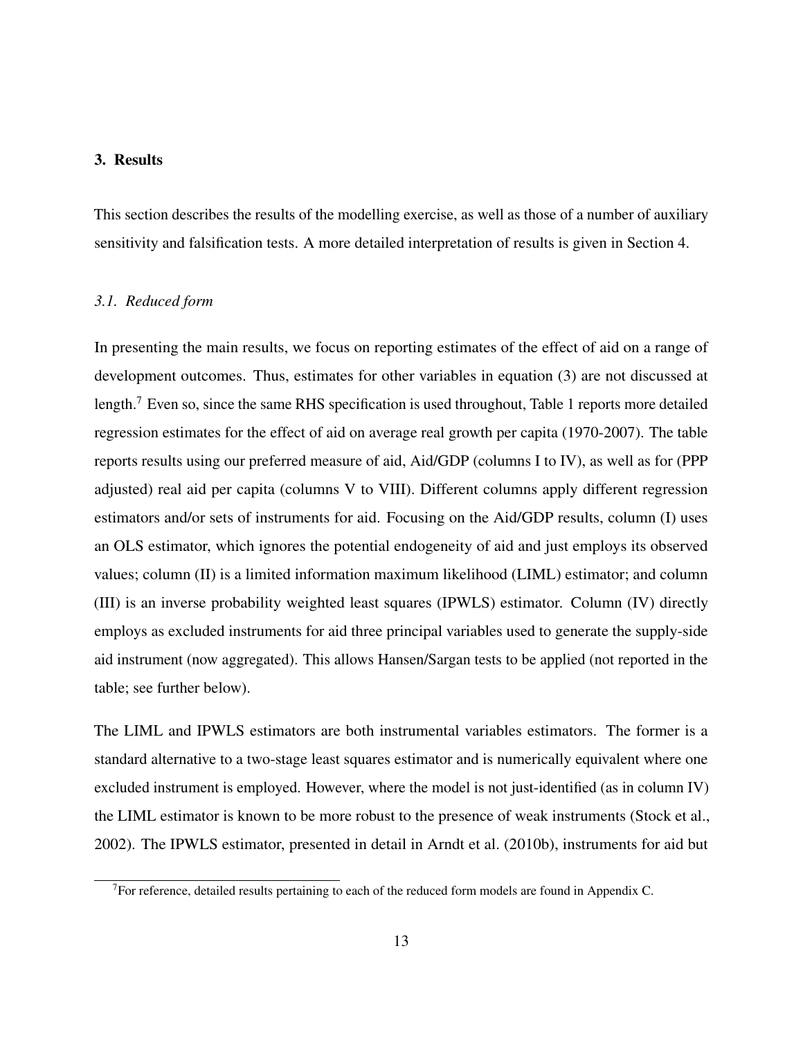## 3. Results

This section describes the results of the modelling exercise, as well as those of a number of auxiliary sensitivity and falsification tests. A more detailed interpretation of results is given in Section 4.

### *3.1. Reduced form*

In presenting the main results, we focus on reporting estimates of the effect of aid on a range of development outcomes. Thus, estimates for other variables in equation (3) are not discussed at length.[7] Even so, since the same RHS specification is used throughout, Table 1 reports more detailed regression estimates for the effect of aid on average real growth per capita (1970-2007). The table reports results using our preferred measure of aid, Aid/GDP (columns I to IV), as well as for (PPP adjusted) real aid per capita (columns V to VIII). Different columns apply different regression estimators and/or sets of instruments for aid. Focusing on the Aid/GDP results, column (I) uses an OLS estimator, which ignores the potential endogeneity of aid and just employs its observed values; column (II) is a limited information maximum likelihood (LIML) estimator; and column (III) is an inverse probability weighted least squares (IPWLS) estimator. Column (IV) directly employs as excluded instruments for aid three principal variables used to generate the supply-side aid instrument (now aggregated). This allows Hansen/Sargan tests to be applied (not reported in the table; see further below).

The LIML and IPWLS estimators are both instrumental variables estimators. The former is a standard alternative to a two-stage least squares estimator and is numerically equivalent where one excluded instrument is employed. However, where the model is not just-identified (as in column IV) the LIML estimator is known to be more robust to the presence of weak instruments (Stock et al., 2002). The IPWLS estimator, presented in detail in Arndt et al. (2010b), instruments for aid but

[7] For reference, detailed results pertaining to each of the reduced form models are found in Appendix C.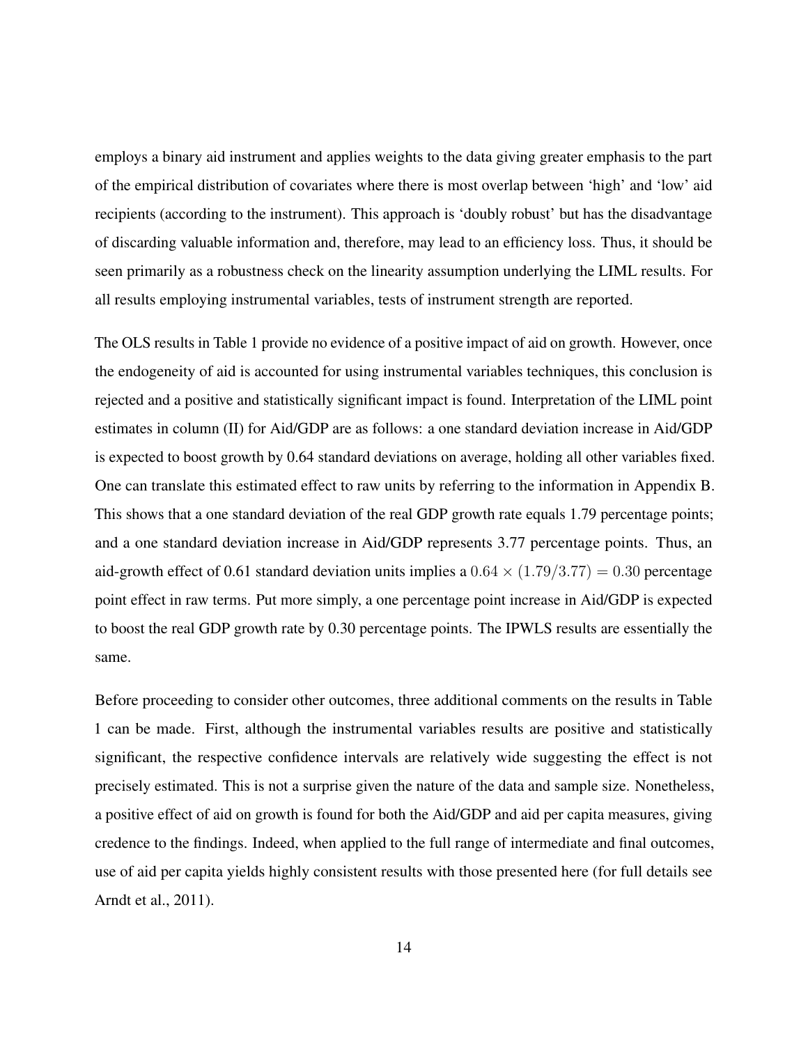employs a binary aid instrument and applies weights to the data giving greater emphasis to the part of the empirical distribution of covariates where there is most overlap between 'high' and 'low' aid recipients (according to the instrument). This approach is 'doubly robust' but has the disadvantage of discarding valuable information and, therefore, may lead to an efficiency loss. Thus, it should be seen primarily as a robustness check on the linearity assumption underlying the LIML results. For all results employing instrumental variables, tests of instrument strength are reported.

The OLS results in Table 1 provide no evidence of a positive impact of aid on growth. However, once the endogeneity of aid is accounted for using instrumental variables techniques, this conclusion is rejected and a positive and statistically significant impact is found. Interpretation of the LIML point estimates in column (II) for Aid/GDP are as follows: a one standard deviation increase in Aid/GDP is expected to boost growth by 0.64 standard deviations on average, holding all other variables fixed. One can translate this estimated effect to raw units by referring to the information in Appendix B. This shows that a one standard deviation of the real GDP growth rate equals 1.79 percentage points; and a one standard deviation increase in Aid/GDP represents 3.77 percentage points. Thus, an aid-growth effect of 0.61 standard deviation units implies a $0.64 \times (1.79/3.77) = 0.30$ percentage point effect in raw terms. Put more simply, a one percentage point increase in Aid/GDP is expected to boost the real GDP growth rate by 0.30 percentage points. The IPWLS results are essentially the same.

Before proceeding to consider other outcomes, three additional comments on the results in Table 1 can be made. First, although the instrumental variables results are positive and statistically significant, the respective confidence intervals are relatively wide suggesting the effect is not precisely estimated. This is not a surprise given the nature of the data and sample size. Nonetheless, a positive effect of aid on growth is found for both the Aid/GDP and aid per capita measures, giving credence to the findings. Indeed, when applied to the full range of intermediate and final outcomes, use of aid per capita yields highly consistent results with those presented here (for full details see Arndt et al., 2011).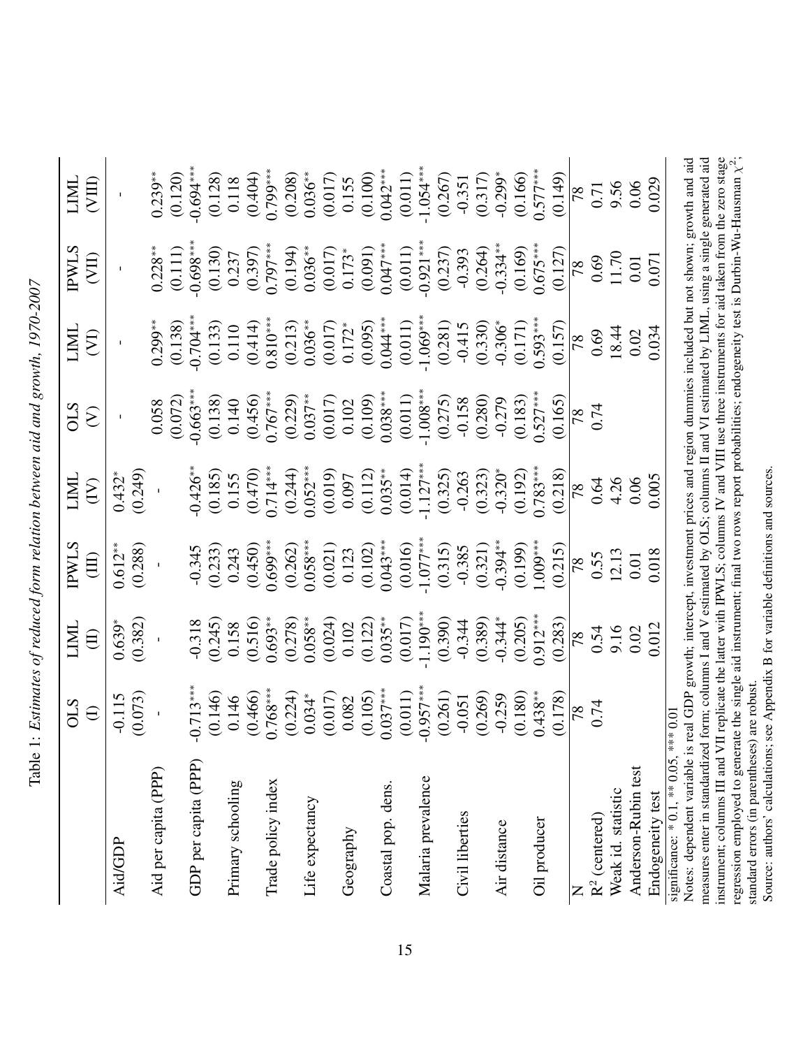Table 1: *Estimates of reduced form relation between aid and growth, 1970-2007*

| | OLS (I) | LIML (II) | IPWLS (III) | LIML (IV) | OLS (V) | LIML (VI) | IPWLS (VII) | LIML (VIII) |
|---|---|---|---|---|---|---|---|---|
| Aid/GDP | -0.115 | 0.639* | 0.612** | 0.432* | - | - | - | - |
| | (0.073) | (0.382) | (0.288) | (0.249) | | | | |
| Aid per capita (PPP) | - | - | - | - | 0.058 | 0.299** | 0.228** | 0.239** |
| | | | | | (0.072) | (0.138) | (0.111) | (0.120) |
| GDP per capita (PPP) | -0.713*** | -0.318 | -0.345 | -0.426** | -0.663*** | -0.704*** | -0.698*** | -0.694*** |
| | (0.146) | (0.245) | (0.233) | (0.185) | (0.138) | (0.133) | (0.130) | (0.128) |
| Primary schooling | 0.146 | 0.158 | 0.243 | 0.155 | 0.140 | 0.110 | 0.237 | 0.118 |
| | (0.466) | (0.516) | (0.450) | (0.470) | (0.456) | (0.414) | (0.397) | (0.404) |
| Trade policy index | 0.768*** | 0.693** | 0.699*** | 0.714*** | 0.767*** | 0.810*** | 0.797*** | 0.799*** |
| | (0.224) | (0.278) | (0.262) | (0.244) | (0.229) | (0.213) | (0.194) | (0.208) |
| Life expectancy | 0.034* | 0.058** | 0.058*** | 0.052*** | 0.037** | 0.036** | 0.036** | 0.036** |
| | (0.017) | (0.024) | (0.021) | (0.019) | (0.017) | (0.017) | (0.017) | (0.017) |
| Geography | 0.082 | 0.102 | 0.123 | 0.097 | 0.102 | 0.172* | 0.173* | 0.155 |
| | (0.105) | (0.122) | (0.102) | (0.112) | (0.109) | (0.095) | (0.091) | (0.100) |
| Coastal pop. dens. | 0.037*** | 0.035** | 0.043*** | 0.035** | 0.038*** | 0.044*** | 0.047*** | 0.042*** |
| | (0.011) | (0.017) | (0.016) | (0.014) | (0.011) | (0.011) | (0.011) | (0.011) |
| Malaria prevalence | -0.957*** | -1.190*** | -1.077*** | -1.127*** | -1.008*** | -1.069*** | -0.921*** | -1.054*** |
| | (0.261) | (0.390) | (0.315) | (0.325) | (0.275) | (0.281) | (0.237) | (0.267) |
| Civil liberties | -0.051 | -0.344 | -0.385 | -0.263 | -0.158 | -0.415 | -0.393 | -0.351 |
| | (0.269) | (0.389) | (0.321) | (0.323) | (0.280) | (0.330) | (0.264) | (0.317) |
| Air distance | -0.259 | -0.344* | -0.394** | -0.320* | -0.279 | -0.306* | -0.334** | -0.299* |
| | (0.180) | (0.205) | (0.199) | (0.192) | (0.183) | (0.171) | (0.169) | (0.166) |
| Oil producer | 0.438** | 0.912*** | 1.009*** | 0.783*** | 0.527*** | 0.593*** | 0.675*** | 0.577*** |
| | (0.178) | (0.283) | (0.215) | (0.218) | (0.165) | (0.157) | (0.127) | (0.149) |
| N | 78 | 78 | 78 | 78 | 78 | 78 | 78 | 78 |
| $R^2$ (centered) | 0.74 | 0.54 | 0.55 | 0.64 | 0.74 | 0.69 | 0.69 | 0.71 |
| Weak id. statistic | | 9.16 | 12.13 | 4.26 | | 18.44 | 11.70 | 9.56 |
| Anderson-Rubin test | | 0.02 | 0.01 | 0.06 | | 0.02 | 0.01 | 0.06 |
| Endogeneity test | | 0.012 | 0.018 | 0.005 | | 0.034 | 0.071 | 0.029 |

significance: * 0.1, ** 0.05, *** 0.01

Notes: dependent variable is real GDP growth; intercept, investment prices and region dummies included but not shown; growth and aid measures enter in standardized form; columns I and V estimated by OLS; columns II and VI estimated by LIML, using a single generated aid instrument; columns III and VII replicate the latter with IPWLS; columns IV and VIII use three instruments for aid taken from the zero stage regression employed to generate the single aid instrument; final two rows report probabilities; endogeneity test is Durbin-Wu-Hausman $\chi^2$; standard errors (in parentheses) are robust.

Source: authors' calculations; see Appendix B for variable definitions and sources.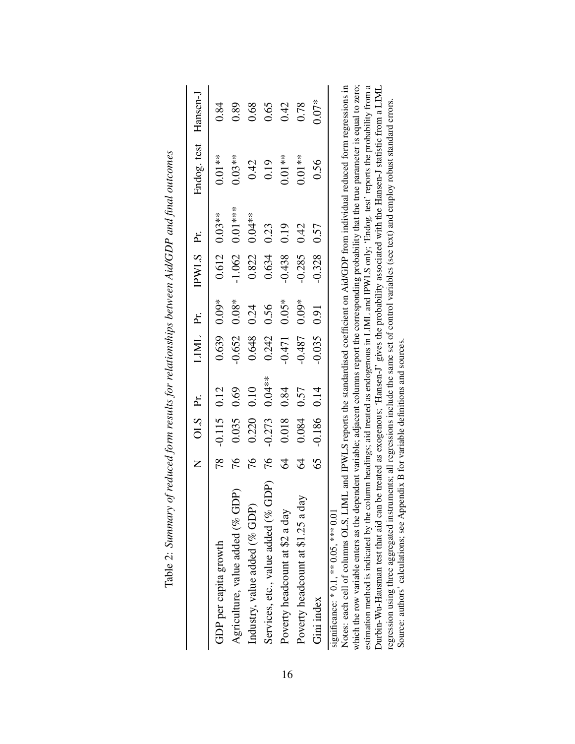Table 2: *Summary of reduced form results for relationships between Aid/GDP and final outcomes*

| | N | OLS | Pr. | LIML | Pr. | IPWLS | Pr. | Endog. test | Hansen-J |
|---|---|---|---|---|---|---|---|---|---|
| GDP per capita growth | 78 | -0.115 | 0.12 | 0.639 | 0.09* | 0.612 | 0.03** | 0.01** | 0.84 |
| Agriculture, value added (% GDP) | 76 | 0.035 | 0.69 | -0.652 | 0.08* | -1.062 | 0.01*** | 0.03** | 0.89 |
| Industry, value added (% GDP) | 76 | 0.220 | 0.10 | 0.648 | 0.24 | 0.822 | 0.04** | 0.42 | 0.68 |
| Services, etc., value added (% GDP) | 76 | -0.273 | 0.04** | 0.242 | 0.56 | 0.634 | 0.23 | 0.19 | 0.65 |
| Poverty headcount at \$2 a day | 64 | 0.018 | 0.84 | -0.471 | 0.05* | -0.438 | 0.19 | 0.01** | 0.42 |
| Poverty headcount at \$1.25 a day | 64 | 0.084 | 0.57 | -0.487 | 0.09* | -0.285 | 0.42 | 0.01** | 0.78 |
| Gini index | 65 | -0.186 | 0.14 | -0.035 | 0.91 | -0.328 | 0.57 | 0.56 | 0.07* |

significance: * 0.1, ** 0.05, *** 0.01

Notes: each cell of columns OLS, LIML and IPWLS reports the standardised coefficient on Aid/GDP from individual reduced form regressions in which the row variable enters as the dependent variable; adjacent columns report the corresponding probability that the true parameter is equal to zero; estimation method is indicated by the column headings; aid treated as endogenous in LIML and IPWLS only; 'Endog. test' reports the probability from a Durbin-Wu-Hausman test that aid can be treated as exogenous; 'Hansen-J' gives the probability associated with the Hansen-J statistic from a LIML regression using three aggregated instruments; all regressions include the same set of control variables (see text) and employ robust standard errors.

Source: authors' calculations; see Appendix B for variable definitions and sources.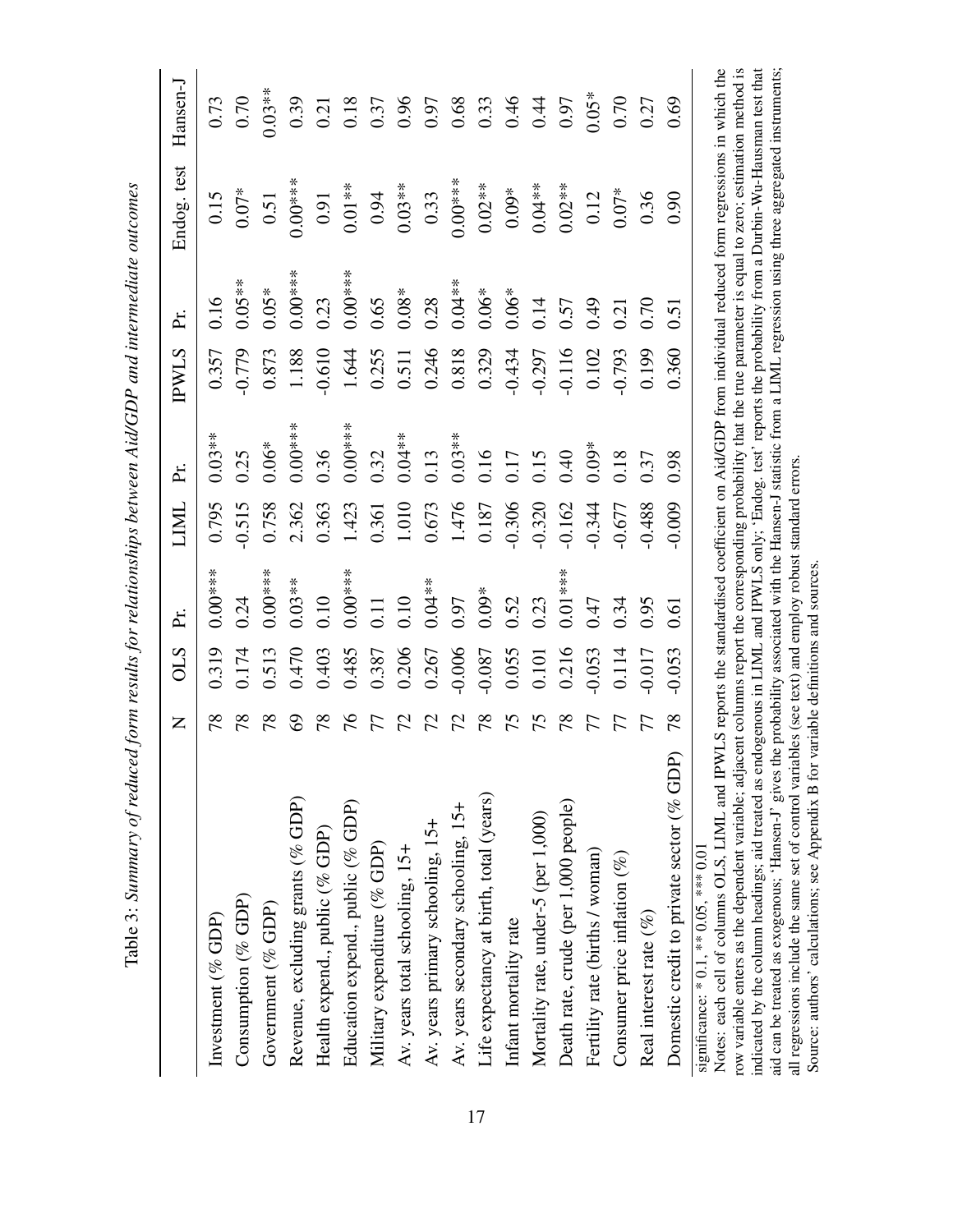Table 3: *Summary of reduced form results for relationships between Aid/GDP and intermediate outcomes*

| | N | OLS | Pr. | LIML | Pr. | IPWLS | Pr. | Endog. test | Hansen-J |
|---|---|---|---|---|---|---|---|---|---|
| Investment (% GDP) | 78 | 0.319 | 0.00*** | 0.795 | 0.03** | 0.357 | 0.16 | 0.15 | 0.73 |
| Consumption (% GDP) | 78 | 0.174 | 0.24 | -0.515 | 0.25 | -0.779 | 0.05** | 0.07* | 0.70 |
| Government (% GDP) | 78 | 0.513 | 0.00*** | 0.758 | 0.06* | 0.873 | 0.05* | 0.51 | 0.03** |
| Revenue, excluding grants (% GDP) | 69 | 0.470 | 0.03** | 2.362 | 0.00*** | 1.188 | 0.00*** | 0.00*** | 0.39 |
| Health expend., public (% GDP) | 78 | 0.403 | 0.10 | 0.363 | 0.36 | -0.610 | 0.23 | 0.91 | 0.21 |
| Education expend., public (% GDP) | 76 | 0.485 | 0.00*** | 1.423 | 0.00*** | 1.644 | 0.00*** | 0.01** | 0.18 |
| Military expenditure (% GDP) | 77 | 0.387 | 0.11 | 0.361 | 0.32 | 0.255 | 0.65 | 0.94 | 0.37 |
| Av. years total schooling, 15+ | 72 | 0.206 | 0.10 | 1.010 | 0.04** | 0.511 | 0.08* | 0.03** | 0.96 |
| Av. years primary schooling, 15+ | 72 | 0.267 | 0.04** | 0.673 | 0.13 | 0.246 | 0.28 | 0.33 | 0.97 |
| Av. years secondary schooling, 15+ | 72 | -0.006 | 0.97 | 1.476 | 0.03** | 0.818 | 0.04** | 0.00*** | 0.68 |
| Life expectancy at birth, total (years) | 78 | -0.087 | 0.09* | 0.187 | 0.16 | 0.329 | 0.06* | 0.02** | 0.33 |
| Infant mortality rate | 75 | 0.055 | 0.52 | -0.306 | 0.17 | -0.434 | 0.06* | 0.09* | 0.46 |
| Mortality rate, under-5 (per 1,000) | 75 | 0.101 | 0.23 | -0.320 | 0.15 | -0.297 | 0.14 | 0.04** | 0.44 |
| Death rate, crude (per 1,000 people) | 78 | 0.216 | 0.01*** | -0.162 | 0.40 | -0.116 | 0.57 | 0.02** | 0.97 |
| Fertility rate (births / woman) | 77 | -0.053 | 0.47 | -0.344 | 0.09* | 0.102 | 0.49 | 0.12 | 0.05* |
| Consumer price inflation (%) | 77 | 0.114 | 0.34 | -0.677 | 0.18 | -0.793 | 0.21 | 0.07* | 0.70 |
| Real interest rate (%) | 77 | -0.017 | 0.95 | -0.488 | 0.37 | 0.199 | 0.70 | 0.36 | 0.27 |
| Domestic credit to private sector (% GDP) | 78 | -0.053 | 0.61 | -0.009 | 0.98 | 0.360 | 0.51 | 0.90 | 0.69 |

significance: * 0.1, ** 0.05, *** 0.01

Notes: each cell of columns OLS, LIML and IPWLS reports the standardised coefficient on Aid/GDP from individual reduced form regressions in which the row variable enters as the dependent variable; adjacent columns report the corresponding probability that the true parameter is equal to zero; estimation method is indicated by the column headings; aid treated as endogenous in LIML and IPWLS only; 'Endog. test' reports the probability from a Durbin-Wu-Hausman test that aid can be treated as exogenous; 'Hansen-J' gives the probability associated with the Hansen-J statistic from a LIML regression using three aggregated instruments; all regressions include the same set of control variables (see text) and employ robust standard errors.

Source: authors' calculations; see Appendix B for variable definitions and sources.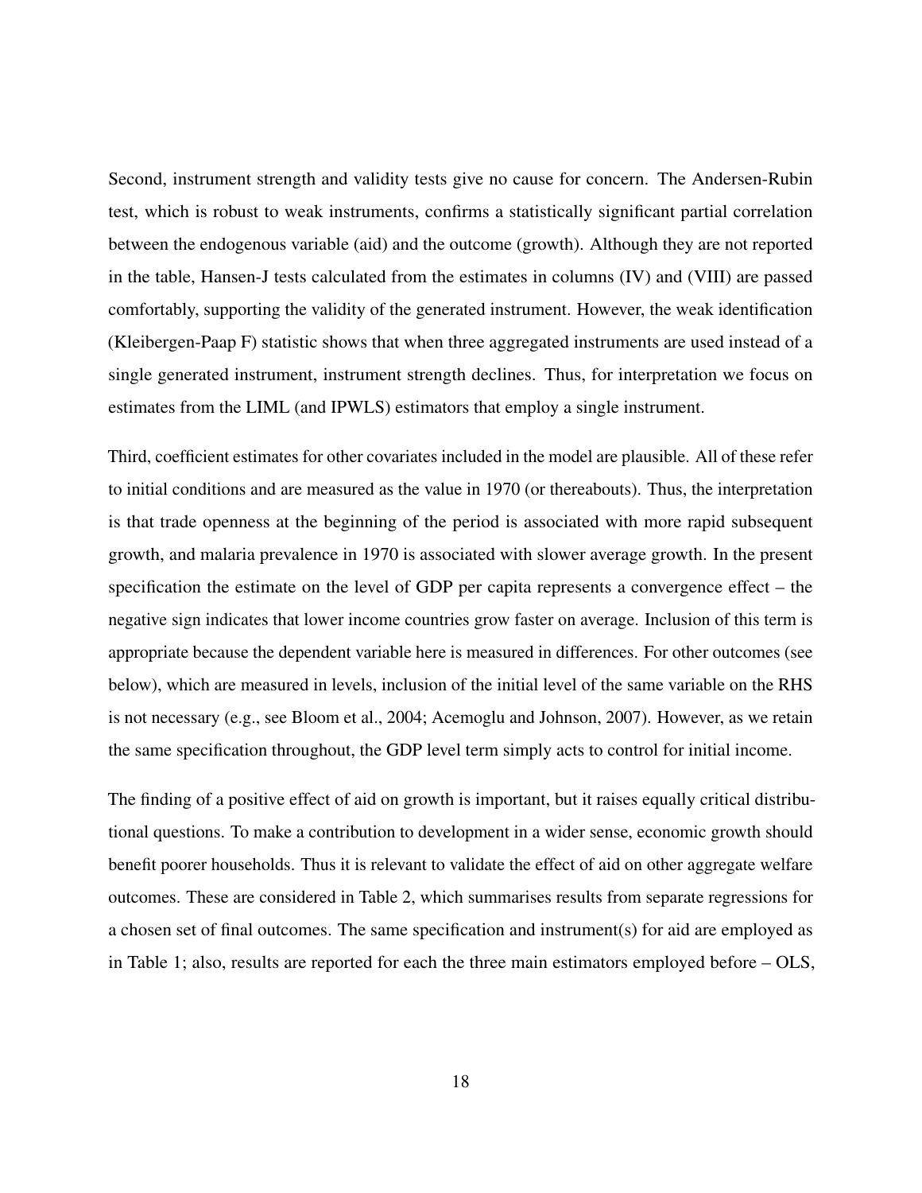Second, instrument strength and validity tests give no cause for concern. The Andersen-Rubin test, which is robust to weak instruments, confirms a statistically significant partial correlation between the endogenous variable (aid) and the outcome (growth). Although they are not reported in the table, Hansen-J tests calculated from the estimates in columns (IV) and (VIII) are passed comfortably, supporting the validity of the generated instrument. However, the weak identification (Kleibergen-Paap F) statistic shows that when three aggregated instruments are used instead of a single generated instrument, instrument strength declines. Thus, for interpretation we focus on estimates from the LIML (and IPWLS) estimators that employ a single instrument.

Third, coefficient estimates for other covariates included in the model are plausible. All of these refer to initial conditions and are measured as the value in 1970 (or thereabouts). Thus, the interpretation is that trade openness at the beginning of the period is associated with more rapid subsequent growth, and malaria prevalence in 1970 is associated with slower average growth. In the present specification the estimate on the level of GDP per capita represents a convergence effect – the negative sign indicates that lower income countries grow faster on average. Inclusion of this term is appropriate because the dependent variable here is measured in differences. For other outcomes (see below), which are measured in levels, inclusion of the initial level of the same variable on the RHS is not necessary (e.g., see Bloom et al., 2004; Acemoglu and Johnson, 2007). However, as we retain the same specification throughout, the GDP level term simply acts to control for initial income.

The finding of a positive effect of aid on growth is important, but it raises equally critical distributional questions. To make a contribution to development in a wider sense, economic growth should benefit poorer households. Thus it is relevant to validate the effect of aid on other aggregate welfare outcomes. These are considered in Table 2, which summarises results from separate regressions for a chosen set of final outcomes. The same specification and instrument(s) for aid are employed as in Table 1; also, results are reported for each the three main estimators employed before – OLS,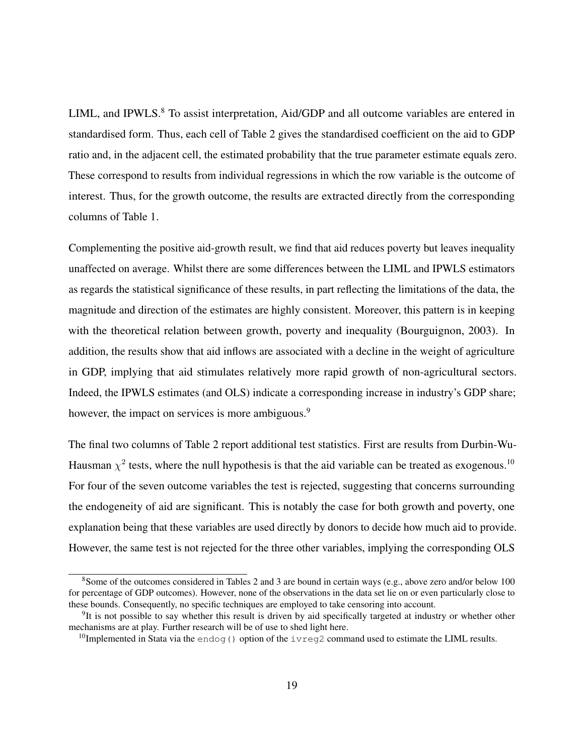LIML, and IPWLS.[8] To assist interpretation, Aid/GDP and all outcome variables are entered in standardised form. Thus, each cell of Table 2 gives the standardised coefficient on the aid to GDP ratio and, in the adjacent cell, the estimated probability that the true parameter estimate equals zero. These correspond to results from individual regressions in which the row variable is the outcome of interest. Thus, for the growth outcome, the results are extracted directly from the corresponding columns of Table 1.

Complementing the positive aid-growth result, we find that aid reduces poverty but leaves inequality unaffected on average. Whilst there are some differences between the LIML and IPWLS estimators as regards the statistical significance of these results, in part reflecting the limitations of the data, the magnitude and direction of the estimates are highly consistent. Moreover, this pattern is in keeping with the theoretical relation between growth, poverty and inequality (Bourguignon, 2003). In addition, the results show that aid inflows are associated with a decline in the weight of agriculture in GDP, implying that aid stimulates relatively more rapid growth of non-agricultural sectors. Indeed, the IPWLS estimates (and OLS) indicate a corresponding increase in industry's GDP share; however, the impact on services is more ambiguous.[9]

The final two columns of Table 2 report additional test statistics. First are results from Durbin-Wu-Hausman $\chi^2$ tests, where the null hypothesis is that the aid variable can be treated as exogenous.[10] For four of the seven outcome variables the test is rejected, suggesting that concerns surrounding the endogeneity of aid are significant. This is notably the case for both growth and poverty, one explanation being that these variables are used directly by donors to decide how much aid to provide. However, the same test is not rejected for the three other variables, implying the corresponding OLS

[8] Some of the outcomes considered in Tables 2 and 3 are bound in certain ways (e.g., above zero and/or below 100 for percentage of GDP outcomes). However, none of the observations in the data set lie on or even particularly close to these bounds. Consequently, no specific techniques are employed to take censoring into account.

[9] It is not possible to say whether this result is driven by aid specifically targeted at industry or whether other mechanisms are at play. Further research will be of use to shed light here.

[10] Implemented in Stata via the `endog()` option of the `ivreg2` command used to estimate the LIML results.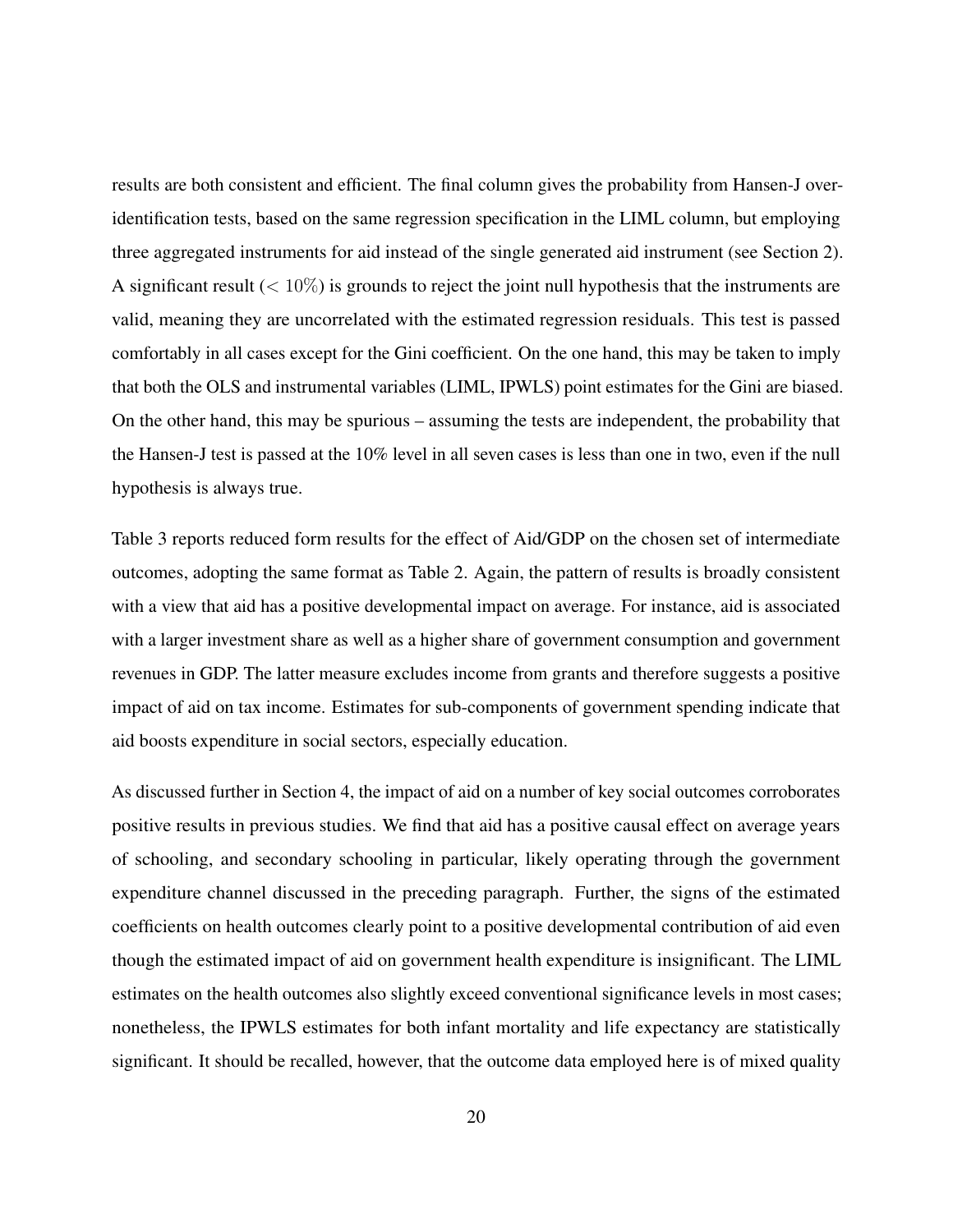results are both consistent and efficient. The final column gives the probability from Hansen-J over-identification tests, based on the same regression specification in the LIML column, but employing three aggregated instruments for aid instead of the single generated aid instrument (see Section 2). A significant result ($< 10\%$) is grounds to reject the joint null hypothesis that the instruments are valid, meaning they are uncorrelated with the estimated regression residuals. This test is passed comfortably in all cases except for the Gini coefficient. On the one hand, this may be taken to imply that both the OLS and instrumental variables (LIML, IPWLS) point estimates for the Gini are biased. On the other hand, this may be spurious – assuming the tests are independent, the probability that the Hansen-J test is passed at the 10% level in all seven cases is less than one in two, even if the null hypothesis is always true.

Table 3 reports reduced form results for the effect of Aid/GDP on the chosen set of intermediate outcomes, adopting the same format as Table 2. Again, the pattern of results is broadly consistent with a view that aid has a positive developmental impact on average. For instance, aid is associated with a larger investment share as well as a higher share of government consumption and government revenues in GDP. The latter measure excludes income from grants and therefore suggests a positive impact of aid on tax income. Estimates for sub-components of government spending indicate that aid boosts expenditure in social sectors, especially education.

As discussed further in Section 4, the impact of aid on a number of key social outcomes corroborates positive results in previous studies. We find that aid has a positive causal effect on average years of schooling, and secondary schooling in particular, likely operating through the government expenditure channel discussed in the preceding paragraph. Further, the signs of the estimated coefficients on health outcomes clearly point to a positive developmental contribution of aid even though the estimated impact of aid on government health expenditure is insignificant. The LIML estimates on the health outcomes also slightly exceed conventional significance levels in most cases; nonetheless, the IPWLS estimates for both infant mortality and life expectancy are statistically significant. It should be recalled, however, that the outcome data employed here is of mixed quality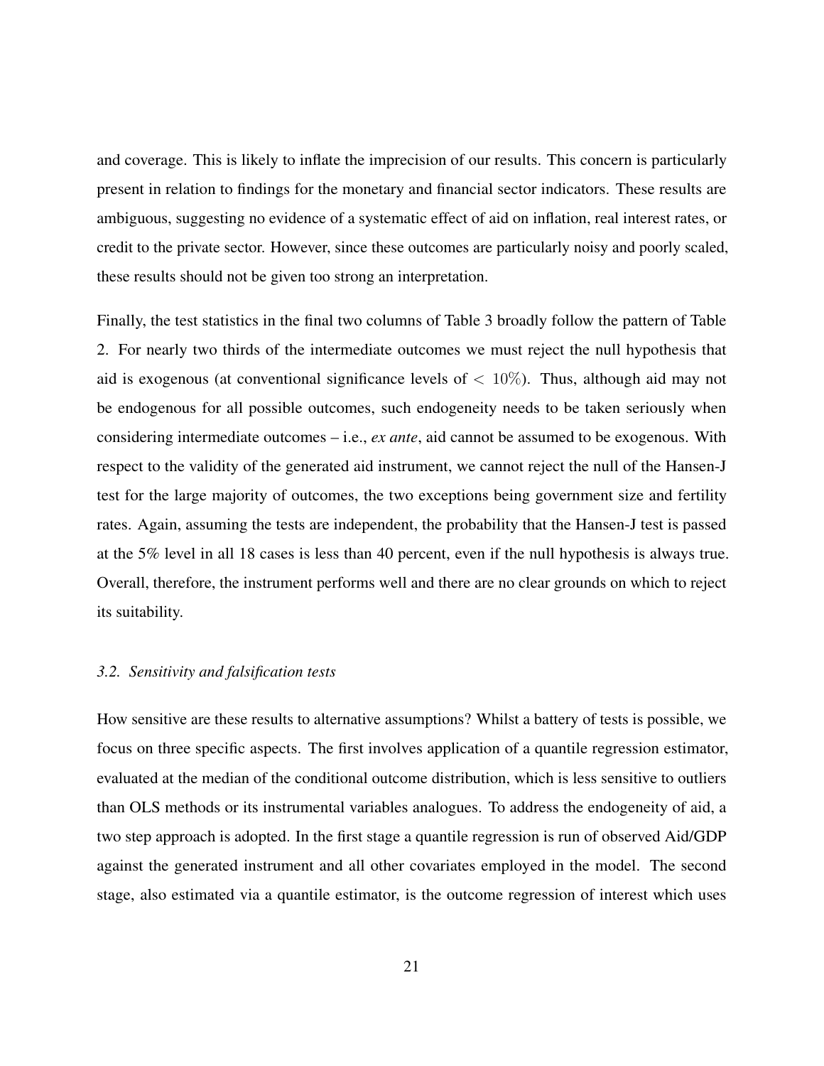and coverage. This is likely to inflate the imprecision of our results. This concern is particularly present in relation to findings for the monetary and financial sector indicators. These results are ambiguous, suggesting no evidence of a systematic effect of aid on inflation, real interest rates, or credit to the private sector. However, since these outcomes are particularly noisy and poorly scaled, these results should not be given too strong an interpretation.

Finally, the test statistics in the final two columns of Table 3 broadly follow the pattern of Table 2. For nearly two thirds of the intermediate outcomes we must reject the null hypothesis that aid is exogenous (at conventional significance levels of $< 10\%$). Thus, although aid may not be endogenous for all possible outcomes, such endogeneity needs to be taken seriously when considering intermediate outcomes – i.e., *ex ante*, aid cannot be assumed to be exogenous. With respect to the validity of the generated aid instrument, we cannot reject the null of the Hansen-J test for the large majority of outcomes, the two exceptions being government size and fertility rates. Again, assuming the tests are independent, the probability that the Hansen-J test is passed at the 5% level in all 18 cases is less than 40 percent, even if the null hypothesis is always true. Overall, therefore, the instrument performs well and there are no clear grounds on which to reject its suitability.

### *3.2. Sensitivity and falsification tests*

How sensitive are these results to alternative assumptions? Whilst a battery of tests is possible, we focus on three specific aspects. The first involves application of a quantile regression estimator, evaluated at the median of the conditional outcome distribution, which is less sensitive to outliers than OLS methods or its instrumental variables analogues. To address the endogeneity of aid, a two step approach is adopted. In the first stage a quantile regression is run of observed Aid/GDP against the generated instrument and all other covariates employed in the model. The second stage, also estimated via a quantile estimator, is the outcome regression of interest which uses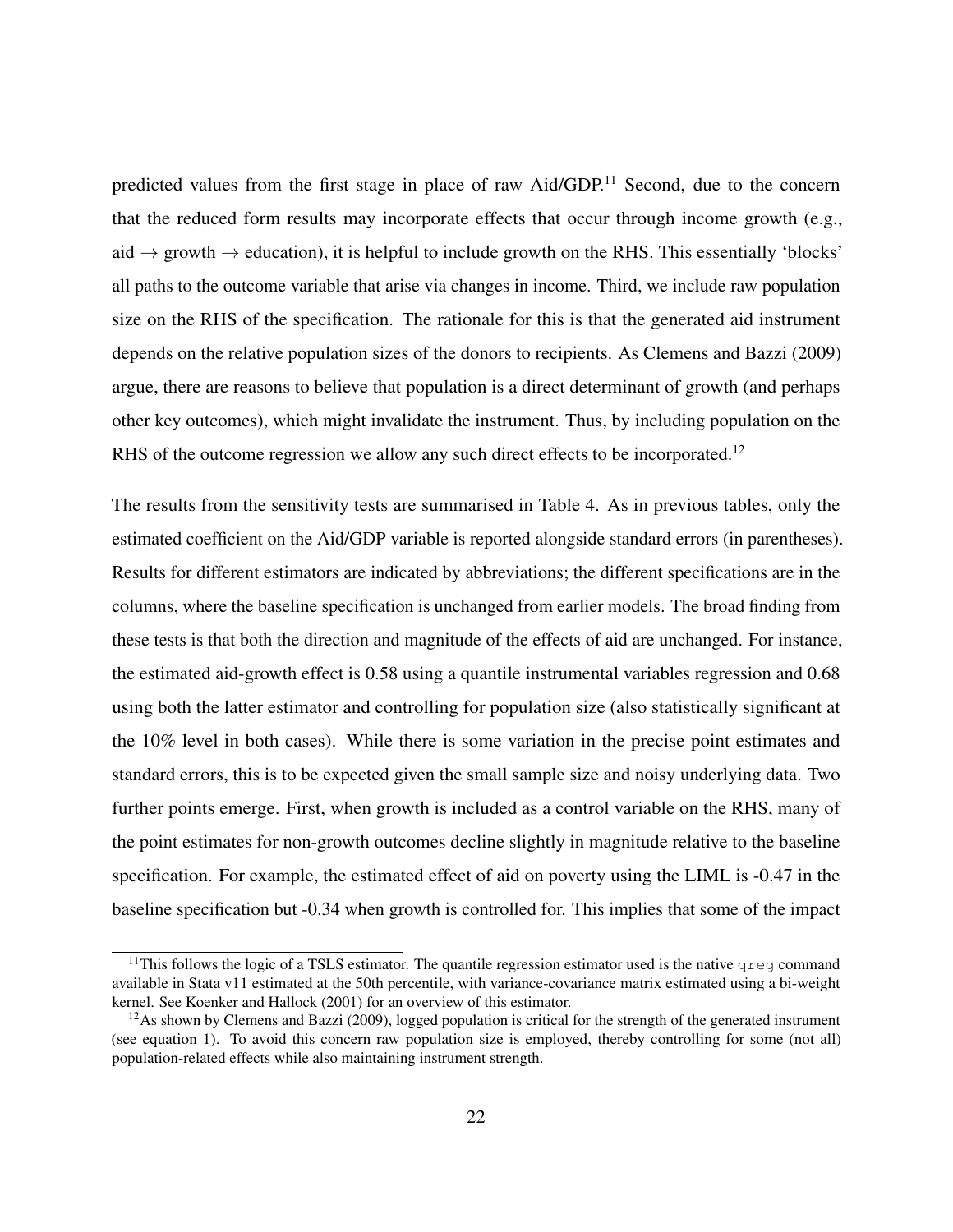predicted values from the first stage in place of raw Aid/GDP.[11] Second, due to the concern that the reduced form results may incorporate effects that occur through income growth (e.g., aid $\rightarrow$ growth $\rightarrow$ education), it is helpful to include growth on the RHS. This essentially 'blocks' all paths to the outcome variable that arise via changes in income. Third, we include raw population size on the RHS of the specification. The rationale for this is that the generated aid instrument depends on the relative population sizes of the donors to recipients. As Clemens and Bazzi (2009) argue, there are reasons to believe that population is a direct determinant of growth (and perhaps other key outcomes), which might invalidate the instrument. Thus, by including population on the RHS of the outcome regression we allow any such direct effects to be incorporated.[12]

The results from the sensitivity tests are summarised in Table 4. As in previous tables, only the estimated coefficient on the Aid/GDP variable is reported alongside standard errors (in parentheses). Results for different estimators are indicated by abbreviations; the different specifications are in the columns, where the baseline specification is unchanged from earlier models. The broad finding from these tests is that both the direction and magnitude of the effects of aid are unchanged. For instance, the estimated aid-growth effect is 0.58 using a quantile instrumental variables regression and 0.68 using both the latter estimator and controlling for population size (also statistically significant at the 10% level in both cases). While there is some variation in the precise point estimates and standard errors, this is to be expected given the small sample size and noisy underlying data. Two further points emerge. First, when growth is included as a control variable on the RHS, many of the point estimates for non-growth outcomes decline slightly in magnitude relative to the baseline specification. For example, the estimated effect of aid on poverty using the LIML is -0.47 in the baseline specification but -0.34 when growth is controlled for. This implies that some of the impact

[11] This follows the logic of a TSLS estimator. The quantile regression estimator used is the native `qreg` command available in Stata v11 estimated at the 50th percentile, with variance-covariance matrix estimated using a bi-weight kernel. See Koenker and Hallock (2001) for an overview of this estimator.

[12] As shown by Clemens and Bazzi (2009), logged population is critical for the strength of the generated instrument (see equation 1). To avoid this concern raw population size is employed, thereby controlling for some (not all) population-related effects while also maintaining instrument strength.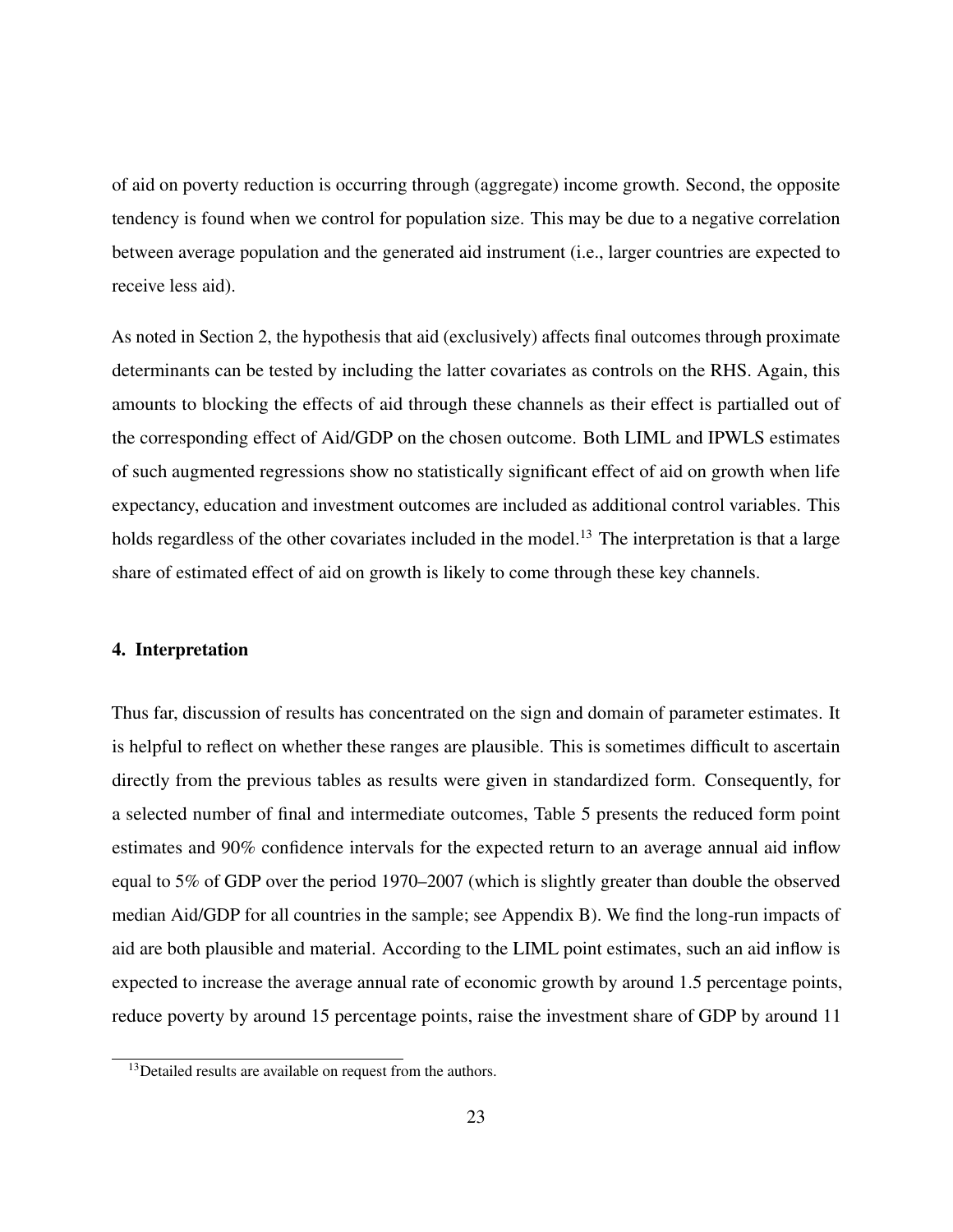of aid on poverty reduction is occurring through (aggregate) income growth. Second, the opposite tendency is found when we control for population size. This may be due to a negative correlation between average population and the generated aid instrument (i.e., larger countries are expected to receive less aid).

As noted in Section 2, the hypothesis that aid (exclusively) affects final outcomes through proximate determinants can be tested by including the latter covariates as controls on the RHS. Again, this amounts to blocking the effects of aid through these channels as their effect is partialled out of the corresponding effect of Aid/GDP on the chosen outcome. Both LIML and IPWLS estimates of such augmented regressions show no statistically significant effect of aid on growth when life expectancy, education and investment outcomes are included as additional control variables. This holds regardless of the other covariates included in the model.[13] The interpretation is that a large share of estimated effect of aid on growth is likely to come through these key channels.

## 4. Interpretation

Thus far, discussion of results has concentrated on the sign and domain of parameter estimates. It is helpful to reflect on whether these ranges are plausible. This is sometimes difficult to ascertain directly from the previous tables as results were given in standardized form. Consequently, for a selected number of final and intermediate outcomes, Table 5 presents the reduced form point estimates and 90% confidence intervals for the expected return to an average annual aid inflow equal to 5% of GDP over the period 1970–2007 (which is slightly greater than double the observed median Aid/GDP for all countries in the sample; see Appendix B). We find the long-run impacts of aid are both plausible and material. According to the LIML point estimates, such an aid inflow is expected to increase the average annual rate of economic growth by around 1.5 percentage points, reduce poverty by around 15 percentage points, raise the investment share of GDP by around 11

[13] Detailed results are available on request from the authors.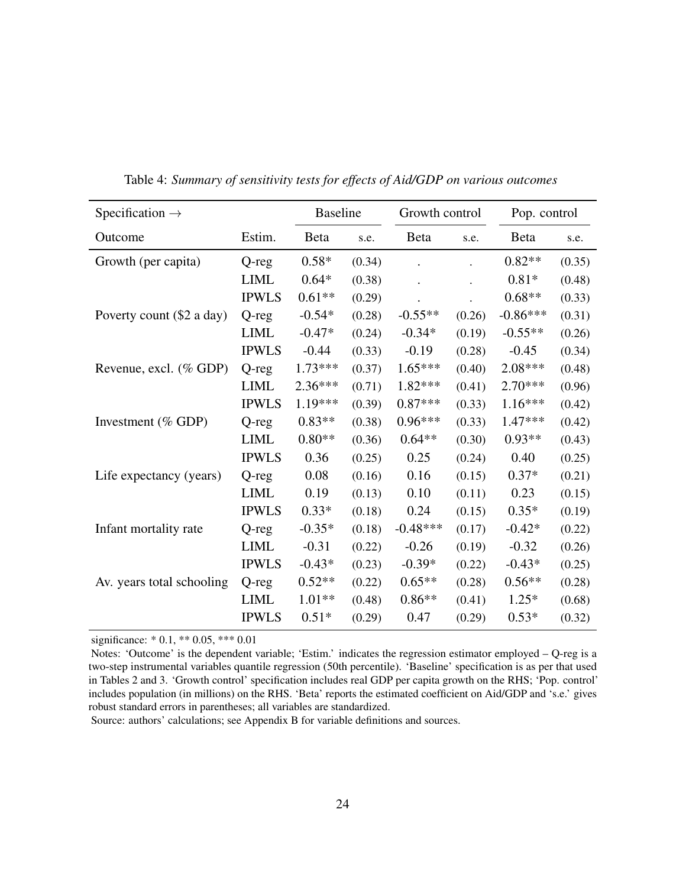Table 4: *Summary of sensitivity tests for effects of Aid/GDP on various outcomes*

| Specification → | | Baseline | | Growth control | | Pop. control | |
|---|---|---|---|---|---|---|---|
| Outcome | Estim. | Beta | s.e. | Beta | s.e. | Beta | s.e. |
| Growth (per capita) | Q-reg | 0.58* | (0.34) | . | . | 0.82** | (0.35) |
| | LIML | 0.64* | (0.38) | . | . | 0.81* | (0.48) |
| | IPWLS | 0.61** | (0.29) | . | . | 0.68** | (0.33) |
| Poverty count ($2 a day) | Q-reg | -0.54* | (0.28) | -0.55** | (0.26) | -0.86*** | (0.31) |
| | LIML | -0.47* | (0.24) | -0.34* | (0.19) | -0.55** | (0.26) |
| | IPWLS | -0.44 | (0.33) | -0.19 | (0.28) | -0.45 | (0.34) |
| Revenue, excl. (% GDP) | Q-reg | 1.73*** | (0.37) | 1.65*** | (0.40) | 2.08*** | (0.48) |
| | LIML | 2.36*** | (0.71) | 1.82*** | (0.41) | 2.70*** | (0.96) |
| | IPWLS | 1.19*** | (0.39) | 0.87*** | (0.33) | 1.16*** | (0.42) |
| Investment (% GDP) | Q-reg | 0.83** | (0.38) | 0.96*** | (0.33) | 1.47*** | (0.42) |
| | LIML | 0.80** | (0.36) | 0.64** | (0.30) | 0.93** | (0.43) |
| | IPWLS | 0.36 | (0.25) | 0.25 | (0.24) | 0.40 | (0.25) |
| Life expectancy (years) | Q-reg | 0.08 | (0.16) | 0.16 | (0.15) | 0.37* | (0.21) |
| | LIML | 0.19 | (0.13) | 0.10 | (0.11) | 0.23 | (0.15) |
| | IPWLS | 0.33* | (0.18) | 0.24 | (0.15) | 0.35* | (0.19) |
| Infant mortality rate | Q-reg | -0.35* | (0.18) | -0.48*** | (0.17) | -0.42* | (0.22) |
| | LIML | -0.31 | (0.22) | -0.26 | (0.19) | -0.32 | (0.26) |
| | IPWLS | -0.43* | (0.23) | -0.39* | (0.22) | -0.43* | (0.25) |
| Av. years total schooling | Q-reg | 0.52** | (0.22) | 0.65** | (0.28) | 0.56** | (0.28) |
| | LIML | 1.01** | (0.48) | 0.86** | (0.41) | 1.25* | (0.68) |
| | IPWLS | 0.51* | (0.29) | 0.47 | (0.29) | 0.53* | (0.32) |

significance: * 0.1, ** 0.05, *** 0.01

Notes: 'Outcome' is the dependent variable; 'Estim.' indicates the regression estimator employed – Q-reg is a two-step instrumental variables quantile regression (50th percentile). 'Baseline' specification is as per that used in Tables 2 and 3. 'Growth control' specification includes real GDP per capita growth on the RHS; 'Pop. control' includes population (in millions) on the RHS. 'Beta' reports the estimated coefficient on Aid/GDP and 's.e.' gives robust standard errors in parentheses; all variables are standardized.

Source: authors' calculations; see Appendix B for variable definitions and sources.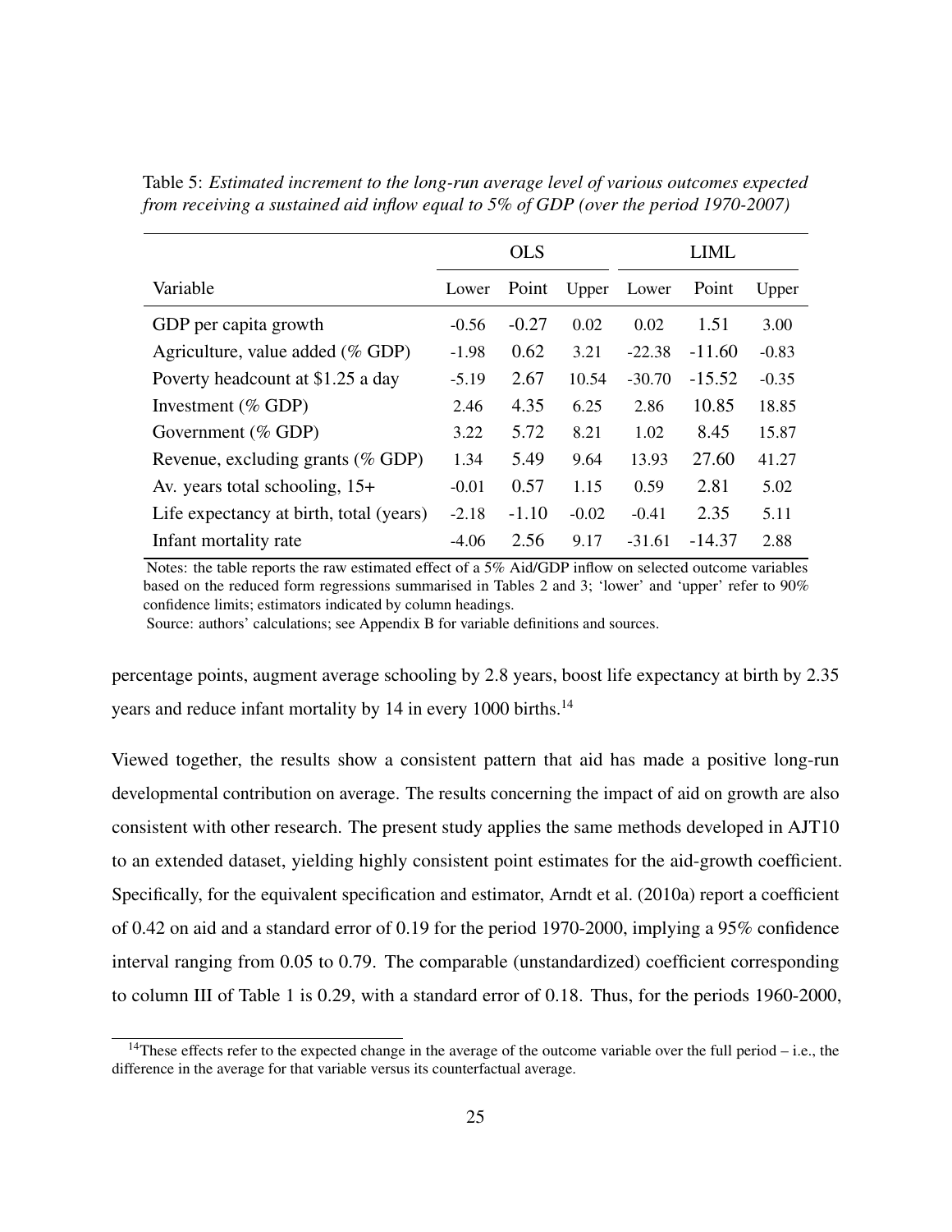Table 5: *Estimated increment to the long-run average level of various outcomes expected from receiving a sustained aid inflow equal to 5% of GDP (over the period 1970-2007)*

| | OLS | | | LIML | | |
|---|---|---|---|---|---|---|
| Variable | Lower | Point | Upper | Lower | Point | Upper |
| GDP per capita growth | -0.56 | -0.27 | 0.02 | 0.02 | 1.51 | 3.00 |
| Agriculture, value added (% GDP) | -1.98 | 0.62 | 3.21 | -22.38 | -11.60 | -0.83 |
| Poverty headcount at $1.25 a day | -5.19 | 2.67 | 10.54 | -30.70 | -15.52 | -0.35 |
| Investment (% GDP) | 2.46 | 4.35 | 6.25 | 2.86 | 10.85 | 18.85 |
| Government (% GDP) | 3.22 | 5.72 | 8.21 | 1.02 | 8.45 | 15.87 |
| Revenue, excluding grants (% GDP) | 1.34 | 5.49 | 9.64 | 13.93 | 27.60 | 41.27 |
| Av. years total schooling, 15+ | -0.01 | 0.57 | 1.15 | 0.59 | 2.81 | 5.02 |
| Life expectancy at birth, total (years) | -2.18 | -1.10 | -0.02 | -0.41 | 2.35 | 5.11 |
| Infant mortality rate | -4.06 | 2.56 | 9.17 | -31.61 | -14.37 | 2.88 |

Notes: the table reports the raw estimated effect of a 5% Aid/GDP inflow on selected outcome variables based on the reduced form regressions summarised in Tables 2 and 3; 'lower' and 'upper' refer to 90% confidence limits; estimators indicated by column headings.

Source: authors' calculations; see Appendix B for variable definitions and sources.

percentage points, augment average schooling by 2.8 years, boost life expectancy at birth by 2.35 years and reduce infant mortality by 14 in every 1000 births.[14]

Viewed together, the results show a consistent pattern that aid has made a positive long-run developmental contribution on average. The results concerning the impact of aid on growth are also consistent with other research. The present study applies the same methods developed in AJT10 to an extended dataset, yielding highly consistent point estimates for the aid-growth coefficient. Specifically, for the equivalent specification and estimator, Arndt et al. (2010a) report a coefficient of 0.42 on aid and a standard error of 0.19 for the period 1970-2000, implying a 95% confidence interval ranging from 0.05 to 0.79. The comparable (unstandardized) coefficient corresponding to column III of Table 1 is 0.29, with a standard error of 0.18. Thus, for the periods 1960-2000,

[14]These effects refer to the expected change in the average of the outcome variable over the full period – i.e., the difference in the average for that variable versus its counterfactual average.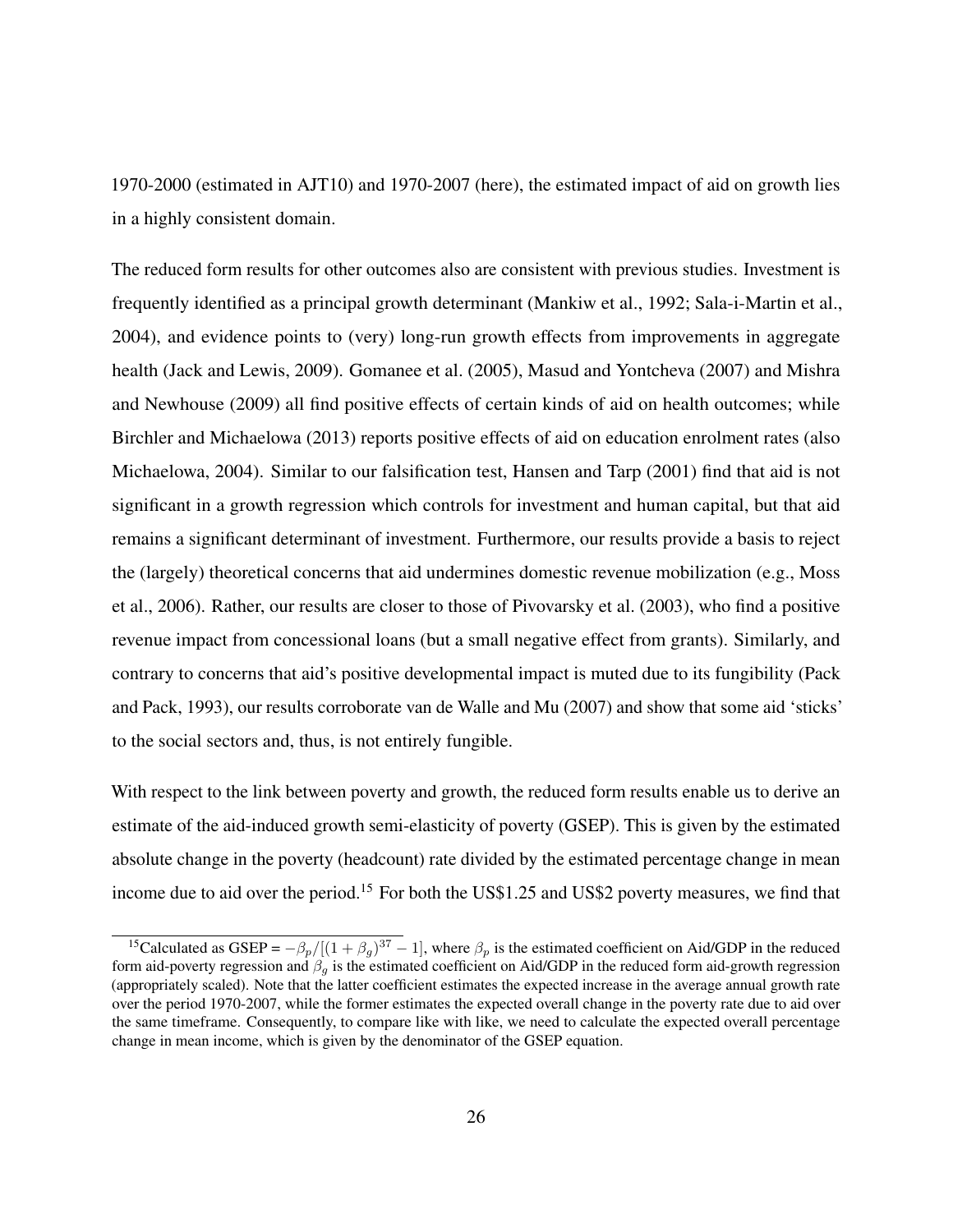1970-2000 (estimated in AJT10) and 1970-2007 (here), the estimated impact of aid on growth lies in a highly consistent domain.

The reduced form results for other outcomes also are consistent with previous studies. Investment is frequently identified as a principal growth determinant (Mankiw et al., 1992; Sala-i-Martin et al., 2004), and evidence points to (very) long-run growth effects from improvements in aggregate health (Jack and Lewis, 2009). Gomanee et al. (2005), Masud and Yontcheva (2007) and Mishra and Newhouse (2009) all find positive effects of certain kinds of aid on health outcomes; while Birchler and Michaelowa (2013) reports positive effects of aid on education enrolment rates (also Michaelowa, 2004). Similar to our falsification test, Hansen and Tarp (2001) find that aid is not significant in a growth regression which controls for investment and human capital, but that aid remains a significant determinant of investment. Furthermore, our results provide a basis to reject the (largely) theoretical concerns that aid undermines domestic revenue mobilization (e.g., Moss et al., 2006). Rather, our results are closer to those of Pivovarsky et al. (2003), who find a positive revenue impact from concessional loans (but a small negative effect from grants). Similarly, and contrary to concerns that aid's positive developmental impact is muted due to its fungibility (Pack and Pack, 1993), our results corroborate van de Walle and Mu (2007) and show that some aid 'sticks' to the social sectors and, thus, is not entirely fungible.

With respect to the link between poverty and growth, the reduced form results enable us to derive an estimate of the aid-induced growth semi-elasticity of poverty (GSEP). This is given by the estimated absolute change in the poverty (headcount) rate divided by the estimated percentage change in mean income due to aid over the period.[15] For both the US$1.25 and US$2 poverty measures, we find that

[15] Calculated as GSEP = $-\beta_p/[(1+\beta_g)^{37}-1]$, where $\beta_p$ is the estimated coefficient on Aid/GDP in the reduced form aid-poverty regression and $\beta_g$ is the estimated coefficient on Aid/GDP in the reduced form aid-growth regression (appropriately scaled). Note that the latter coefficient estimates the expected increase in the average annual growth rate over the period 1970-2007, while the former estimates the expected overall change in the poverty rate due to aid over the same timeframe. Consequently, to compare like with like, we need to calculate the expected overall percentage change in mean income, which is given by the denominator of the GSEP equation.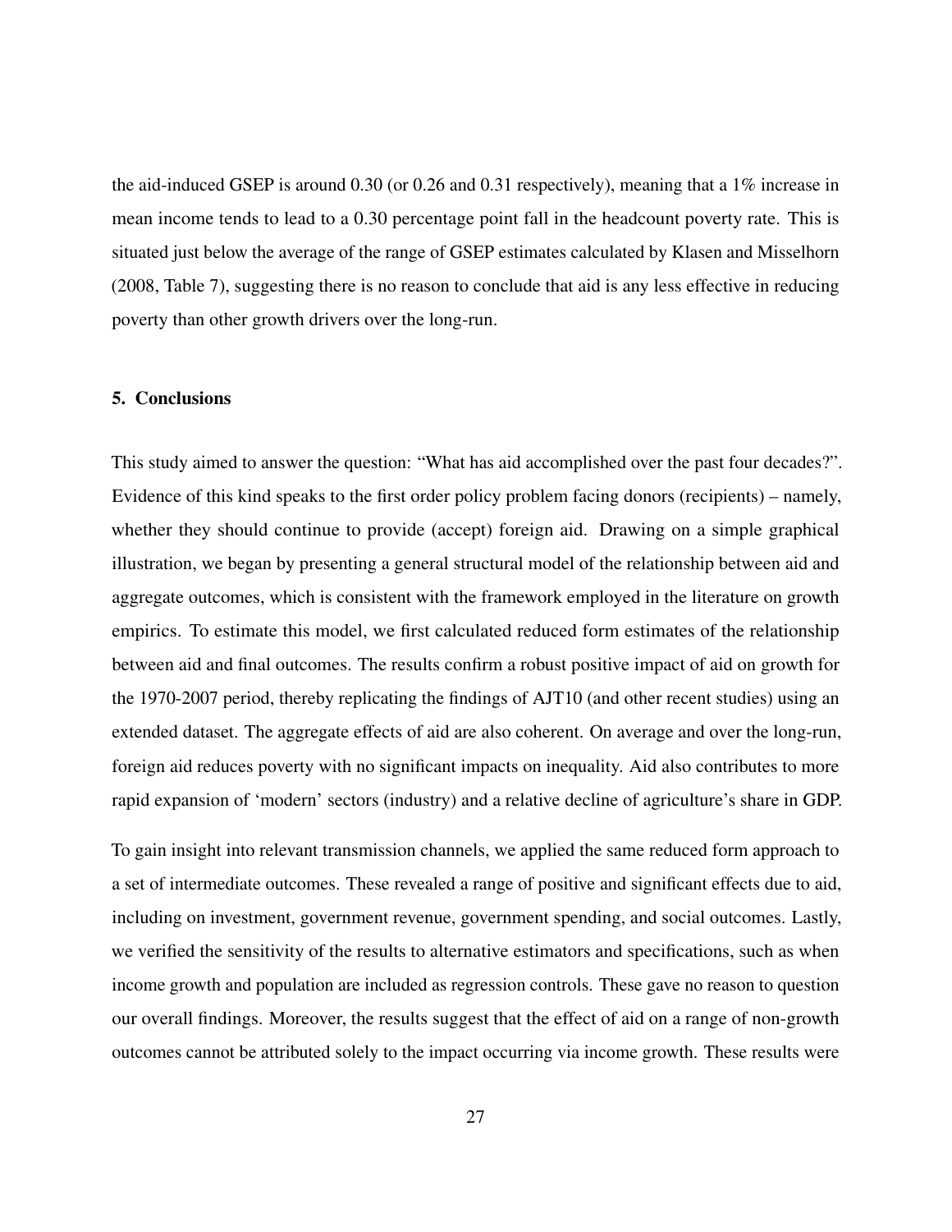the aid-induced GSEP is around 0.30 (or 0.26 and 0.31 respectively), meaning that a 1% increase in mean income tends to lead to a 0.30 percentage point fall in the headcount poverty rate. This is situated just below the average of the range of GSEP estimates calculated by Klasen and Misselhorn (2008, Table 7), suggesting there is no reason to conclude that aid is any less effective in reducing poverty than other growth drivers over the long-run.

## 5. Conclusions

This study aimed to answer the question: "What has aid accomplished over the past four decades?". Evidence of this kind speaks to the first order policy problem facing donors (recipients) – namely, whether they should continue to provide (accept) foreign aid. Drawing on a simple graphical illustration, we began by presenting a general structural model of the relationship between aid and aggregate outcomes, which is consistent with the framework employed in the literature on growth empirics. To estimate this model, we first calculated reduced form estimates of the relationship between aid and final outcomes. The results confirm a robust positive impact of aid on growth for the 1970-2007 period, thereby replicating the findings of AJT10 (and other recent studies) using an extended dataset. The aggregate effects of aid are also coherent. On average and over the long-run, foreign aid reduces poverty with no significant impacts on inequality. Aid also contributes to more rapid expansion of 'modern' sectors (industry) and a relative decline of agriculture's share in GDP.

To gain insight into relevant transmission channels, we applied the same reduced form approach to a set of intermediate outcomes. These revealed a range of positive and significant effects due to aid, including on investment, government revenue, government spending, and social outcomes. Lastly, we verified the sensitivity of the results to alternative estimators and specifications, such as when income growth and population are included as regression controls. These gave no reason to question our overall findings. Moreover, the results suggest that the effect of aid on a range of non-growth outcomes cannot be attributed solely to the impact occurring via income growth. These results were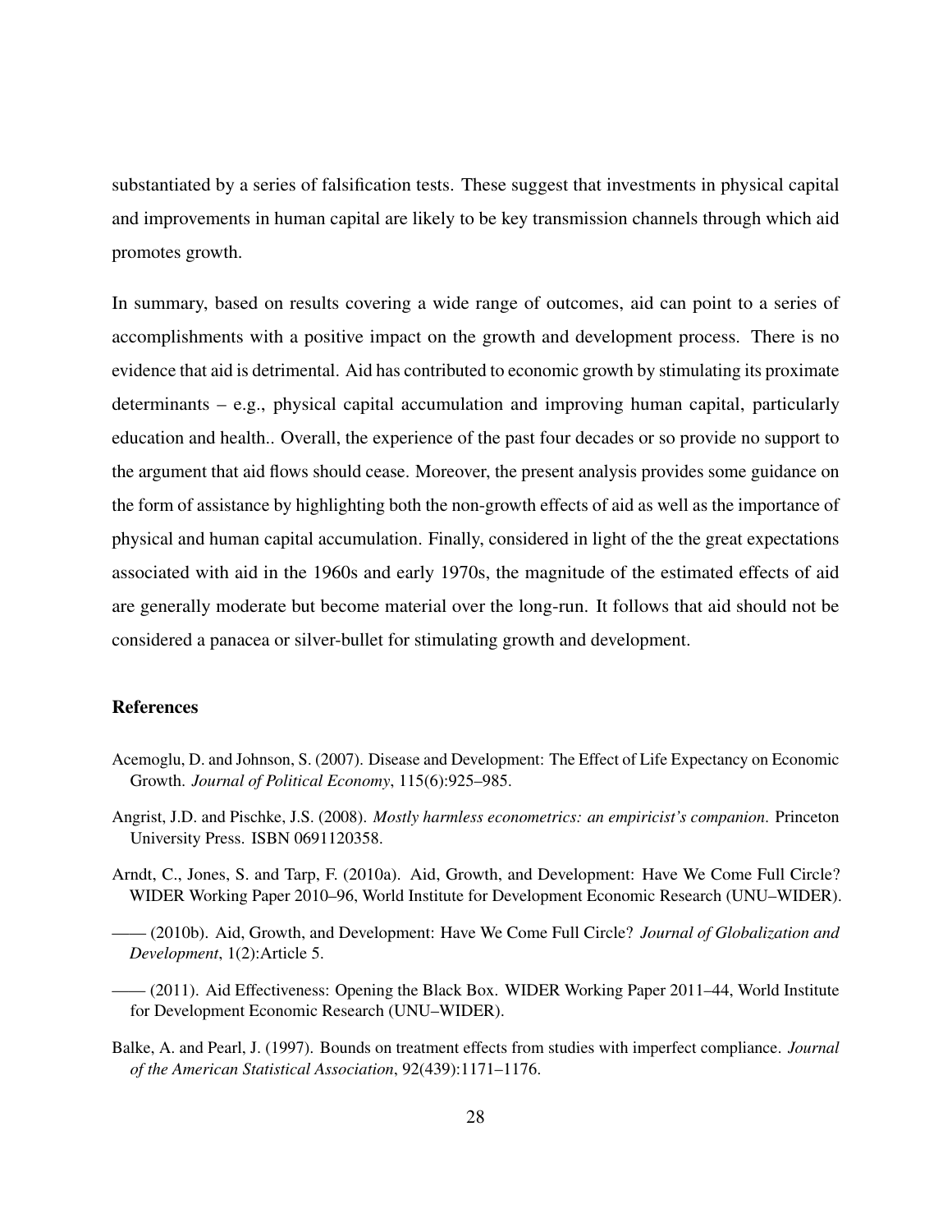substantiated by a series of falsification tests. These suggest that investments in physical capital and improvements in human capital are likely to be key transmission channels through which aid promotes growth.

In summary, based on results covering a wide range of outcomes, aid can point to a series of accomplishments with a positive impact on the growth and development process. There is no evidence that aid is detrimental. Aid has contributed to economic growth by stimulating its proximate determinants – e.g., physical capital accumulation and improving human capital, particularly education and health.. Overall, the experience of the past four decades or so provide no support to the argument that aid flows should cease. Moreover, the present analysis provides some guidance on the form of assistance by highlighting both the non-growth effects of aid as well as the importance of physical and human capital accumulation. Finally, considered in light of the the great expectations associated with aid in the 1960s and early 1970s, the magnitude of the estimated effects of aid are generally moderate but become material over the long-run. It follows that aid should not be considered a panacea or silver-bullet for stimulating growth and development.

## References

Acemoglu, D. and Johnson, S. (2007). Disease and Development: The Effect of Life Expectancy on Economic Growth. *Journal of Political Economy*, 115(6):925–985.

Angrist, J.D. and Pischke, J.S. (2008). *Mostly harmless econometrics: an empiricist's companion*. Princeton University Press. ISBN 0691120358.

Arndt, C., Jones, S. and Tarp, F. (2010a). Aid, Growth, and Development: Have We Come Full Circle? WIDER Working Paper 2010–96, World Institute for Development Economic Research (UNU–WIDER).

—— (2010b). Aid, Growth, and Development: Have We Come Full Circle? *Journal of Globalization and Development*, 1(2):Article 5.

—— (2011). Aid Effectiveness: Opening the Black Box. WIDER Working Paper 2011–44, World Institute for Development Economic Research (UNU–WIDER).

Balke, A. and Pearl, J. (1997). Bounds on treatment effects from studies with imperfect compliance. *Journal of the American Statistical Association*, 92(439):1171–1176.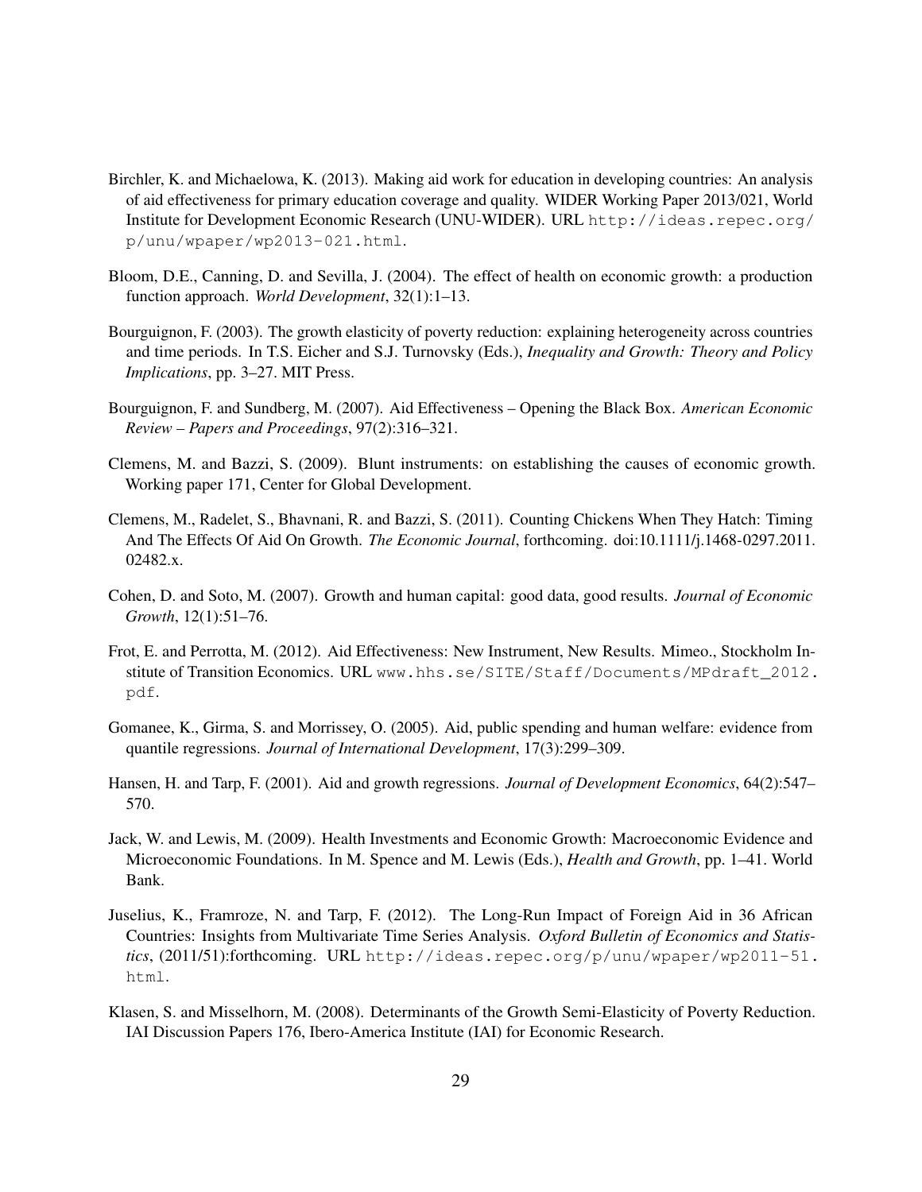Birchler, K. and Michaelowa, K. (2013). Making aid work for education in developing countries: An analysis of aid effectiveness for primary education coverage and quality. WIDER Working Paper 2013/021, World Institute for Development Economic Research (UNU-WIDER). URL http://ideas.repec.org/p/unu/wpaper/wp2013-021.html.

Bloom, D.E., Canning, D. and Sevilla, J. (2004). The effect of health on economic growth: a production function approach. *World Development*, 32(1):1–13.

Bourguignon, F. (2003). The growth elasticity of poverty reduction: explaining heterogeneity across countries and time periods. In T.S. Eicher and S.J. Turnovsky (Eds.), *Inequality and Growth: Theory and Policy Implications*, pp. 3–27. MIT Press.

Bourguignon, F. and Sundberg, M. (2007). Aid Effectiveness – Opening the Black Box. *American Economic Review – Papers and Proceedings*, 97(2):316–321.

Clemens, M. and Bazzi, S. (2009). Blunt instruments: on establishing the causes of economic growth. Working paper 171, Center for Global Development.

Clemens, M., Radelet, S., Bhavnani, R. and Bazzi, S. (2011). Counting Chickens When They Hatch: Timing And The Effects Of Aid On Growth. *The Economic Journal*, forthcoming. doi:10.1111/j.1468-0297.2011.02482.x.

Cohen, D. and Soto, M. (2007). Growth and human capital: good data, good results. *Journal of Economic Growth*, 12(1):51–76.

Frot, E. and Perrotta, M. (2012). Aid Effectiveness: New Instrument, New Results. Mimeo., Stockholm Institute of Transition Economics. URL www.hhs.se/SITE/Staff/Documents/MPdraft_2012.pdf.

Gomanee, K., Girma, S. and Morrissey, O. (2005). Aid, public spending and human welfare: evidence from quantile regressions. *Journal of International Development*, 17(3):299–309.

Hansen, H. and Tarp, F. (2001). Aid and growth regressions. *Journal of Development Economics*, 64(2):547–570.

Jack, W. and Lewis, M. (2009). Health Investments and Economic Growth: Macroeconomic Evidence and Microeconomic Foundations. In M. Spence and M. Lewis (Eds.), *Health and Growth*, pp. 1–41. World Bank.

Juselius, K., Framroze, N. and Tarp, F. (2012). The Long-Run Impact of Foreign Aid in 36 African Countries: Insights from Multivariate Time Series Analysis. *Oxford Bulletin of Economics and Statistics*, (2011/51):forthcoming. URL http://ideas.repec.org/p/unu/wpaper/wp2011-51.html.

Klasen, S. and Misselhorn, M. (2008). Determinants of the Growth Semi-Elasticity of Poverty Reduction. IAI Discussion Papers 176, Ibero-America Institute (IAI) for Economic Research.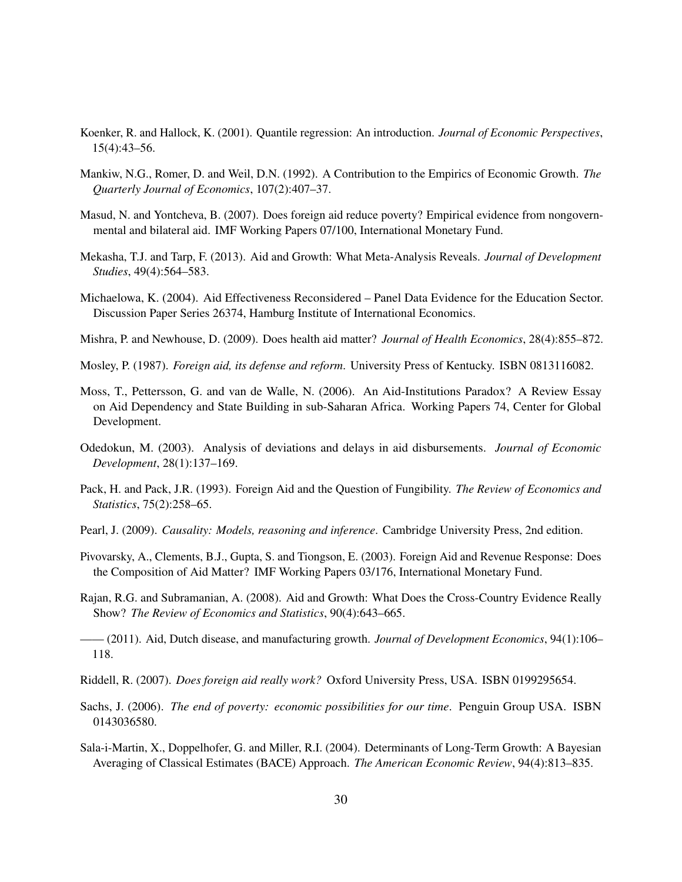Koenker, R. and Hallock, K. (2001). Quantile regression: An introduction. *Journal of Economic Perspectives*, 15(4):43–56.

Mankiw, N.G., Romer, D. and Weil, D.N. (1992). A Contribution to the Empirics of Economic Growth. *The Quarterly Journal of Economics*, 107(2):407–37.

Masud, N. and Yontcheva, B. (2007). Does foreign aid reduce poverty? Empirical evidence from nongovernmental and bilateral aid. IMF Working Papers 07/100, International Monetary Fund.

Mekasha, T.J. and Tarp, F. (2013). Aid and Growth: What Meta-Analysis Reveals. *Journal of Development Studies*, 49(4):564–583.

Michaelowa, K. (2004). Aid Effectiveness Reconsidered – Panel Data Evidence for the Education Sector. Discussion Paper Series 26374, Hamburg Institute of International Economics.

Mishra, P. and Newhouse, D. (2009). Does health aid matter? *Journal of Health Economics*, 28(4):855–872.

Mosley, P. (1987). *Foreign aid, its defense and reform*. University Press of Kentucky. ISBN 0813116082.

Moss, T., Pettersson, G. and van de Walle, N. (2006). An Aid-Institutions Paradox? A Review Essay on Aid Dependency and State Building in sub-Saharan Africa. Working Papers 74, Center for Global Development.

Odedokun, M. (2003). Analysis of deviations and delays in aid disbursements. *Journal of Economic Development*, 28(1):137–169.

Pack, H. and Pack, J.R. (1993). Foreign Aid and the Question of Fungibility. *The Review of Economics and Statistics*, 75(2):258–65.

Pearl, J. (2009). *Causality: Models, reasoning and inference*. Cambridge University Press, 2nd edition.

Pivovarsky, A., Clements, B.J., Gupta, S. and Tiongson, E. (2003). Foreign Aid and Revenue Response: Does the Composition of Aid Matter? IMF Working Papers 03/176, International Monetary Fund.

Rajan, R.G. and Subramanian, A. (2008). Aid and Growth: What Does the Cross-Country Evidence Really Show? *The Review of Economics and Statistics*, 90(4):643–665.

—— (2011). Aid, Dutch disease, and manufacturing growth. *Journal of Development Economics*, 94(1):106–118.

Riddell, R. (2007). *Does foreign aid really work?* Oxford University Press, USA. ISBN 0199295654.

Sachs, J. (2006). *The end of poverty: economic possibilities for our time*. Penguin Group USA. ISBN 0143036580.

Sala-i-Martin, X., Doppelhofer, G. and Miller, R.I. (2004). Determinants of Long-Term Growth: A Bayesian Averaging of Classical Estimates (BACE) Approach. *The American Economic Review*, 94(4):813–835.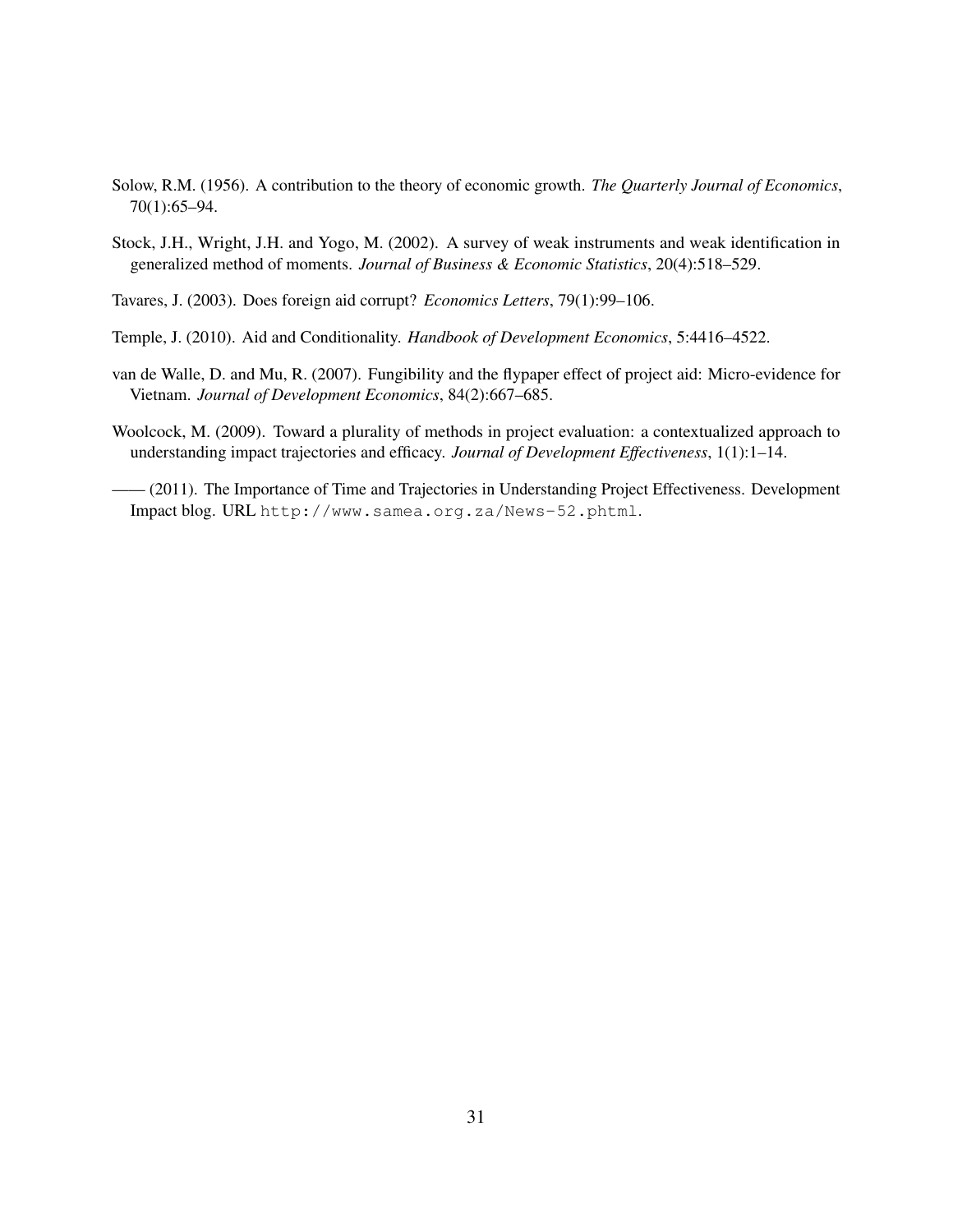Solow, R.M. (1956). A contribution to the theory of economic growth. *The Quarterly Journal of Economics*, 70(1):65–94.

Stock, J.H., Wright, J.H. and Yogo, M. (2002). A survey of weak instruments and weak identification in generalized method of moments. *Journal of Business & Economic Statistics*, 20(4):518–529.

Tavares, J. (2003). Does foreign aid corrupt? *Economics Letters*, 79(1):99–106.

Temple, J. (2010). Aid and Conditionality. *Handbook of Development Economics*, 5:4416–4522.

van de Walle, D. and Mu, R. (2007). Fungibility and the flypaper effect of project aid: Micro-evidence for Vietnam. *Journal of Development Economics*, 84(2):667–685.

Woolcock, M. (2009). Toward a plurality of methods in project evaluation: a contextualized approach to understanding impact trajectories and efficacy. *Journal of Development Effectiveness*, 1(1):1–14.

—— (2011). The Importance of Time and Trajectories in Understanding Project Effectiveness. Development Impact blog. URL `http://www.samea.org.za/News-52.phtml`.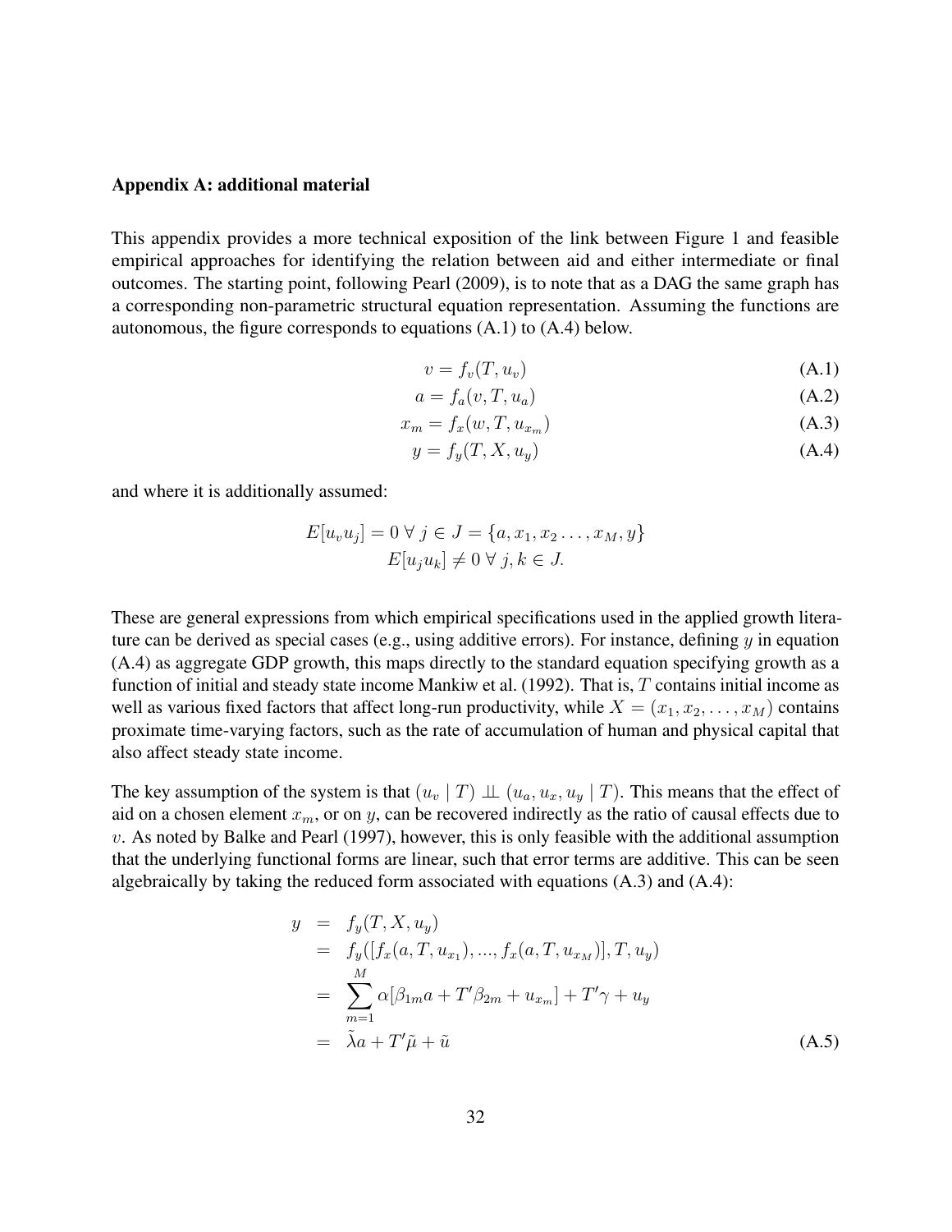### Appendix A: additional material

This appendix provides a more technical exposition of the link between Figure 1 and feasible empirical approaches for identifying the relation between aid and either intermediate or final outcomes. The starting point, following Pearl (2009), is to note that as a DAG the same graph has a corresponding non-parametric structural equation representation. Assuming the functions are autonomous, the figure corresponds to equations (A.1) to (A.4) below.

$$v = f_v(T, u_v) \tag{A.1}$$

$$a = f_a(v, T, u_a) \tag{A.2}$$

$$x_m = f_x(w, T, u_{x_m}) \tag{A.3}$$

$$y = f_y(T, X, u_y) \tag{A.4}$$

and where it is additionally assumed:

$$E[u_v u_j] = 0 \;\forall\; j \in J = \{a, x_1, x_2 \ldots, x_M, y\}$$
$$E[u_j u_k] \neq 0 \;\forall\; j, k \in J.$$

These are general expressions from which empirical specifications used in the applied growth literature can be derived as special cases (e.g., using additive errors). For instance, defining $y$ in equation (A.4) as aggregate GDP growth, this maps directly to the standard equation specifying growth as a function of initial and steady state income Mankiw et al. (1992). That is, $T$ contains initial income as well as various fixed factors that affect long-run productivity, while $X = (x_1, x_2, \ldots, x_M)$ contains proximate time-varying factors, such as the rate of accumulation of human and physical capital that also affect steady state income.

The key assumption of the system is that $(u_v \mid T) \perp\!\!\!\perp (u_a, u_x, u_y \mid T)$. This means that the effect of aid on a chosen element $x_m$, or on $y$, can be recovered indirectly as the ratio of causal effects due to $v$. As noted by Balke and Pearl (1997), however, this is only feasible with the additional assumption that the underlying functional forms are linear, such that error terms are additive. This can be seen algebraically by taking the reduced form associated with equations (A.3) and (A.4):

$$\begin{aligned}
y &= f_y(T, X, u_y) \\
&= f_y([f_x(a, T, u_{x_1}), ..., f_x(a, T, u_{x_M})], T, u_y) \\
&= \sum_{m=1}^{M} \alpha[\beta_{1m} a + T'\beta_{2m} + u_{x_m}] + T'\gamma + u_y \\
&= \tilde{\lambda} a + T'\tilde{\mu} + \tilde{u}
\end{aligned} \tag{A.5}$$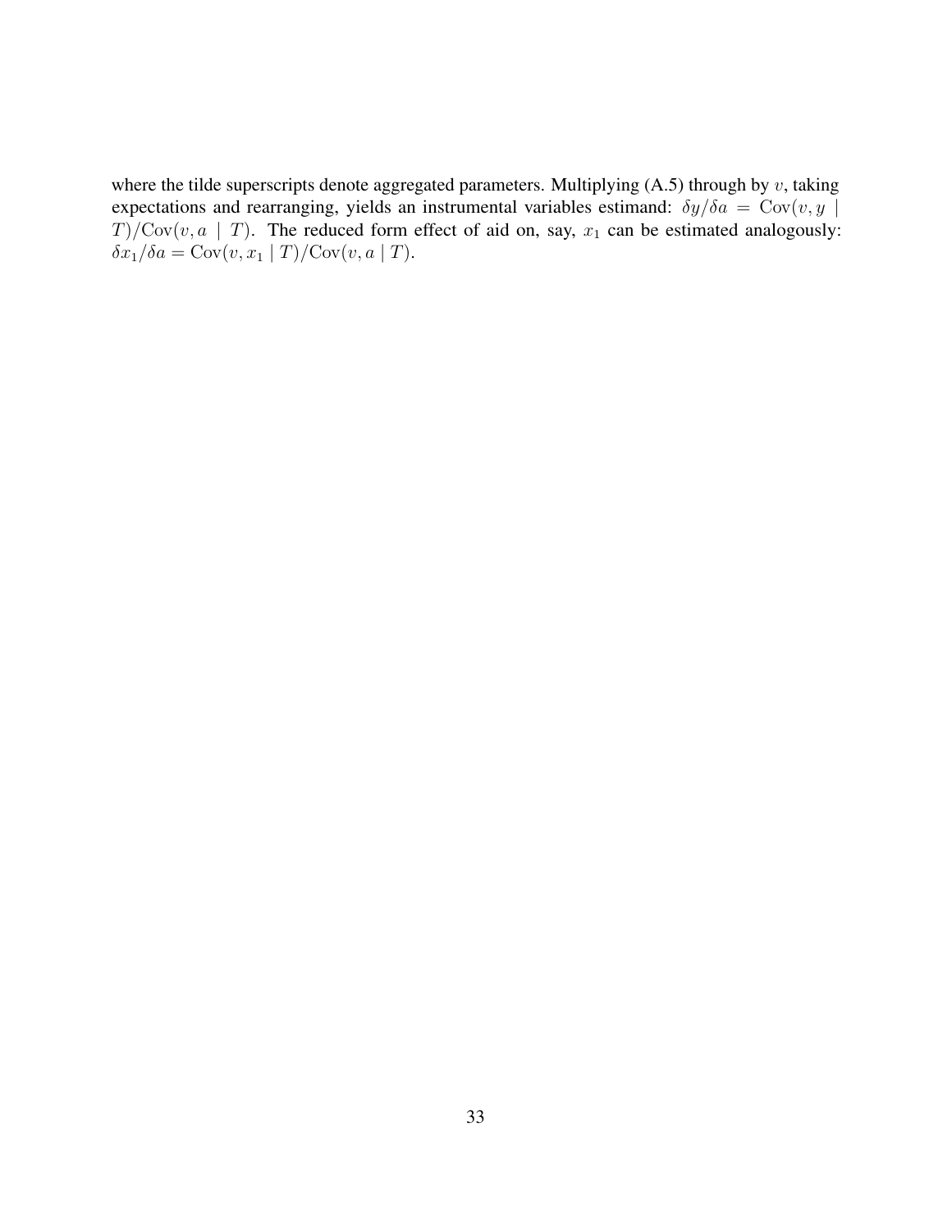where the tilde superscripts denote aggregated parameters. Multiplying (A.5) through by $v$, taking expectations and rearranging, yields an instrumental variables estimand: $\delta y / \delta a = \text{Cov}(v, y \mid T)/\text{Cov}(v, a \mid T)$. The reduced form effect of aid on, say, $x_1$ can be estimated analogously: $\delta x_1 / \delta a = \text{Cov}(v, x_1 \mid T)/\text{Cov}(v, a \mid T)$.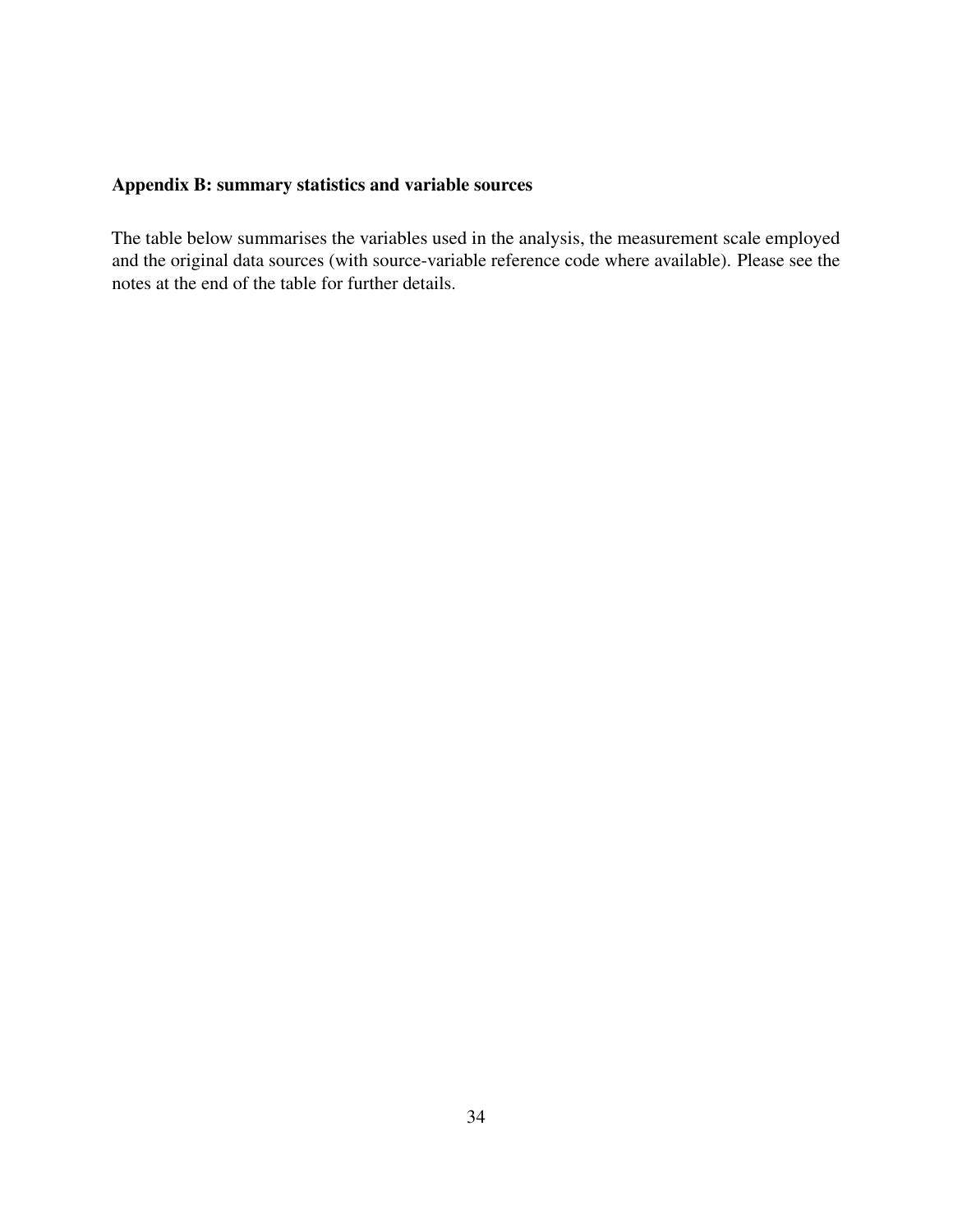**Appendix B: summary statistics and variable sources**

The table below summarises the variables used in the analysis, the measurement scale employed and the original data sources (with source-variable reference code where available). Please see the notes at the end of the table for further details.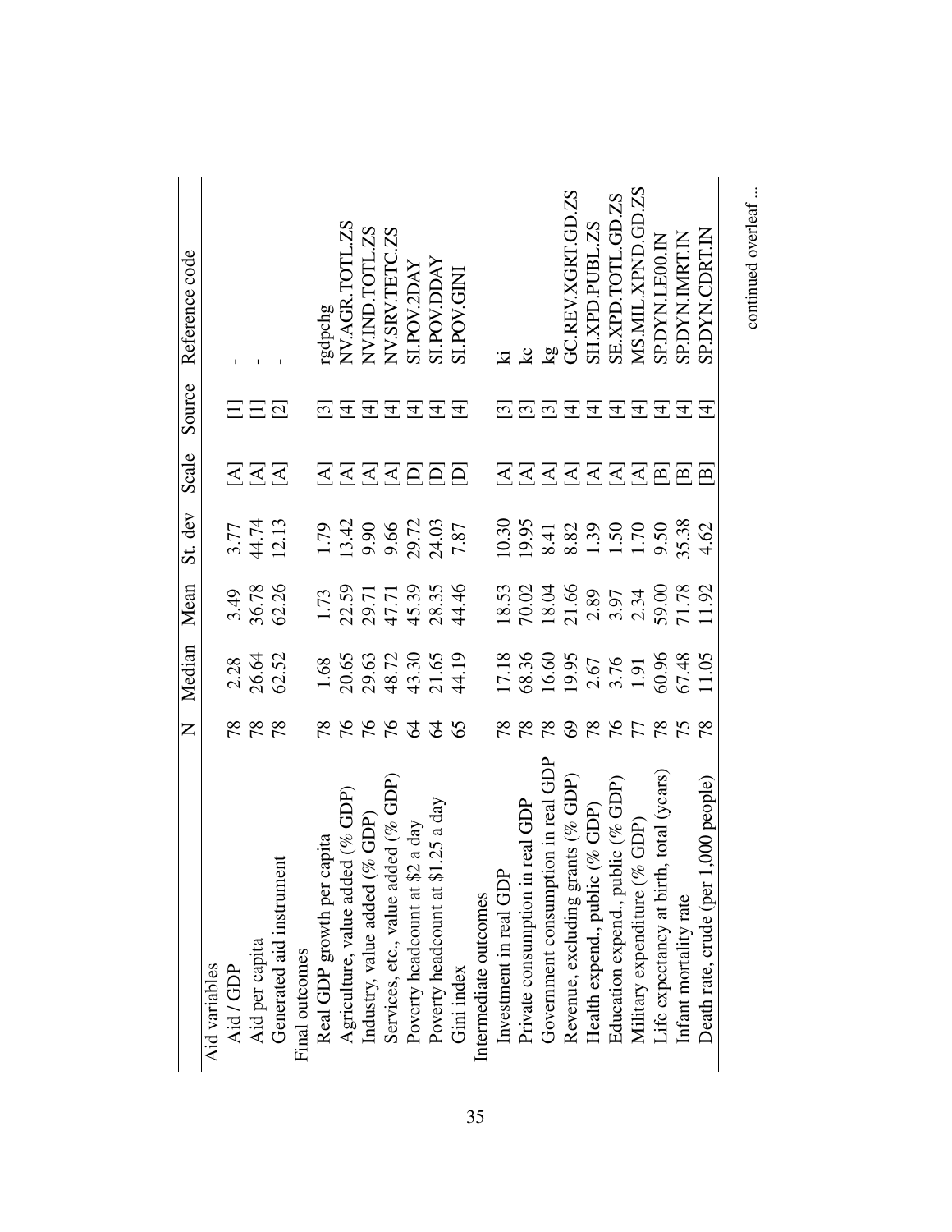| | N | Median | Mean | St. dev | Scale | Source | Reference code |
|---|---|---|---|---|---|---|---|
| Aid variables | | | | | | | |
| Aid / GDP | 78 | 2.28 | 3.49 | 3.77 | [A] | [1] | - |
| Aid per capita | 78 | 26.64 | 36.78 | 44.74 | [A] | [1] | - |
| Generated aid instrument | 78 | 62.52 | 62.26 | 12.13 | [A] | [2] | - |
| Final outcomes | | | | | | | |
| Real GDP growth per capita | 78 | 1.68 | 1.73 | 1.79 | [A] | [3] | rgdpchg |
| Agriculture, value added (% GDP) | 76 | 20.65 | 22.59 | 13.42 | [A] | [4] | NV.AGR.TOTL.ZS |
| Industry, value added (% GDP) | 76 | 29.63 | 29.71 | 9.90 | [A] | [4] | NV.IND.TOTL.ZS |
| Services, etc., value added (% GDP) | 76 | 48.72 | 47.71 | 9.66 | [A] | [4] | NV.SRV.TETC.ZS |
| Poverty headcount at $2 a day | 64 | 43.30 | 45.39 | 29.72 | [D] | [4] | SI.POV.2DAY |
| Poverty headcount at $1.25 a day | 64 | 21.65 | 28.35 | 24.03 | [D] | [4] | SI.POV.DDAY |
| Gini index | 65 | 44.19 | 44.46 | 7.87 | [D] | [4] | SI.POV.GINI |
| Intermediate outcomes | | | | | | | |
| Investment in real GDP | 78 | 17.18 | 18.53 | 10.30 | [A] | [3] | ki |
| Private consumption in real GDP | 78 | 68.36 | 70.02 | 19.95 | [A] | [3] | kc |
| Government consumption in real GDP | 78 | 16.60 | 18.04 | 8.41 | [A] | [3] | kg |
| Revenue, excluding grants (% GDP) | 69 | 19.95 | 21.66 | 8.82 | [A] | [4] | GC.REV.XGRT.GD.ZS |
| Health expend., public (% GDP) | 78 | 2.67 | 2.89 | 1.39 | [A] | [4] | SH.XPD.PUBL.ZS |
| Education expend., public (% GDP) | 76 | 3.76 | 3.97 | 1.50 | [A] | [4] | SE.XPD.TOTL.GD.ZS |
| Military expenditure (% GDP) | 77 | 1.91 | 2.34 | 1.70 | [A] | [4] | MS.MIL.XPND.GD.ZS |
| Life expectancy at birth, total (years) | 78 | 60.96 | 59.00 | 9.50 | [B] | [4] | SP.DYN.LE00.IN |
| Infant mortality rate | 75 | 67.48 | 71.78 | 35.38 | [B] | [4] | SP.DYN.IMRT.IN |
| Death rate, crude (per 1,000 people) | 78 | 11.05 | 11.92 | 4.62 | [B] | [4] | SP.DYN.CDRT.IN |

continued overleaf ...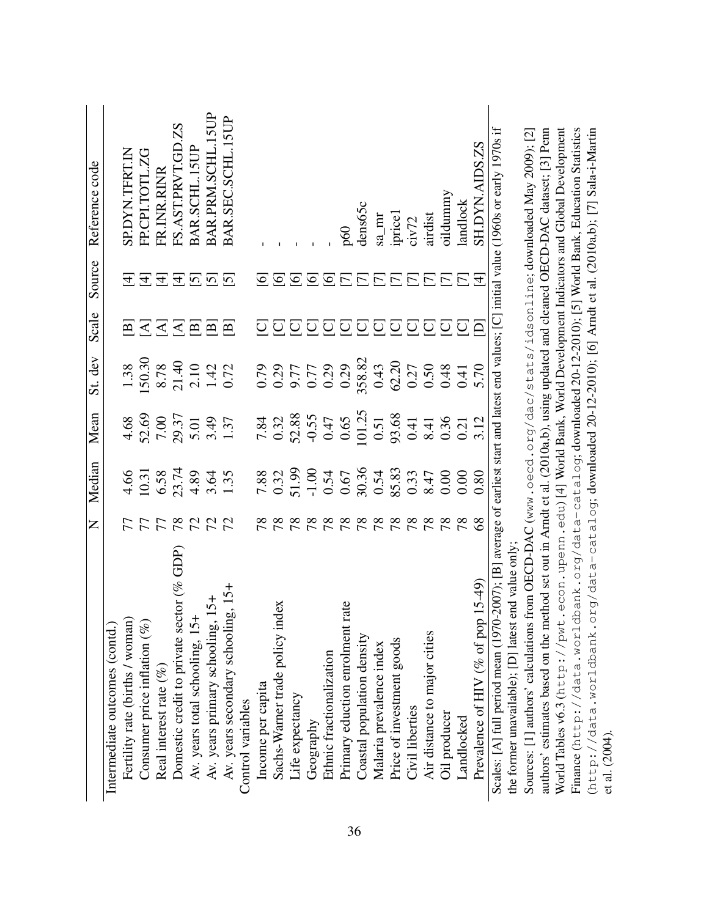|  | N | Median | Mean | St. dev | Scale | Source | Reference code |
|---|---|---|---|---|---|---|---|
| Intermediate outcomes (contd.) | | | | | | | |
| Fertility rate (births / woman) | 77 | 4.66 | 4.68 | 1.38 | [B] | [4] | SP.DYN.TFRT.IN |
| Consumer price inflation (%) | 77 | 10.31 | 52.69 | 150.30 | [A] | [4] | FP.CPI.TOTL.ZG |
| Real interest rate (%) | 77 | 6.58 | 7.00 | 8.78 | [A] | [4] | FR.INR.RINR |
| Domestic credit to private sector (% GDP) | 78 | 23.74 | 29.37 | 21.40 | [A] | [4] | FS.AST.PRVT.GD.ZS |
| Av. years total schooling, 15+ | 72 | 4.89 | 5.01 | 2.10 | [B] | [5] | BAR.SCHL.15UP |
| Av. years primary schooling, 15+ | 72 | 3.64 | 3.49 | 1.42 | [B] | [5] | BAR.PRM.SCHL.15UP |
| Av. years secondary schooling, 15+ | 72 | 1.35 | 1.37 | 0.72 | [B] | [5] | BAR.SEC.SCHL.15UP |
| Control variables | | | | | | | |
| Income per capita | 78 | 7.88 | 7.84 | 0.79 | [C] | [6] | - |
| Sachs-Warner trade policy index | 78 | 0.32 | 0.32 | 0.29 | [C] | [6] | - |
| Life expectancy | 78 | 51.99 | 52.88 | 9.77 | [C] | [6] | - |
| Geography | 78 | -1.00 | -0.55 | 0.77 | [C] | [6] | - |
| Ethnic fractionalization | 78 | 0.54 | 0.47 | 0.29 | [C] | [6] | - |
| Primary eduction enrolment rate | 78 | 0.67 | 0.65 | 0.29 | [C] | [7] | p60 |
| Coastal population density | 78 | 30.36 | 101.25 | 358.82 | [C] | [7] | dens65c |
| Malaria prevalence index | 78 | 0.54 | 0.51 | 0.43 | [C] | [7] | sa_mr |
| Price of investment goods | 78 | 85.83 | 93.68 | 62.20 | [C] | [7] | iprice1 |
| Civil liberties | 78 | 0.33 | 0.41 | 0.27 | [C] | [7] | civ72 |
| Air distance to major cities | 78 | 8.47 | 8.41 | 0.50 | [C] | [7] | airdist |
| Oil producer | 78 | 0.00 | 0.36 | 0.48 | [C] | [7] | oildummy |
| Landlocked | 78 | 0.00 | 0.21 | 0.41 | [C] | [7] | landlock |
| Prevalence of HIV (% of pop 15-49) | 68 | 0.80 | 3.12 | 5.70 | [D] | [4] | SH.DYN.AIDS.ZS |

Scales: [A] full period mean (1970-2007); [B] average of earliest start and latest end values; [C] initial value (1960s or early 1970s if the former unavailable); [D] latest end value only;

Sources: [1] authors' calculations from OECD-DAC (www.oecd.org/dac/stats/idsonline; downloaded May 2009); [2] authors' estimates based on the method set out in Arndt et al. (2010a,b), using updated and cleaned OECD-DAC dataset; [3] Penn World Tables v6.3 (http://pwt.econ.upenn.edu) [4] World Bank, World Development Indicators and Global Development Finance (http://data.worldbank.org/data-catalog; downloaded 20-12-2010); [5] World Bank, Education Statistics (http://data.worldbank.org/data-catalog; downloaded 20-12-2010); [6] Arndt et al. (2010a,b); [7] Sala-i-Martin et al. (2004).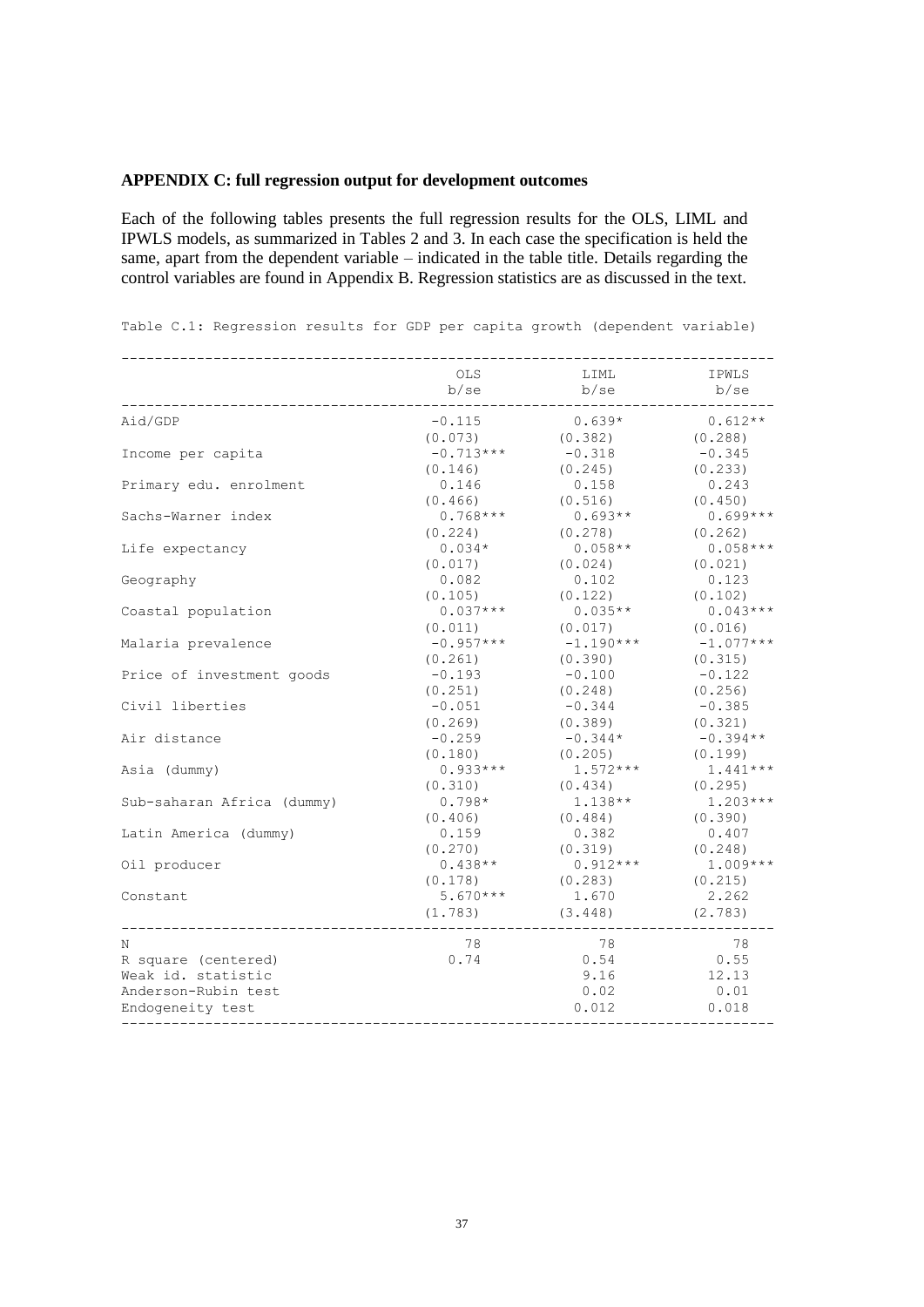**APPENDIX C: full regression output for development outcomes**

Each of the following tables presents the full regression results for the OLS, LIML and IPWLS models, as summarized in Tables 2 and 3. In each case the specification is held the same, apart from the dependent variable – indicated in the table title. Details regarding the control variables are found in Appendix B. Regression statistics are as discussed in the text.

Table C.1: Regression results for GDP per capita growth (dependent variable)

| | OLS<br>b/se | LIML<br>b/se | IPWLS<br>b/se |
|---|---|---|---|
| Aid/GDP | -0.115 | 0.639* | 0.612** |
| | (0.073) | (0.382) | (0.288) |
| Income per capita | -0.713*** | -0.318 | -0.345 |
| | (0.146) | (0.245) | (0.233) |
| Primary edu. enrolment | 0.146 | 0.158 | 0.243 |
| | (0.466) | (0.516) | (0.450) |
| Sachs-Warner index | 0.768*** | 0.693** | 0.699*** |
| | (0.224) | (0.278) | (0.262) |
| Life expectancy | 0.034* | 0.058** | 0.058*** |
| | (0.017) | (0.024) | (0.021) |
| Geography | 0.082 | 0.102 | 0.123 |
| | (0.105) | (0.122) | (0.102) |
| Coastal population | 0.037*** | 0.035** | 0.043*** |
| | (0.011) | (0.017) | (0.016) |
| Malaria prevalence | -0.957*** | -1.190*** | -1.077*** |
| | (0.261) | (0.390) | (0.315) |
| Price of investment goods | -0.193 | -0.100 | -0.122 |
| | (0.251) | (0.248) | (0.256) |
| Civil liberties | -0.051 | -0.344 | -0.385 |
| | (0.269) | (0.389) | (0.321) |
| Air distance | -0.259 | -0.344* | -0.394** |
| | (0.180) | (0.205) | (0.199) |
| Asia (dummy) | 0.933*** | 1.572*** | 1.441*** |
| | (0.310) | (0.434) | (0.295) |
| Sub-saharan Africa (dummy) | 0.798* | 1.138** | 1.203*** |
| | (0.406) | (0.484) | (0.390) |
| Latin America (dummy) | 0.159 | 0.382 | 0.407 |
| | (0.270) | (0.319) | (0.248) |
| Oil producer | 0.438** | 0.912*** | 1.009*** |
| | (0.178) | (0.283) | (0.215) |
| Constant | 5.670*** | 1.670 | 2.262 |
| | (1.783) | (3.448) | (2.783) |
| N | 78 | 78 | 78 |
| R square (centered) | 0.74 | 0.54 | 0.55 |
| Weak id. statistic | | 9.16 | 12.13 |
| Anderson-Rubin test | | 0.02 | 0.01 |
| Endogeneity test | | 0.012 | 0.018 |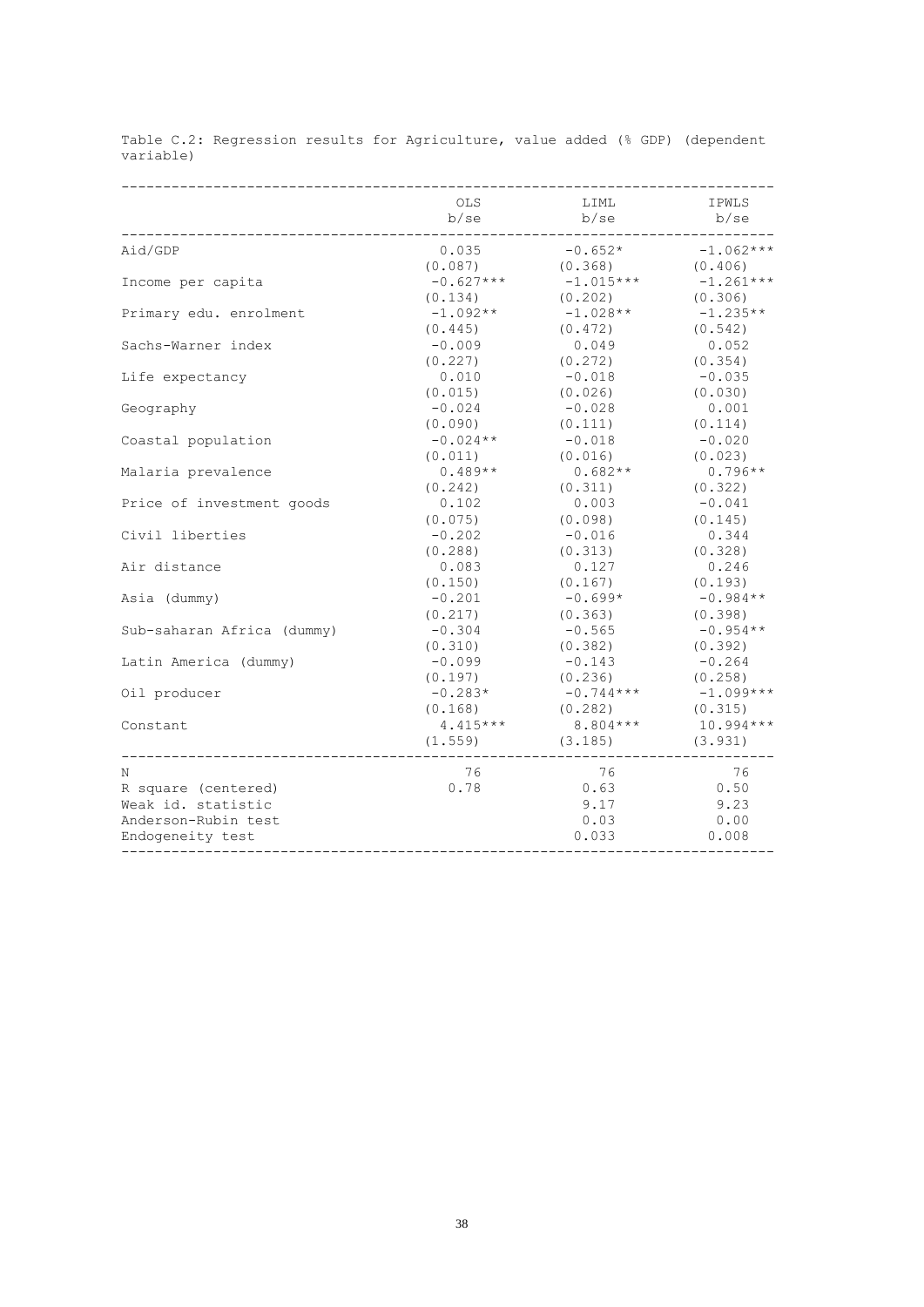Table C.2: Regression results for Agriculture, value added (% GDP) (dependent variable)

| | OLS b/se | LIML b/se | IPWLS b/se |
|---|---|---|---|
| Aid/GDP | 0.035 | -0.652* | -1.062*** |
| | (0.087) | (0.368) | (0.406) |
| Income per capita | -0.627*** | -1.015*** | -1.261*** |
| | (0.134) | (0.202) | (0.306) |
| Primary edu. enrolment | -1.092** | -1.028** | -1.235** |
| | (0.445) | (0.472) | (0.542) |
| Sachs-Warner index | -0.009 | 0.049 | 0.052 |
| | (0.227) | (0.272) | (0.354) |
| Life expectancy | 0.010 | -0.018 | -0.035 |
| | (0.015) | (0.026) | (0.030) |
| Geography | -0.024 | -0.028 | 0.001 |
| | (0.090) | (0.111) | (0.114) |
| Coastal population | -0.024** | -0.018 | -0.020 |
| | (0.011) | (0.016) | (0.023) |
| Malaria prevalence | 0.489** | 0.682** | 0.796** |
| | (0.242) | (0.311) | (0.322) |
| Price of investment goods | 0.102 | 0.003 | -0.041 |
| | (0.075) | (0.098) | (0.145) |
| Civil liberties | -0.202 | -0.016 | 0.344 |
| | (0.288) | (0.313) | (0.328) |
| Air distance | 0.083 | 0.127 | 0.246 |
| | (0.150) | (0.167) | (0.193) |
| Asia (dummy) | -0.201 | -0.699* | -0.984** |
| | (0.217) | (0.363) | (0.398) |
| Sub-saharan Africa (dummy) | -0.304 | -0.565 | -0.954** |
| | (0.310) | (0.382) | (0.392) |
| Latin America (dummy) | -0.099 | -0.143 | -0.264 |
| | (0.197) | (0.236) | (0.258) |
| Oil producer | -0.283* | -0.744*** | -1.099*** |
| | (0.168) | (0.282) | (0.315) |
| Constant | 4.415*** | 8.804*** | 10.994*** |
| | (1.559) | (3.185) | (3.931) |
| N | 76 | 76 | 76 |
| R square (centered) | 0.78 | 0.63 | 0.50 |
| Weak id. statistic | | 9.17 | 9.23 |
| Anderson-Rubin test | | 0.03 | 0.00 |
| Endogeneity test | | 0.033 | 0.008 |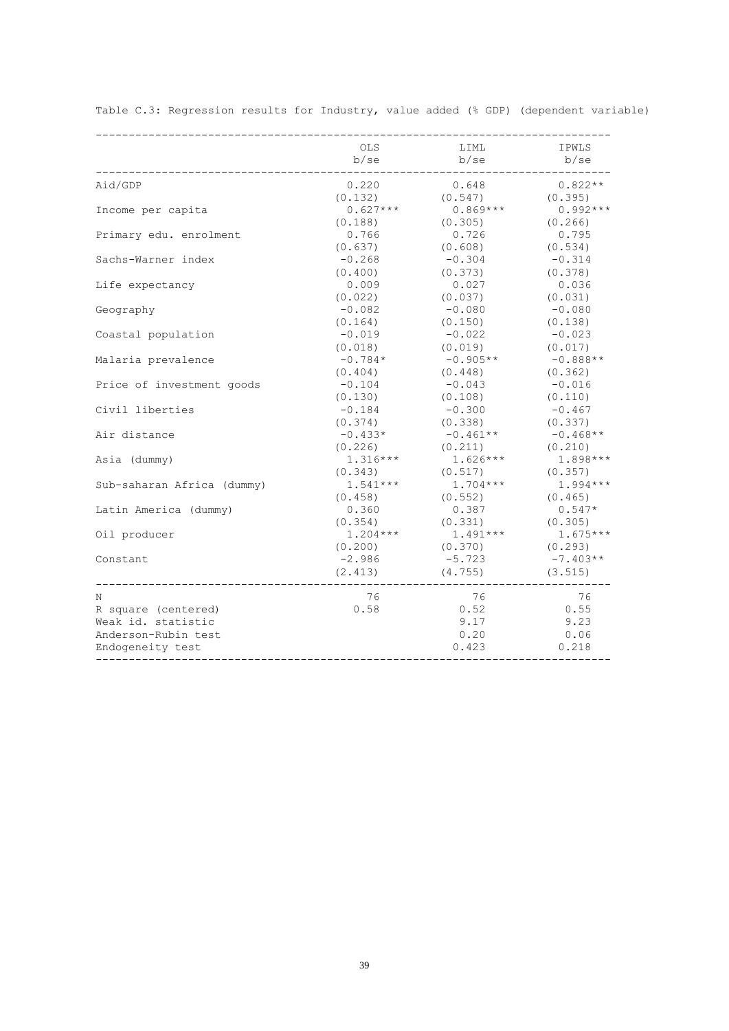Table C.3: Regression results for Industry, value added (% GDP) (dependent variable)

| | OLS b/se | LIML b/se | IPWLS b/se |
|---|---|---|---|
| Aid/GDP | 0.220 | 0.648 | 0.822** |
| | (0.132) | (0.547) | (0.395) |
| Income per capita | 0.627*** | 0.869*** | 0.992*** |
| | (0.188) | (0.305) | (0.266) |
| Primary edu. enrolment | 0.766 | 0.726 | 0.795 |
| | (0.637) | (0.608) | (0.534) |
| Sachs-Warner index | -0.268 | -0.304 | -0.314 |
| | (0.400) | (0.373) | (0.378) |
| Life expectancy | 0.009 | 0.027 | 0.036 |
| | (0.022) | (0.037) | (0.031) |
| Geography | -0.082 | -0.080 | -0.080 |
| | (0.164) | (0.150) | (0.138) |
| Coastal population | -0.019 | -0.022 | -0.023 |
| | (0.018) | (0.019) | (0.017) |
| Malaria prevalence | -0.784* | -0.905** | -0.888** |
| | (0.404) | (0.448) | (0.362) |
| Price of investment goods | -0.104 | -0.043 | -0.016 |
| | (0.130) | (0.108) | (0.110) |
| Civil liberties | -0.184 | -0.300 | -0.467 |
| | (0.374) | (0.338) | (0.337) |
| Air distance | -0.433* | -0.461** | -0.468** |
| | (0.226) | (0.211) | (0.210) |
| Asia (dummy) | 1.316*** | 1.626*** | 1.898*** |
| | (0.343) | (0.517) | (0.357) |
| Sub-saharan Africa (dummy) | 1.541*** | 1.704*** | 1.994*** |
| | (0.458) | (0.552) | (0.465) |
| Latin America (dummy) | 0.360 | 0.387 | 0.547* |
| | (0.354) | (0.331) | (0.305) |
| Oil producer | 1.204*** | 1.491*** | 1.675*** |
| | (0.200) | (0.370) | (0.293) |
| Constant | -2.986 | -5.723 | -7.403** |
| | (2.413) | (4.755) | (3.515) |
| N | 76 | 76 | 76 |
| R square (centered) | 0.58 | 0.52 | 0.55 |
| Weak id. statistic | | 9.17 | 9.23 |
| Anderson-Rubin test | | 0.20 | 0.06 |
| Endogeneity test | | 0.423 | 0.218 |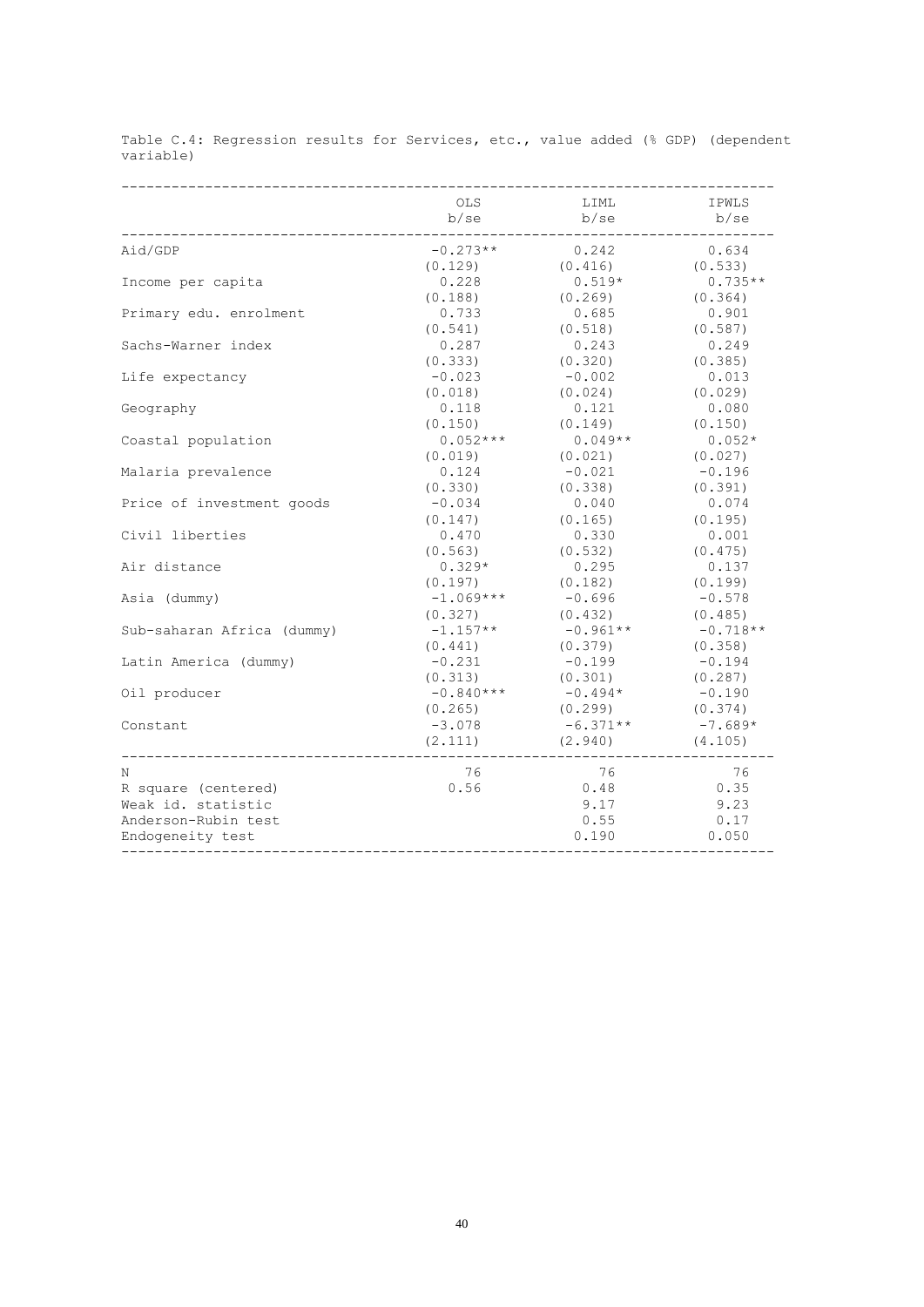Table C.4: Regression results for Services, etc., value added (% GDP) (dependent variable)

| | OLS | LIML | IPWLS |
|---|---|---|---|
| | b/se | b/se | b/se |
| Aid/GDP | -0.273** | 0.242 | 0.634 |
| | (0.129) | (0.416) | (0.533) |
| Income per capita | 0.228 | 0.519* | 0.735** |
| | (0.188) | (0.269) | (0.364) |
| Primary edu. enrolment | 0.733 | 0.685 | 0.901 |
| | (0.541) | (0.518) | (0.587) |
| Sachs-Warner index | 0.287 | 0.243 | 0.249 |
| | (0.333) | (0.320) | (0.385) |
| Life expectancy | -0.023 | -0.002 | 0.013 |
| | (0.018) | (0.024) | (0.029) |
| Geography | 0.118 | 0.121 | 0.080 |
| | (0.150) | (0.149) | (0.150) |
| Coastal population | 0.052*** | 0.049** | 0.052* |
| | (0.019) | (0.021) | (0.027) |
| Malaria prevalence | 0.124 | -0.021 | -0.196 |
| | (0.330) | (0.338) | (0.391) |
| Price of investment goods | -0.034 | 0.040 | 0.074 |
| | (0.147) | (0.165) | (0.195) |
| Civil liberties | 0.470 | 0.330 | 0.001 |
| | (0.563) | (0.532) | (0.475) |
| Air distance | 0.329* | 0.295 | 0.137 |
| | (0.197) | (0.182) | (0.199) |
| Asia (dummy) | -1.069*** | -0.696 | -0.578 |
| | (0.327) | (0.432) | (0.485) |
| Sub-saharan Africa (dummy) | -1.157** | -0.961** | -0.718** |
| | (0.441) | (0.379) | (0.358) |
| Latin America (dummy) | -0.231 | -0.199 | -0.194 |
| | (0.313) | (0.301) | (0.287) |
| Oil producer | -0.840*** | -0.494* | -0.190 |
| | (0.265) | (0.299) | (0.374) |
| Constant | -3.078 | -6.371** | -7.689* |
| | (2.111) | (2.940) | (4.105) |
| N | 76 | 76 | 76 |
| R square (centered) | 0.56 | 0.48 | 0.35 |
| Weak id. statistic | | 9.17 | 9.23 |
| Anderson-Rubin test | | 0.55 | 0.17 |
| Endogeneity test | | 0.190 | 0.050 |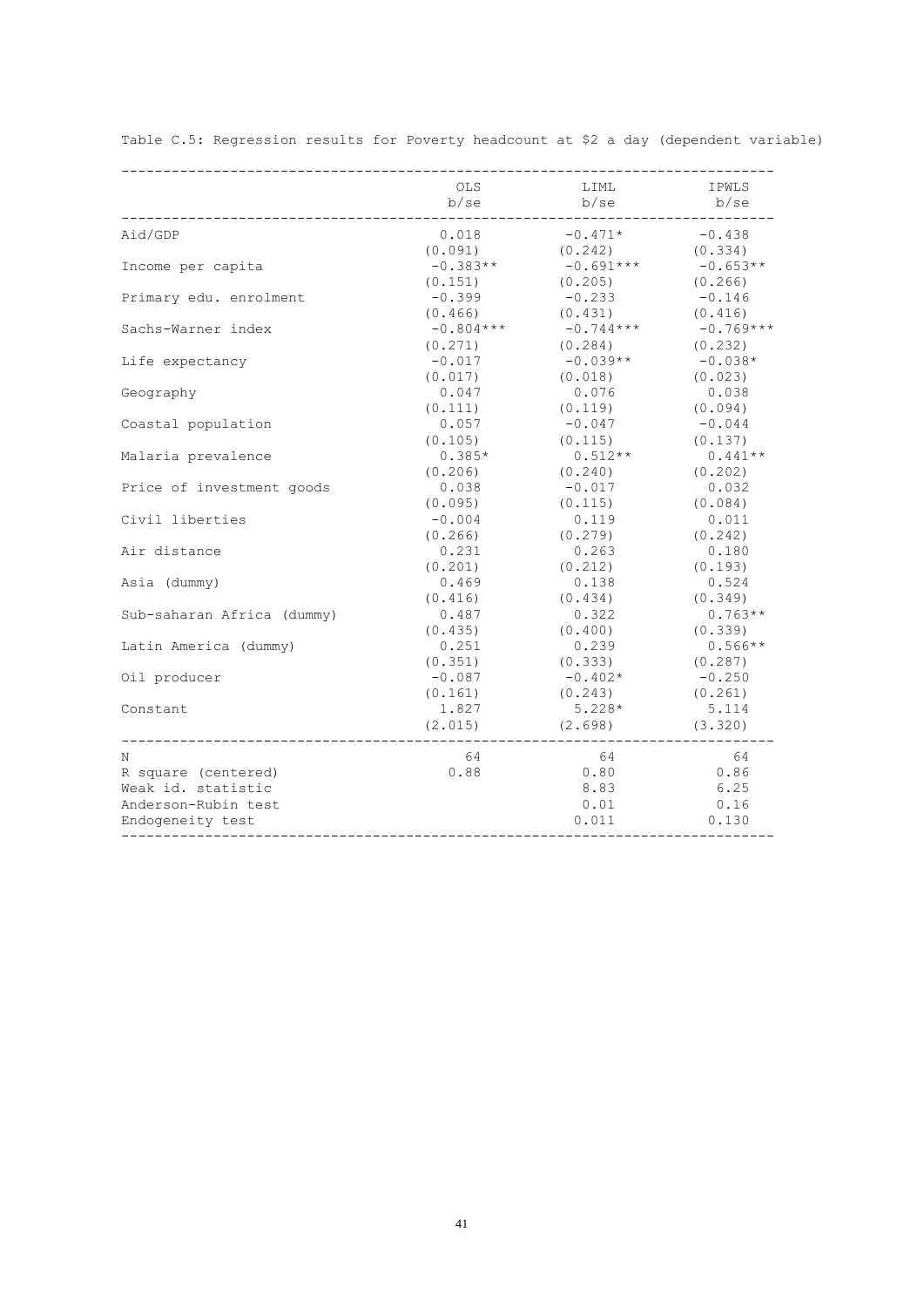Table C.5: Regression results for Poverty headcount at $2 a day (dependent variable)

| | OLS b/se | LIML b/se | IPWLS b/se |
|---|---|---|---|
| Aid/GDP | 0.018 | -0.471* | -0.438 |
| | (0.091) | (0.242) | (0.334) |
| Income per capita | -0.383** | -0.691*** | -0.653** |
| | (0.151) | (0.205) | (0.266) |
| Primary edu. enrolment | -0.399 | -0.233 | -0.146 |
| | (0.466) | (0.431) | (0.416) |
| Sachs-Warner index | -0.804*** | -0.744*** | -0.769*** |
| | (0.271) | (0.284) | (0.232) |
| Life expectancy | -0.017 | -0.039** | -0.038* |
| | (0.017) | (0.018) | (0.023) |
| Geography | 0.047 | 0.076 | 0.038 |
| | (0.111) | (0.119) | (0.094) |
| Coastal population | 0.057 | -0.047 | -0.044 |
| | (0.105) | (0.115) | (0.137) |
| Malaria prevalence | 0.385* | 0.512** | 0.441** |
| | (0.206) | (0.240) | (0.202) |
| Price of investment goods | 0.038 | -0.017 | 0.032 |
| | (0.095) | (0.115) | (0.084) |
| Civil liberties | -0.004 | 0.119 | 0.011 |
| | (0.266) | (0.279) | (0.242) |
| Air distance | 0.231 | 0.263 | 0.180 |
| | (0.201) | (0.212) | (0.193) |
| Asia (dummy) | 0.469 | 0.138 | 0.524 |
| | (0.416) | (0.434) | (0.349) |
| Sub-saharan Africa (dummy) | 0.487 | 0.322 | 0.763** |
| | (0.435) | (0.400) | (0.339) |
| Latin America (dummy) | 0.251 | 0.239 | 0.566** |
| | (0.351) | (0.333) | (0.287) |
| Oil producer | -0.087 | -0.402* | -0.250 |
| | (0.161) | (0.243) | (0.261) |
| Constant | 1.827 | 5.228* | 5.114 |
| | (2.015) | (2.698) | (3.320) |
| N | 64 | 64 | 64 |
| R square (centered) | 0.88 | 0.80 | 0.86 |
| Weak id. statistic | | 8.83 | 6.25 |
| Anderson-Rubin test | | 0.01 | 0.16 |
| Endogeneity test | | 0.011 | 0.130 |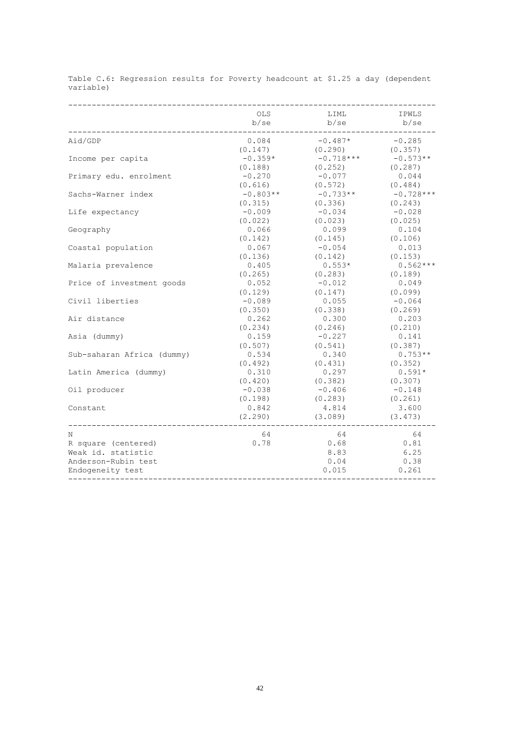Table C.6: Regression results for Poverty headcount at $1.25 a day (dependent variable)

| | OLS<br>b/se | LIML<br>b/se | IPWLS<br>b/se |
|---|---|---|---|
| Aid/GDP | 0.084 | -0.487* | -0.285 |
| | (0.147) | (0.290) | (0.357) |
| Income per capita | -0.359* | -0.718*** | -0.573** |
| | (0.188) | (0.252) | (0.287) |
| Primary edu. enrolment | -0.270 | -0.077 | 0.044 |
| | (0.616) | (0.572) | (0.484) |
| Sachs-Warner index | -0.803** | -0.733** | -0.728*** |
| | (0.315) | (0.336) | (0.243) |
| Life expectancy | -0.009 | -0.034 | -0.028 |
| | (0.022) | (0.023) | (0.025) |
| Geography | 0.066 | 0.099 | 0.104 |
| | (0.142) | (0.145) | (0.106) |
| Coastal population | 0.067 | -0.054 | 0.013 |
| | (0.136) | (0.142) | (0.153) |
| Malaria prevalence | 0.405 | 0.553* | 0.562*** |
| | (0.265) | (0.283) | (0.189) |
| Price of investment goods | 0.052 | -0.012 | 0.049 |
| | (0.129) | (0.147) | (0.099) |
| Civil liberties | -0.089 | 0.055 | -0.064 |
| | (0.350) | (0.338) | (0.269) |
| Air distance | 0.262 | 0.300 | 0.203 |
| | (0.234) | (0.246) | (0.210) |
| Asia (dummy) | 0.159 | -0.227 | 0.141 |
| | (0.507) | (0.541) | (0.387) |
| Sub-saharan Africa (dummy) | 0.534 | 0.340 | 0.753** |
| | (0.492) | (0.431) | (0.352) |
| Latin America (dummy) | 0.310 | 0.297 | 0.591* |
| | (0.420) | (0.382) | (0.307) |
| Oil producer | -0.038 | -0.406 | -0.148 |
| | (0.198) | (0.283) | (0.261) |
| Constant | 0.842 | 4.814 | 3.600 |
| | (2.290) | (3.089) | (3.473) |
| N | 64 | 64 | 64 |
| R square (centered) | 0.78 | 0.68 | 0.81 |
| Weak id. statistic | | 8.83 | 6.25 |
| Anderson-Rubin test | | 0.04 | 0.38 |
| Endogeneity test | | 0.015 | 0.261 |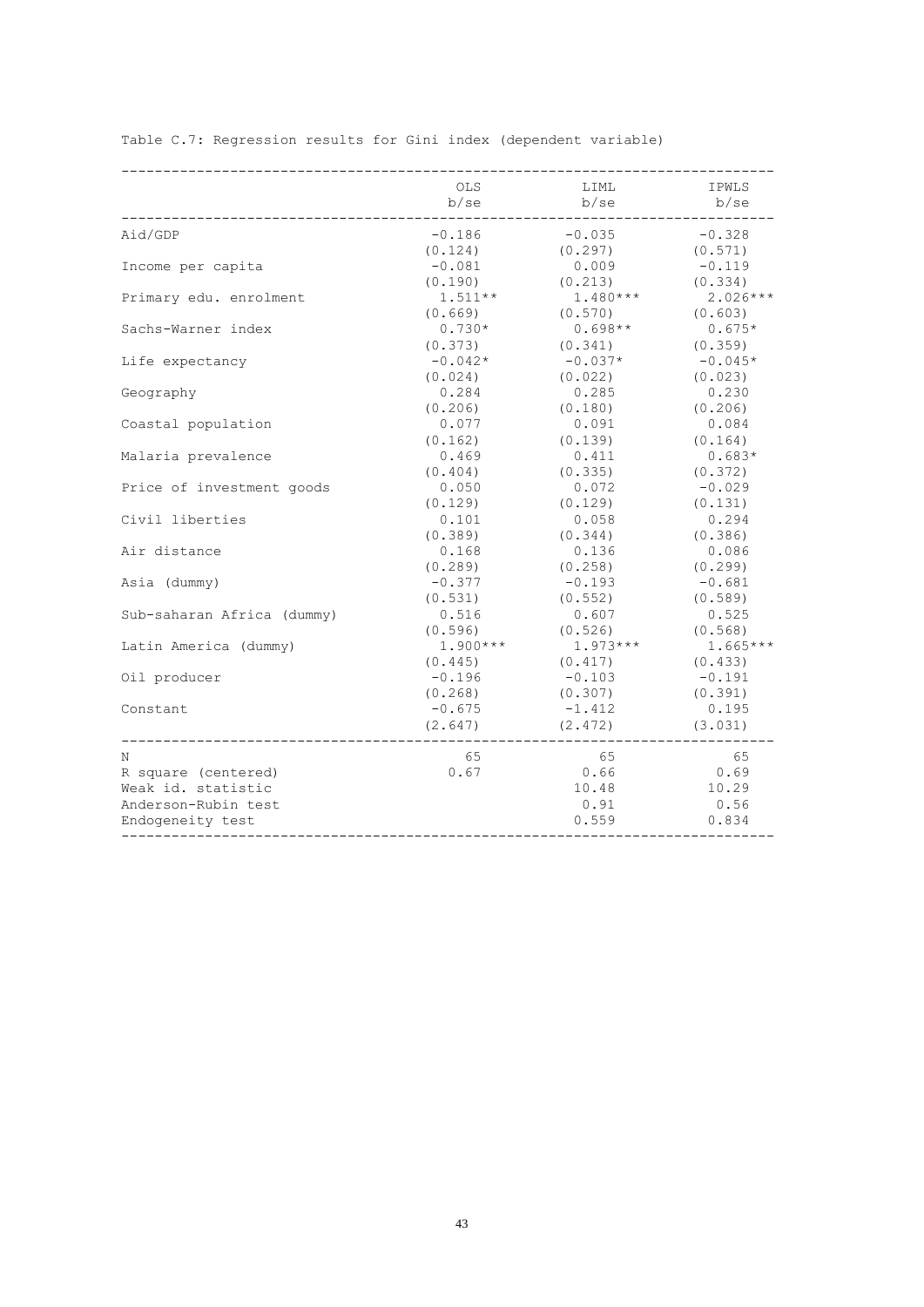Table C.7: Regression results for Gini index (dependent variable)

| | OLS<br>b/se | LIML<br>b/se | IPWLS<br>b/se |
|---|---|---|---|
| Aid/GDP | -0.186 | -0.035 | -0.328 |
| | (0.124) | (0.297) | (0.571) |
| Income per capita | -0.081 | 0.009 | -0.119 |
| | (0.190) | (0.213) | (0.334) |
| Primary edu. enrolment | 1.511** | 1.480*** | 2.026*** |
| | (0.669) | (0.570) | (0.603) |
| Sachs-Warner index | 0.730* | 0.698** | 0.675* |
| | (0.373) | (0.341) | (0.359) |
| Life expectancy | -0.042* | -0.037* | -0.045* |
| | (0.024) | (0.022) | (0.023) |
| Geography | 0.284 | 0.285 | 0.230 |
| | (0.206) | (0.180) | (0.206) |
| Coastal population | 0.077 | 0.091 | 0.084 |
| | (0.162) | (0.139) | (0.164) |
| Malaria prevalence | 0.469 | 0.411 | 0.683* |
| | (0.404) | (0.335) | (0.372) |
| Price of investment goods | 0.050 | 0.072 | -0.029 |
| | (0.129) | (0.129) | (0.131) |
| Civil liberties | 0.101 | 0.058 | 0.294 |
| | (0.389) | (0.344) | (0.386) |
| Air distance | 0.168 | 0.136 | 0.086 |
| | (0.289) | (0.258) | (0.299) |
| Asia (dummy) | -0.377 | -0.193 | -0.681 |
| | (0.531) | (0.552) | (0.589) |
| Sub-saharan Africa (dummy) | 0.516 | 0.607 | 0.525 |
| | (0.596) | (0.526) | (0.568) |
| Latin America (dummy) | 1.900*** | 1.973*** | 1.665*** |
| | (0.445) | (0.417) | (0.433) |
| Oil producer | -0.196 | -0.103 | -0.191 |
| | (0.268) | (0.307) | (0.391) |
| Constant | -0.675 | -1.412 | 0.195 |
| | (2.647) | (2.472) | (3.031) |
| N | 65 | 65 | 65 |
| R square (centered) | 0.67 | 0.66 | 0.69 |
| Weak id. statistic | | 10.48 | 10.29 |
| Anderson-Rubin test | | 0.91 | 0.56 |
| Endogeneity test | | 0.559 | 0.834 |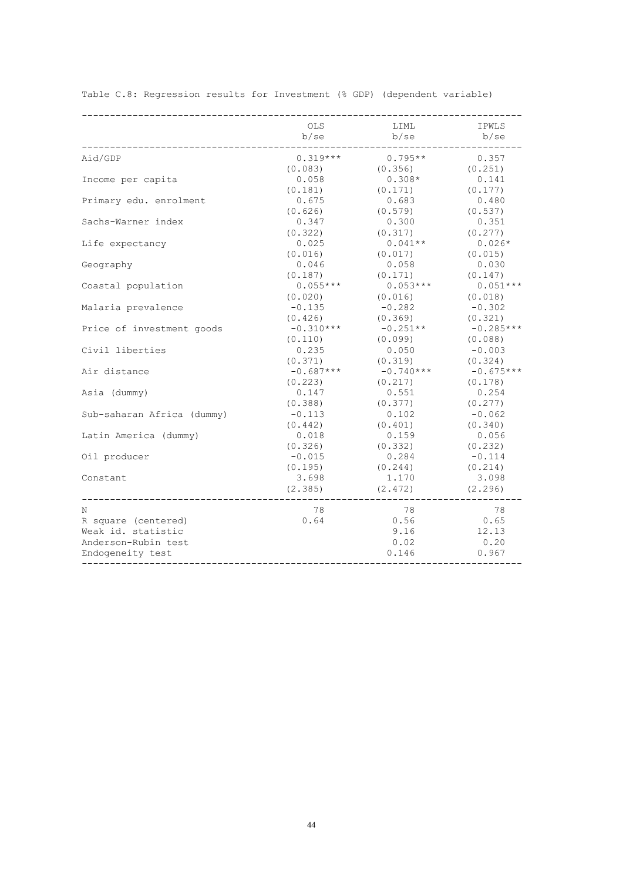Table C.8: Regression results for Investment (% GDP) (dependent variable)

| | OLS<br>b/se | LIML<br>b/se | IPWLS<br>b/se |
|---|---|---|---|
| Aid/GDP | 0.319*** | 0.795** | 0.357 |
| | (0.083) | (0.356) | (0.251) |
| Income per capita | 0.058 | 0.308* | 0.141 |
| | (0.181) | (0.171) | (0.177) |
| Primary edu. enrolment | 0.675 | 0.683 | 0.480 |
| | (0.626) | (0.579) | (0.537) |
| Sachs-Warner index | 0.347 | 0.300 | 0.351 |
| | (0.322) | (0.317) | (0.277) |
| Life expectancy | 0.025 | 0.041** | 0.026* |
| | (0.016) | (0.017) | (0.015) |
| Geography | 0.046 | 0.058 | 0.030 |
| | (0.187) | (0.171) | (0.147) |
| Coastal population | 0.055*** | 0.053*** | 0.051*** |
| | (0.020) | (0.016) | (0.018) |
| Malaria prevalence | -0.135 | -0.282 | -0.302 |
| | (0.426) | (0.369) | (0.321) |
| Price of investment goods | -0.310*** | -0.251** | -0.285*** |
| | (0.110) | (0.099) | (0.088) |
| Civil liberties | 0.235 | 0.050 | -0.003 |
| | (0.371) | (0.319) | (0.324) |
| Air distance | -0.687*** | -0.740*** | -0.675*** |
| | (0.223) | (0.217) | (0.178) |
| Asia (dummy) | 0.147 | 0.551 | 0.254 |
| | (0.388) | (0.377) | (0.277) |
| Sub-saharan Africa (dummy) | -0.113 | 0.102 | -0.062 |
| | (0.442) | (0.401) | (0.340) |
| Latin America (dummy) | 0.018 | 0.159 | 0.056 |
| | (0.326) | (0.332) | (0.232) |
| Oil producer | -0.015 | 0.284 | -0.114 |
| | (0.195) | (0.244) | (0.214) |
| Constant | 3.698 | 1.170 | 3.098 |
| | (2.385) | (2.472) | (2.296) |
| N | 78 | 78 | 78 |
| R square (centered) | 0.64 | 0.56 | 0.65 |
| Weak id. statistic | | 9.16 | 12.13 |
| Anderson-Rubin test | | 0.02 | 0.20 |
| Endogeneity test | | 0.146 | 0.967 |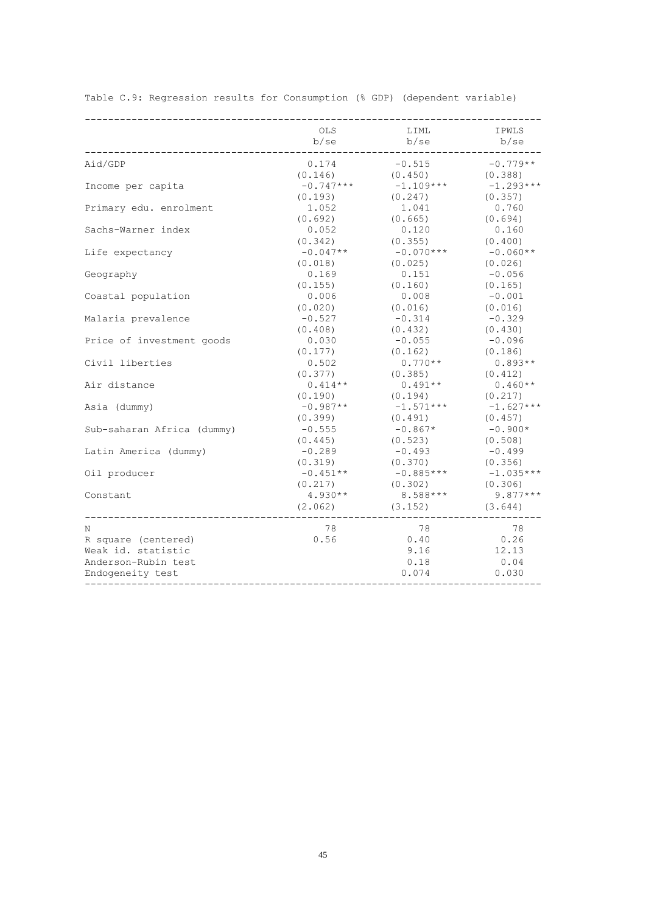Table C.9: Regression results for Consumption (% GDP) (dependent variable)

| | OLS | LIML | IPWLS |
|---|---|---|---|
| | b/se | b/se | b/se |
| Aid/GDP | 0.174 | -0.515 | -0.779** |
| | (0.146) | (0.450) | (0.388) |
| Income per capita | -0.747*** | -1.109*** | -1.293*** |
| | (0.193) | (0.247) | (0.357) |
| Primary edu. enrolment | 1.052 | 1.041 | 0.760 |
| | (0.692) | (0.665) | (0.694) |
| Sachs-Warner index | 0.052 | 0.120 | 0.160 |
| | (0.342) | (0.355) | (0.400) |
| Life expectancy | -0.047** | -0.070*** | -0.060** |
| | (0.018) | (0.025) | (0.026) |
| Geography | 0.169 | 0.151 | -0.056 |
| | (0.155) | (0.160) | (0.165) |
| Coastal population | 0.006 | 0.008 | -0.001 |
| | (0.020) | (0.016) | (0.016) |
| Malaria prevalence | -0.527 | -0.314 | -0.329 |
| | (0.408) | (0.432) | (0.430) |
| Price of investment goods | 0.030 | -0.055 | -0.096 |
| | (0.177) | (0.162) | (0.186) |
| Civil liberties | 0.502 | 0.770** | 0.893** |
| | (0.377) | (0.385) | (0.412) |
| Air distance | 0.414** | 0.491** | 0.460** |
| | (0.190) | (0.194) | (0.217) |
| Asia (dummy) | -0.987** | -1.571*** | -1.627*** |
| | (0.399) | (0.491) | (0.457) |
| Sub-saharan Africa (dummy) | -0.555 | -0.867* | -0.900* |
| | (0.445) | (0.523) | (0.508) |
| Latin America (dummy) | -0.289 | -0.493 | -0.499 |
| | (0.319) | (0.370) | (0.356) |
| Oil producer | -0.451** | -0.885*** | -1.035*** |
| | (0.217) | (0.302) | (0.306) |
| Constant | 4.930** | 8.588*** | 9.877*** |
| | (2.062) | (3.152) | (3.644) |
| N | 78 | 78 | 78 |
| R square (centered) | 0.56 | 0.40 | 0.26 |
| Weak id. statistic | | 9.16 | 12.13 |
| Anderson-Rubin test | | 0.18 | 0.04 |
| Endogeneity test | | 0.074 | 0.030 |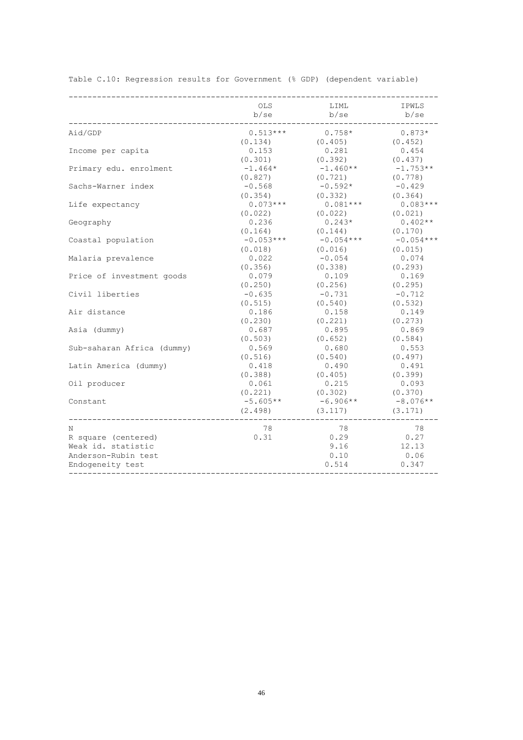Table C.10: Regression results for Government (% GDP) (dependent variable)

| | OLS b/se | LIML b/se | IPWLS b/se |
|---|---|---|---|
| Aid/GDP | 0.513*** | 0.758* | 0.873* |
| | (0.134) | (0.405) | (0.452) |
| Income per capita | 0.153 | 0.281 | 0.454 |
| | (0.301) | (0.392) | (0.437) |
| Primary edu. enrolment | -1.464* | -1.460** | -1.753** |
| | (0.827) | (0.721) | (0.778) |
| Sachs-Warner index | -0.568 | -0.592* | -0.429 |
| | (0.354) | (0.332) | (0.364) |
| Life expectancy | 0.073*** | 0.081*** | 0.083*** |
| | (0.022) | (0.022) | (0.021) |
| Geography | 0.236 | 0.243* | 0.402** |
| | (0.164) | (0.144) | (0.170) |
| Coastal population | -0.053*** | -0.054*** | -0.054*** |
| | (0.018) | (0.016) | (0.015) |
| Malaria prevalence | 0.022 | -0.054 | 0.074 |
| | (0.356) | (0.338) | (0.293) |
| Price of investment goods | 0.079 | 0.109 | 0.169 |
| | (0.250) | (0.256) | (0.295) |
| Civil liberties | -0.635 | -0.731 | -0.712 |
| | (0.515) | (0.540) | (0.532) |
| Air distance | 0.186 | 0.158 | 0.149 |
| | (0.230) | (0.221) | (0.273) |
| Asia (dummy) | 0.687 | 0.895 | 0.869 |
| | (0.503) | (0.652) | (0.584) |
| Sub-saharan Africa (dummy) | 0.569 | 0.680 | 0.553 |
| | (0.516) | (0.540) | (0.497) |
| Latin America (dummy) | 0.418 | 0.490 | 0.491 |
| | (0.388) | (0.405) | (0.399) |
| Oil producer | 0.061 | 0.215 | 0.093 |
| | (0.221) | (0.302) | (0.370) |
| Constant | -5.605** | -6.906** | -8.076** |
| | (2.498) | (3.117) | (3.171) |
| N | 78 | 78 | 78 |
| R square (centered) | 0.31 | 0.29 | 0.27 |
| Weak id. statistic | | 9.16 | 12.13 |
| Anderson-Rubin test | | 0.10 | 0.06 |
| Endogeneity test | | 0.514 | 0.347 |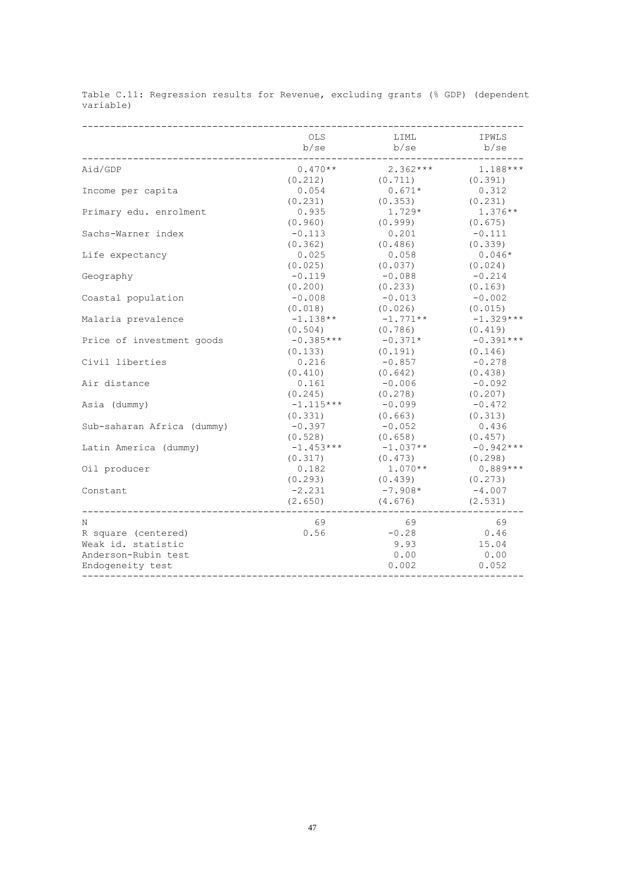Table C.11: Regression results for Revenue, excluding grants (% GDP) (dependent variable)

| | OLS<br>b/se | LIML<br>b/se | IPWLS<br>b/se |
|---|---|---|---|
| Aid/GDP | 0.470** | 2.362*** | 1.188*** |
| | (0.212) | (0.711) | (0.391) |
| Income per capita | 0.054 | 0.671* | 0.312 |
| | (0.231) | (0.353) | (0.231) |
| Primary edu. enrolment | 0.935 | 1.729* | 1.376** |
| | (0.960) | (0.999) | (0.675) |
| Sachs-Warner index | -0.113 | 0.201 | -0.111 |
| | (0.362) | (0.486) | (0.339) |
| Life expectancy | 0.025 | 0.058 | 0.046* |
| | (0.025) | (0.037) | (0.024) |
| Geography | -0.119 | -0.088 | -0.214 |
| | (0.200) | (0.233) | (0.163) |
| Coastal population | -0.008 | -0.013 | -0.002 |
| | (0.018) | (0.026) | (0.015) |
| Malaria prevalence | -1.138** | -1.771** | -1.329*** |
| | (0.504) | (0.786) | (0.419) |
| Price of investment goods | -0.385*** | -0.371* | -0.391*** |
| | (0.133) | (0.191) | (0.146) |
| Civil liberties | 0.216 | -0.857 | -0.278 |
| | (0.410) | (0.642) | (0.438) |
| Air distance | 0.161 | -0.006 | -0.092 |
| | (0.245) | (0.278) | (0.207) |
| Asia (dummy) | -1.115*** | -0.099 | -0.472 |
| | (0.331) | (0.663) | (0.313) |
| Sub-saharan Africa (dummy) | -0.397 | -0.052 | 0.436 |
| | (0.528) | (0.658) | (0.457) |
| Latin America (dummy) | -1.453*** | -1.037** | -0.942*** |
| | (0.317) | (0.473) | (0.298) |
| Oil producer | 0.182 | 1.070** | 0.889*** |
| | (0.293) | (0.439) | (0.273) |
| Constant | -2.231 | -7.908* | -4.007 |
| | (2.650) | (4.676) | (2.531) |
| N | 69 | 69 | 69 |
| R square (centered) | 0.56 | -0.28 | 0.46 |
| Weak id. statistic | | 9.93 | 15.04 |
| Anderson-Rubin test | | 0.00 | 0.00 |
| Endogeneity test | | 0.002 | 0.052 |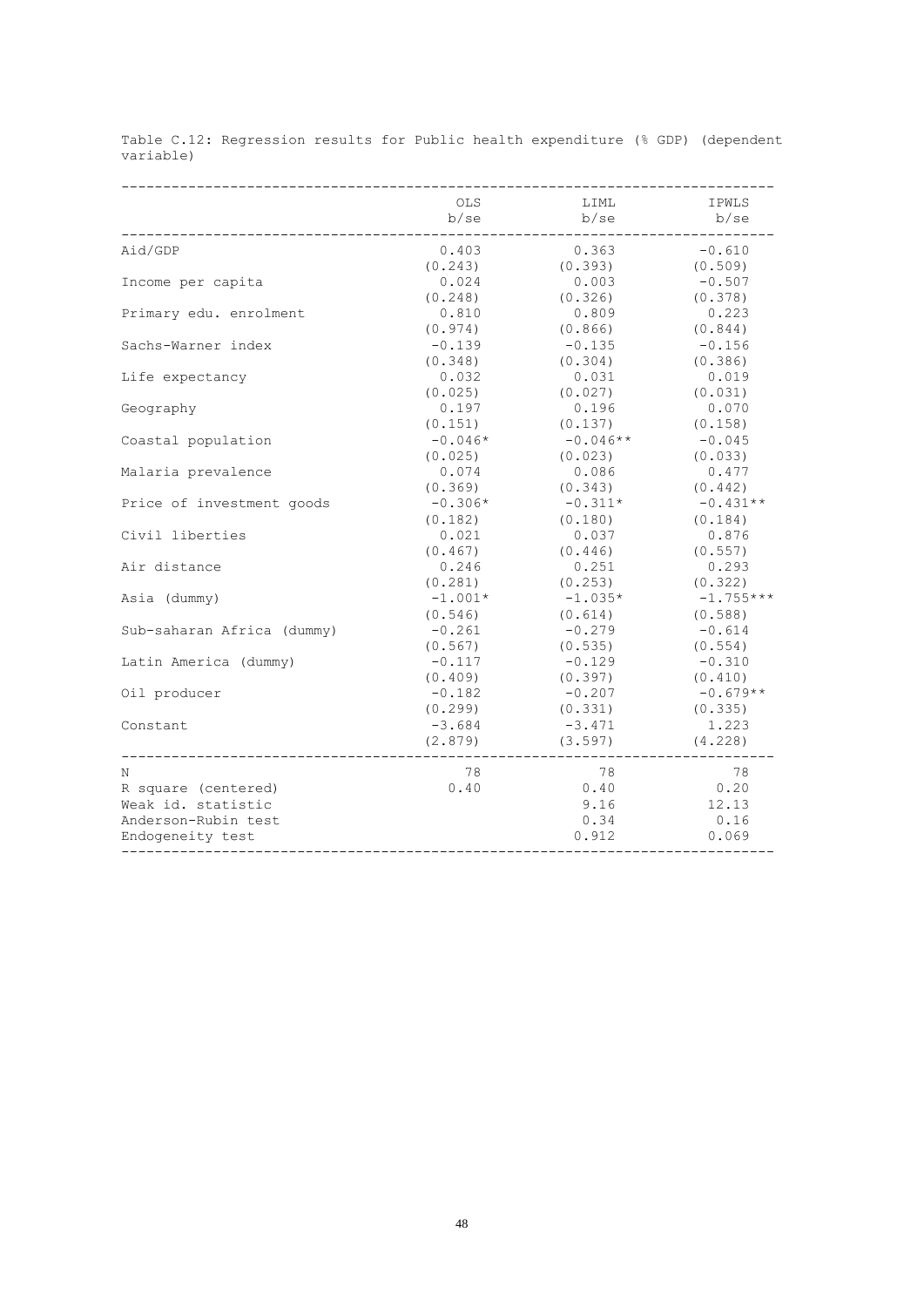Table C.12: Regression results for Public health expenditure (% GDP) (dependent variable)

| | OLS<br>b/se | LIML<br>b/se | IPWLS<br>b/se |
|---|---|---|---|
| Aid/GDP | 0.403 | 0.363 | -0.610 |
| | (0.243) | (0.393) | (0.509) |
| Income per capita | 0.024 | 0.003 | -0.507 |
| | (0.248) | (0.326) | (0.378) |
| Primary edu. enrolment | 0.810 | 0.809 | 0.223 |
| | (0.974) | (0.866) | (0.844) |
| Sachs-Warner index | -0.139 | -0.135 | -0.156 |
| | (0.348) | (0.304) | (0.386) |
| Life expectancy | 0.032 | 0.031 | 0.019 |
| | (0.025) | (0.027) | (0.031) |
| Geography | 0.197 | 0.196 | 0.070 |
| | (0.151) | (0.137) | (0.158) |
| Coastal population | -0.046* | -0.046** | -0.045 |
| | (0.025) | (0.023) | (0.033) |
| Malaria prevalence | 0.074 | 0.086 | 0.477 |
| | (0.369) | (0.343) | (0.442) |
| Price of investment goods | -0.306* | -0.311* | -0.431** |
| | (0.182) | (0.180) | (0.184) |
| Civil liberties | 0.021 | 0.037 | 0.876 |
| | (0.467) | (0.446) | (0.557) |
| Air distance | 0.246 | 0.251 | 0.293 |
| | (0.281) | (0.253) | (0.322) |
| Asia (dummy) | -1.001* | -1.035* | -1.755*** |
| | (0.546) | (0.614) | (0.588) |
| Sub-saharan Africa (dummy) | -0.261 | -0.279 | -0.614 |
| | (0.567) | (0.535) | (0.554) |
| Latin America (dummy) | -0.117 | -0.129 | -0.310 |
| | (0.409) | (0.397) | (0.410) |
| Oil producer | -0.182 | -0.207 | -0.679** |
| | (0.299) | (0.331) | (0.335) |
| Constant | -3.684 | -3.471 | 1.223 |
| | (2.879) | (3.597) | (4.228) |
| N | 78 | 78 | 78 |
| R square (centered) | 0.40 | 0.40 | 0.20 |
| Weak id. statistic | | 9.16 | 12.13 |
| Anderson-Rubin test | | 0.34 | 0.16 |
| Endogeneity test | | 0.912 | 0.069 |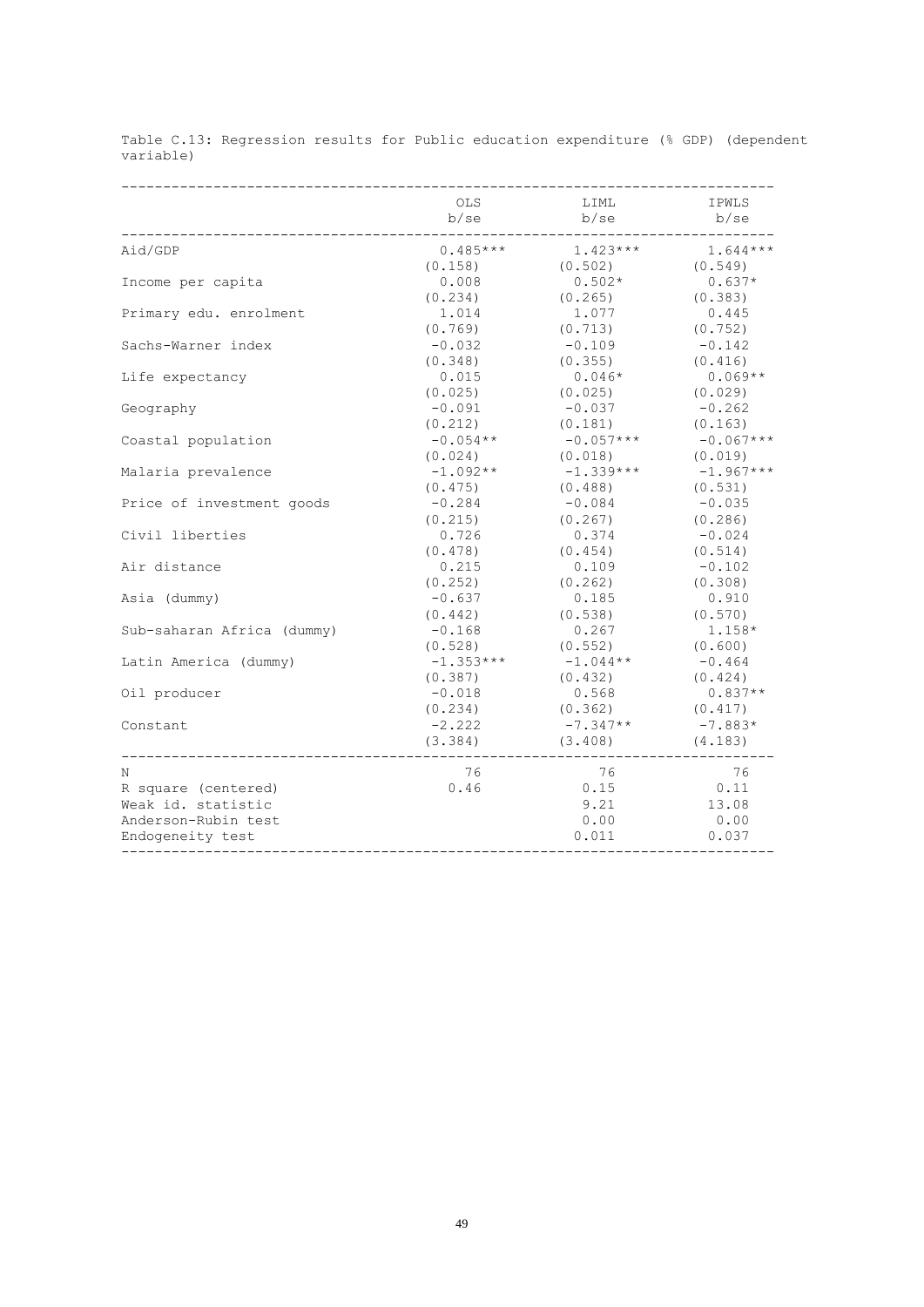Table C.13: Regression results for Public education expenditure (% GDP) (dependent variable)

| | OLS | LIML | IPWLS |
|---|---|---|---|
| | b/se | b/se | b/se |
| Aid/GDP | 0.485*** | 1.423*** | 1.644*** |
| | (0.158) | (0.502) | (0.549) |
| Income per capita | 0.008 | 0.502* | 0.637* |
| | (0.234) | (0.265) | (0.383) |
| Primary edu. enrolment | 1.014 | 1.077 | 0.445 |
| | (0.769) | (0.713) | (0.752) |
| Sachs-Warner index | -0.032 | -0.109 | -0.142 |
| | (0.348) | (0.355) | (0.416) |
| Life expectancy | 0.015 | 0.046* | 0.069** |
| | (0.025) | (0.025) | (0.029) |
| Geography | -0.091 | -0.037 | -0.262 |
| | (0.212) | (0.181) | (0.163) |
| Coastal population | -0.054** | -0.057*** | -0.067*** |
| | (0.024) | (0.018) | (0.019) |
| Malaria prevalence | -1.092** | -1.339*** | -1.967*** |
| | (0.475) | (0.488) | (0.531) |
| Price of investment goods | -0.284 | -0.084 | -0.035 |
| | (0.215) | (0.267) | (0.286) |
| Civil liberties | 0.726 | 0.374 | -0.024 |
| | (0.478) | (0.454) | (0.514) |
| Air distance | 0.215 | 0.109 | -0.102 |
| | (0.252) | (0.262) | (0.308) |
| Asia (dummy) | -0.637 | 0.185 | 0.910 |
| | (0.442) | (0.538) | (0.570) |
| Sub-saharan Africa (dummy) | -0.168 | 0.267 | 1.158* |
| | (0.528) | (0.552) | (0.600) |
| Latin America (dummy) | -1.353*** | -1.044** | -0.464 |
| | (0.387) | (0.432) | (0.424) |
| Oil producer | -0.018 | 0.568 | 0.837** |
| | (0.234) | (0.362) | (0.417) |
| Constant | -2.222 | -7.347** | -7.883* |
| | (3.384) | (3.408) | (4.183) |
| N | 76 | 76 | 76 |
| R square (centered) | 0.46 | 0.15 | 0.11 |
| Weak id. statistic | | 9.21 | 13.08 |
| Anderson-Rubin test | | 0.00 | 0.00 |
| Endogeneity test | | 0.011 | 0.037 |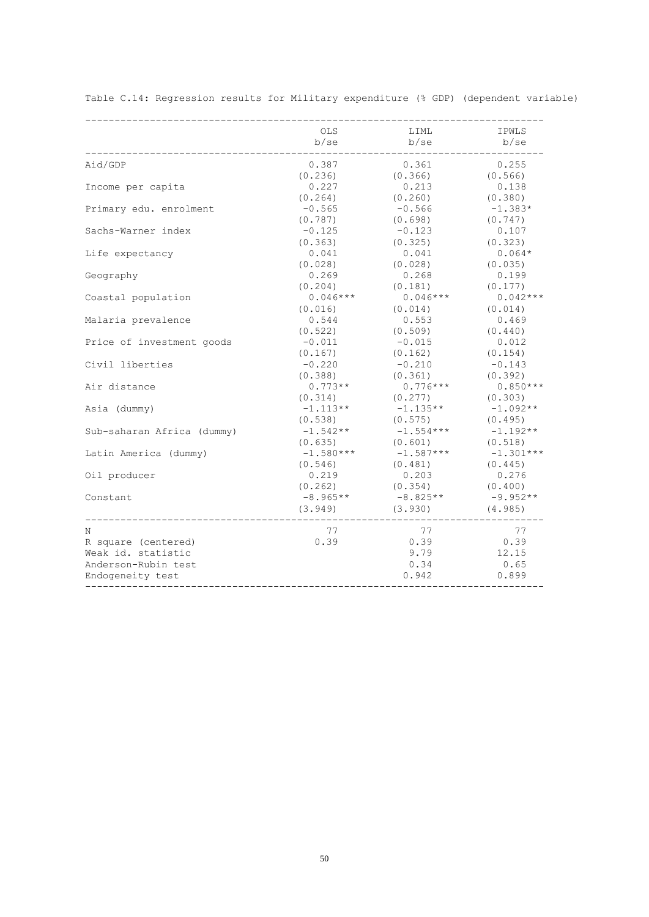Table C.14: Regression results for Military expenditure (% GDP) (dependent variable)

| | OLS | LIML | IPWLS |
|---|---|---|---|
| | b/se | b/se | b/se |
| Aid/GDP | 0.387 | 0.361 | 0.255 |
| | (0.236) | (0.366) | (0.566) |
| Income per capita | 0.227 | 0.213 | 0.138 |
| | (0.264) | (0.260) | (0.380) |
| Primary edu. enrolment | -0.565 | -0.566 | -1.383* |
| | (0.787) | (0.698) | (0.747) |
| Sachs-Warner index | -0.125 | -0.123 | 0.107 |
| | (0.363) | (0.325) | (0.323) |
| Life expectancy | 0.041 | 0.041 | 0.064* |
| | (0.028) | (0.028) | (0.035) |
| Geography | 0.269 | 0.268 | 0.199 |
| | (0.204) | (0.181) | (0.177) |
| Coastal population | 0.046*** | 0.046*** | 0.042*** |
| | (0.016) | (0.014) | (0.014) |
| Malaria prevalence | 0.544 | 0.553 | 0.469 |
| | (0.522) | (0.509) | (0.440) |
| Price of investment goods | -0.011 | -0.015 | 0.012 |
| | (0.167) | (0.162) | (0.154) |
| Civil liberties | -0.220 | -0.210 | -0.143 |
| | (0.388) | (0.361) | (0.392) |
| Air distance | 0.773** | 0.776*** | 0.850*** |
| | (0.314) | (0.277) | (0.303) |
| Asia (dummy) | -1.113** | -1.135** | -1.092** |
| | (0.538) | (0.575) | (0.495) |
| Sub-saharan Africa (dummy) | -1.542** | -1.554*** | -1.192** |
| | (0.635) | (0.601) | (0.518) |
| Latin America (dummy) | -1.580*** | -1.587*** | -1.301*** |
| | (0.546) | (0.481) | (0.445) |
| Oil producer | 0.219 | 0.203 | 0.276 |
| | (0.262) | (0.354) | (0.400) |
| Constant | -8.965** | -8.825** | -9.952** |
| | (3.949) | (3.930) | (4.985) |
| N | 77 | 77 | 77 |
| R square (centered) | 0.39 | 0.39 | 0.39 |
| Weak id. statistic | | 9.79 | 12.15 |
| Anderson-Rubin test | | 0.34 | 0.65 |
| Endogeneity test | | 0.942 | 0.899 |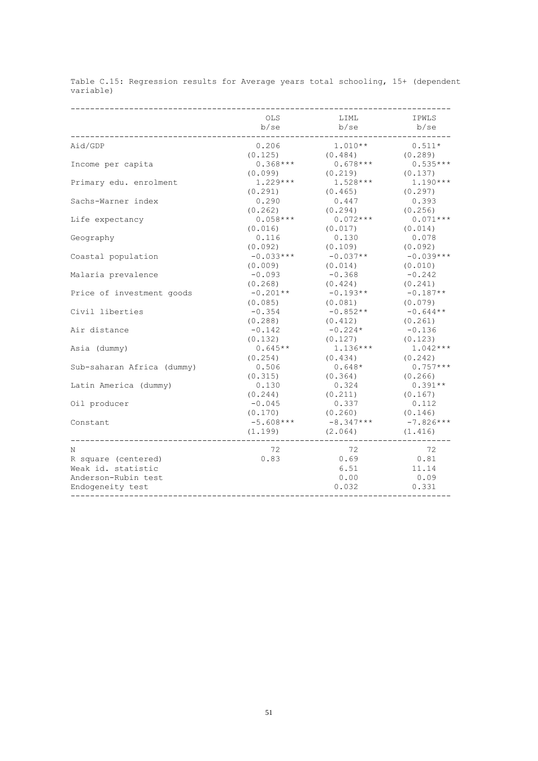Table C.15: Regression results for Average years total schooling, 15+ (dependent variable)

| | OLS<br>b/se | LIML<br>b/se | IPWLS<br>b/se |
|---|---|---|---|
| Aid/GDP | 0.206 | 1.010** | 0.511* |
| | (0.125) | (0.484) | (0.289) |
| Income per capita | 0.368*** | 0.678*** | 0.535*** |
| | (0.099) | (0.219) | (0.137) |
| Primary edu. enrolment | 1.229*** | 1.528*** | 1.190*** |
| | (0.291) | (0.465) | (0.297) |
| Sachs-Warner index | 0.290 | 0.447 | 0.393 |
| | (0.262) | (0.294) | (0.256) |
| Life expectancy | 0.058*** | 0.072*** | 0.071*** |
| | (0.016) | (0.017) | (0.014) |
| Geography | 0.116 | 0.130 | 0.078 |
| | (0.092) | (0.109) | (0.092) |
| Coastal population | -0.033*** | -0.037** | -0.039*** |
| | (0.009) | (0.014) | (0.010) |
| Malaria prevalence | -0.093 | -0.368 | -0.242 |
| | (0.268) | (0.424) | (0.241) |
| Price of investment goods | -0.201** | -0.193** | -0.187** |
| | (0.085) | (0.081) | (0.079) |
| Civil liberties | -0.354 | -0.852** | -0.644** |
| | (0.288) | (0.412) | (0.261) |
| Air distance | -0.142 | -0.224* | -0.136 |
| | (0.132) | (0.127) | (0.123) |
| Asia (dummy) | 0.645** | 1.136*** | 1.042*** |
| | (0.254) | (0.434) | (0.242) |
| Sub-saharan Africa (dummy) | 0.506 | 0.648* | 0.757*** |
| | (0.315) | (0.364) | (0.266) |
| Latin America (dummy) | 0.130 | 0.324 | 0.391** |
| | (0.244) | (0.211) | (0.167) |
| Oil producer | -0.045 | 0.337 | 0.112 |
| | (0.170) | (0.260) | (0.146) |
| Constant | -5.608*** | -8.347*** | -7.826*** |
| | (1.199) | (2.064) | (1.416) |
| N | 72 | 72 | 72 |
| R square (centered) | 0.83 | 0.69 | 0.81 |
| Weak id. statistic | | 6.51 | 11.14 |
| Anderson-Rubin test | | 0.00 | 0.09 |
| Endogeneity test | | 0.032 | 0.331 |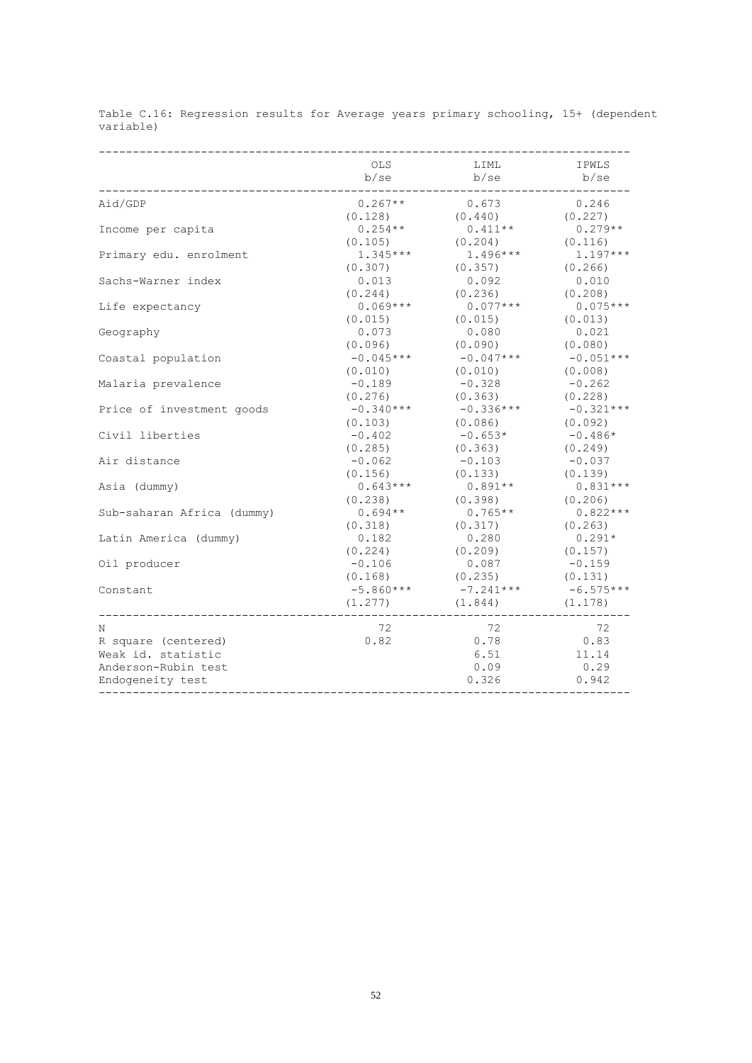Table C.16: Regression results for Average years primary schooling, 15+ (dependent variable)

| | OLS | LIML | IPWLS |
|---|---|---|---|
| | b/se | b/se | b/se |
| Aid/GDP | 0.267** | 0.673 | 0.246 |
| | (0.128) | (0.440) | (0.227) |
| Income per capita | 0.254** | 0.411** | 0.279** |
| | (0.105) | (0.204) | (0.116) |
| Primary edu. enrolment | 1.345*** | 1.496*** | 1.197*** |
| | (0.307) | (0.357) | (0.266) |
| Sachs-Warner index | 0.013 | 0.092 | 0.010 |
| | (0.244) | (0.236) | (0.208) |
| Life expectancy | 0.069*** | 0.077*** | 0.075*** |
| | (0.015) | (0.015) | (0.013) |
| Geography | 0.073 | 0.080 | 0.021 |
| | (0.096) | (0.090) | (0.080) |
| Coastal population | -0.045*** | -0.047*** | -0.051*** |
| | (0.010) | (0.010) | (0.008) |
| Malaria prevalence | -0.189 | -0.328 | -0.262 |
| | (0.276) | (0.363) | (0.228) |
| Price of investment goods | -0.340*** | -0.336*** | -0.321*** |
| | (0.103) | (0.086) | (0.092) |
| Civil liberties | -0.402 | -0.653* | -0.486* |
| | (0.285) | (0.363) | (0.249) |
| Air distance | -0.062 | -0.103 | -0.037 |
| | (0.156) | (0.133) | (0.139) |
| Asia (dummy) | 0.643*** | 0.891** | 0.831*** |
| | (0.238) | (0.398) | (0.206) |
| Sub-saharan Africa (dummy) | 0.694** | 0.765** | 0.822*** |
| | (0.318) | (0.317) | (0.263) |
| Latin America (dummy) | 0.182 | 0.280 | 0.291* |
| | (0.224) | (0.209) | (0.157) |
| Oil producer | -0.106 | 0.087 | -0.159 |
| | (0.168) | (0.235) | (0.131) |
| Constant | -5.860*** | -7.241*** | -6.575*** |
| | (1.277) | (1.844) | (1.178) |
| N | 72 | 72 | 72 |
| R square (centered) | 0.82 | 0.78 | 0.83 |
| Weak id. statistic | | 6.51 | 11.14 |
| Anderson-Rubin test | | 0.09 | 0.29 |
| Endogeneity test | | 0.326 | 0.942 |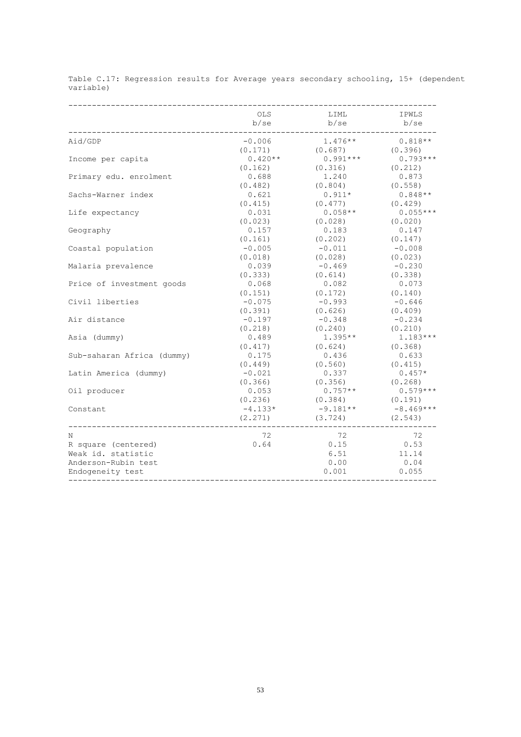Table C.17: Regression results for Average years secondary schooling, 15+ (dependent variable)

| | OLS<br>b/se | LIML<br>b/se | IPWLS<br>b/se |
|---|---|---|---|
| Aid/GDP | -0.006 | 1.476** | 0.818** |
| | (0.171) | (0.687) | (0.396) |
| Income per capita | 0.420** | 0.991*** | 0.793*** |
| | (0.162) | (0.316) | (0.212) |
| Primary edu. enrolment | 0.688 | 1.240 | 0.873 |
| | (0.482) | (0.804) | (0.558) |
| Sachs-Warner index | 0.621 | 0.911* | 0.848** |
| | (0.415) | (0.477) | (0.429) |
| Life expectancy | 0.031 | 0.058** | 0.055*** |
| | (0.023) | (0.028) | (0.020) |
| Geography | 0.157 | 0.183 | 0.147 |
| | (0.161) | (0.202) | (0.147) |
| Coastal population | -0.005 | -0.011 | -0.008 |
| | (0.018) | (0.028) | (0.023) |
| Malaria prevalence | 0.039 | -0.469 | -0.230 |
| | (0.333) | (0.614) | (0.338) |
| Price of investment goods | 0.068 | 0.082 | 0.073 |
| | (0.151) | (0.172) | (0.140) |
| Civil liberties | -0.075 | -0.993 | -0.646 |
| | (0.391) | (0.626) | (0.409) |
| Air distance | -0.197 | -0.348 | -0.234 |
| | (0.218) | (0.240) | (0.210) |
| Asia (dummy) | 0.489 | 1.395** | 1.183*** |
| | (0.417) | (0.624) | (0.368) |
| Sub-saharan Africa (dummy) | 0.175 | 0.436 | 0.633 |
| | (0.449) | (0.560) | (0.415) |
| Latin America (dummy) | -0.021 | 0.337 | 0.457* |
| | (0.366) | (0.356) | (0.268) |
| Oil producer | 0.053 | 0.757** | 0.579*** |
| | (0.236) | (0.384) | (0.191) |
| Constant | -4.133* | -9.181** | -8.469*** |
| | (2.271) | (3.724) | (2.543) |
| N | 72 | 72 | 72 |
| R square (centered) | 0.64 | 0.15 | 0.53 |
| Weak id. statistic | | 6.51 | 11.14 |
| Anderson-Rubin test | | 0.00 | 0.04 |
| Endogeneity test | | 0.001 | 0.055 |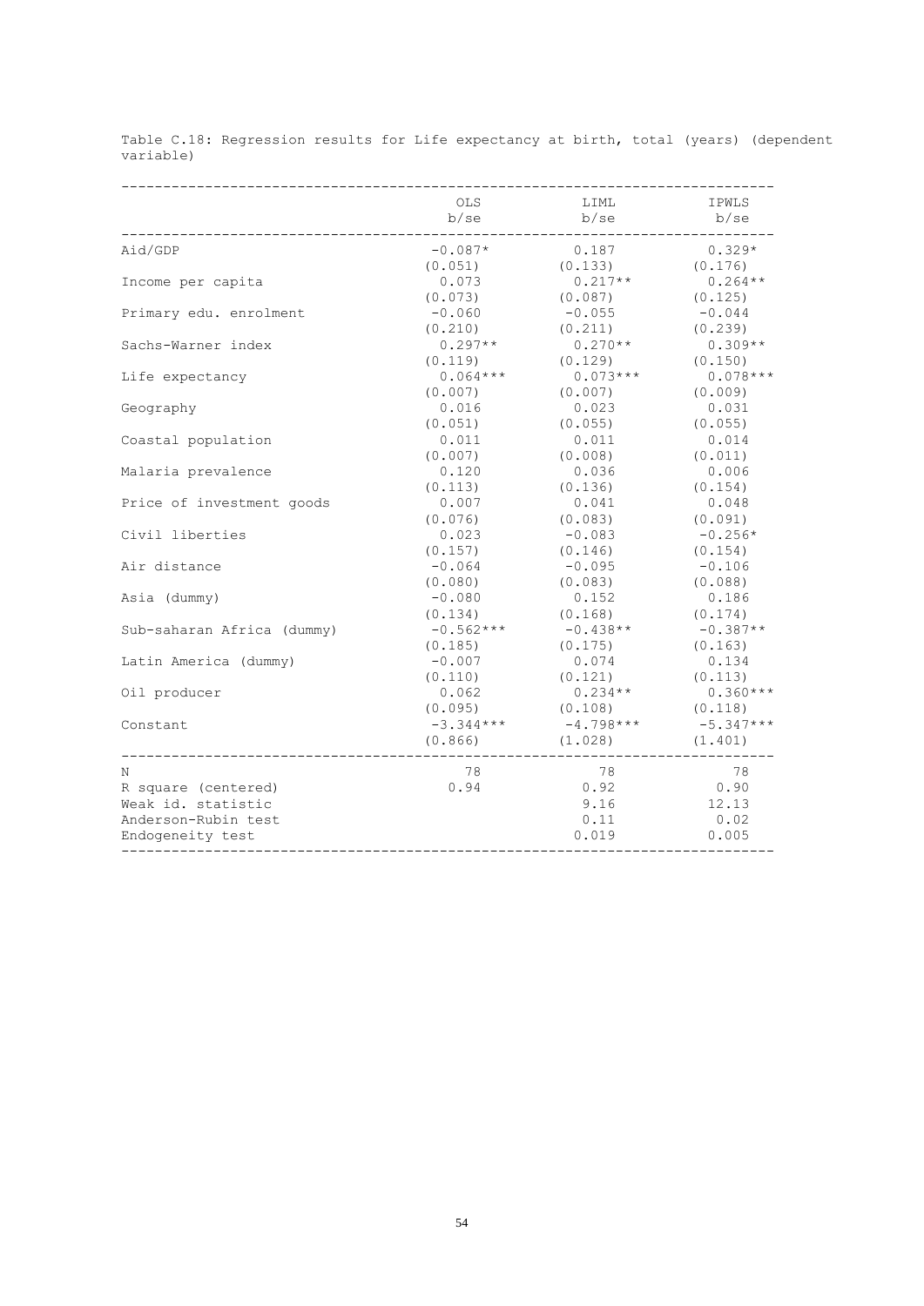Table C.18: Regression results for Life expectancy at birth, total (years) (dependent variable)

| | OLS<br>b/se | LIML<br>b/se | IPWLS<br>b/se |
|---|---|---|---|
| Aid/GDP | -0.087*<br>(0.051) | 0.187<br>(0.133) | 0.329*<br>(0.176) |
| Income per capita | 0.073<br>(0.073) | 0.217**<br>(0.087) | 0.264**<br>(0.125) |
| Primary edu. enrolment | -0.060<br>(0.210) | -0.055<br>(0.211) | -0.044<br>(0.239) |
| Sachs-Warner index | 0.297**<br>(0.119) | 0.270**<br>(0.129) | 0.309**<br>(0.150) |
| Life expectancy | 0.064***<br>(0.007) | 0.073***<br>(0.007) | 0.078***<br>(0.009) |
| Geography | 0.016<br>(0.051) | 0.023<br>(0.055) | 0.031<br>(0.055) |
| Coastal population | 0.011<br>(0.007) | 0.011<br>(0.008) | 0.014<br>(0.011) |
| Malaria prevalence | 0.120<br>(0.113) | 0.036<br>(0.136) | 0.006<br>(0.154) |
| Price of investment goods | 0.007<br>(0.076) | 0.041<br>(0.083) | 0.048<br>(0.091) |
| Civil liberties | 0.023<br>(0.157) | -0.083<br>(0.146) | -0.256*<br>(0.154) |
| Air distance | -0.064<br>(0.080) | -0.095<br>(0.083) | -0.106<br>(0.088) |
| Asia (dummy) | -0.080<br>(0.134) | 0.152<br>(0.168) | 0.186<br>(0.174) |
| Sub-saharan Africa (dummy) | -0.562***<br>(0.185) | -0.438**<br>(0.175) | -0.387**<br>(0.163) |
| Latin America (dummy) | -0.007<br>(0.110) | 0.074<br>(0.121) | 0.134<br>(0.113) |
| Oil producer | 0.062<br>(0.095) | 0.234**<br>(0.108) | 0.360***<br>(0.118) |
| Constant | -3.344***<br>(0.866) | -4.798***<br>(1.028) | -5.347***<br>(1.401) |
| N | 78 | 78 | 78 |
| R square (centered) | 0.94 | 0.92 | 0.90 |
| Weak id. statistic | | 9.16 | 12.13 |
| Anderson-Rubin test | | 0.11 | 0.02 |
| Endogeneity test | | 0.019 | 0.005 |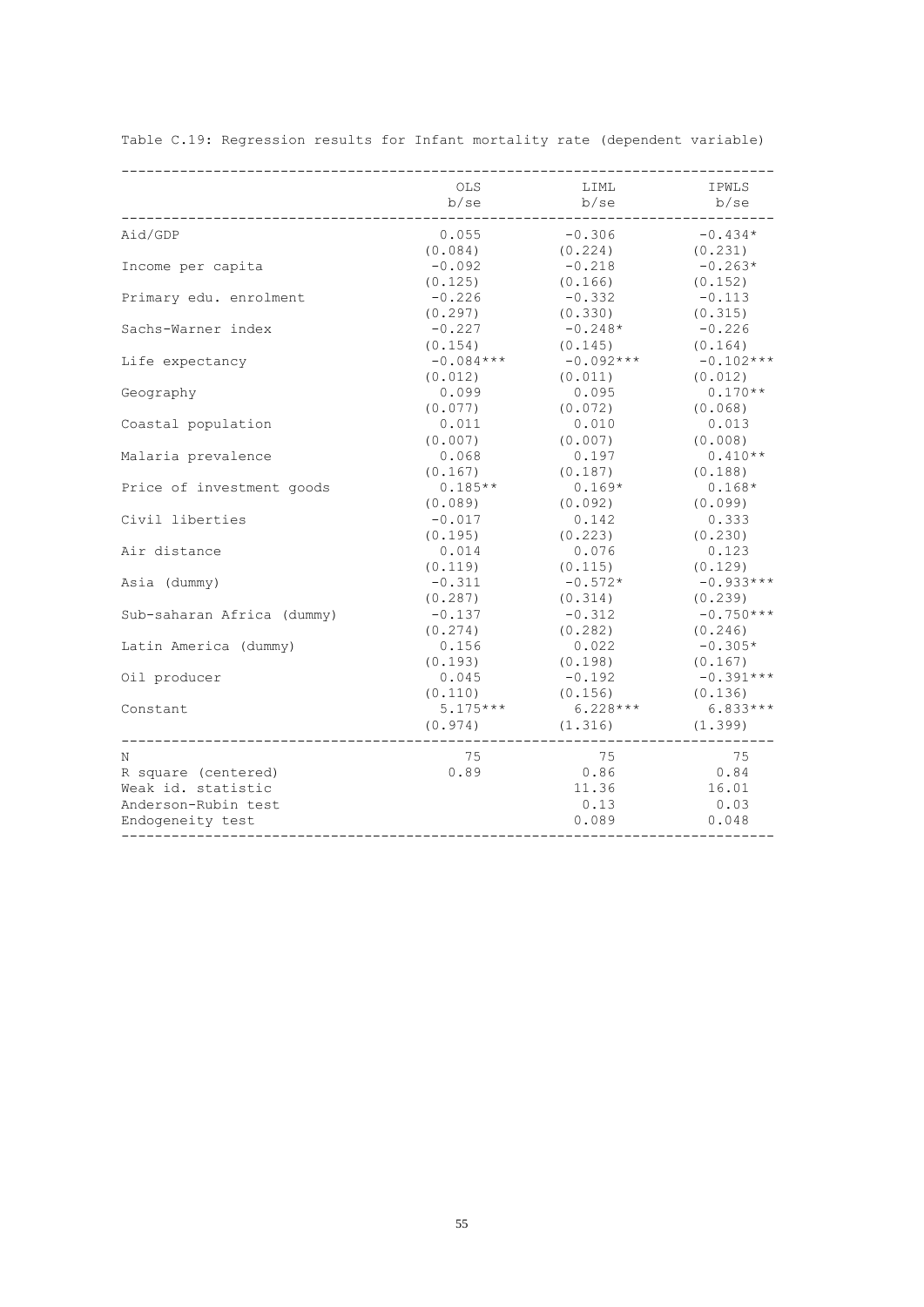Table C.19: Regression results for Infant mortality rate (dependent variable)

| | OLS<br>b/se | LIML<br>b/se | IPWLS<br>b/se |
|---|---|---|---|
| Aid/GDP | 0.055 | -0.306 | -0.434* |
| | (0.084) | (0.224) | (0.231) |
| Income per capita | -0.092 | -0.218 | -0.263* |
| | (0.125) | (0.166) | (0.152) |
| Primary edu. enrolment | -0.226 | -0.332 | -0.113 |
| | (0.297) | (0.330) | (0.315) |
| Sachs-Warner index | -0.227 | -0.248* | -0.226 |
| | (0.154) | (0.145) | (0.164) |
| Life expectancy | -0.084*** | -0.092*** | -0.102*** |
| | (0.012) | (0.011) | (0.012) |
| Geography | 0.099 | 0.095 | 0.170** |
| | (0.077) | (0.072) | (0.068) |
| Coastal population | 0.011 | 0.010 | 0.013 |
| | (0.007) | (0.007) | (0.008) |
| Malaria prevalence | 0.068 | 0.197 | 0.410** |
| | (0.167) | (0.187) | (0.188) |
| Price of investment goods | 0.185** | 0.169* | 0.168* |
| | (0.089) | (0.092) | (0.099) |
| Civil liberties | -0.017 | 0.142 | 0.333 |
| | (0.195) | (0.223) | (0.230) |
| Air distance | 0.014 | 0.076 | 0.123 |
| | (0.119) | (0.115) | (0.129) |
| Asia (dummy) | -0.311 | -0.572* | -0.933*** |
| | (0.287) | (0.314) | (0.239) |
| Sub-saharan Africa (dummy) | -0.137 | -0.312 | -0.750*** |
| | (0.274) | (0.282) | (0.246) |
| Latin America (dummy) | 0.156 | 0.022 | -0.305* |
| | (0.193) | (0.198) | (0.167) |
| Oil producer | 0.045 | -0.192 | -0.391*** |
| | (0.110) | (0.156) | (0.136) |
| Constant | 5.175*** | 6.228*** | 6.833*** |
| | (0.974) | (1.316) | (1.399) |
| N | 75 | 75 | 75 |
| R square (centered) | 0.89 | 0.86 | 0.84 |
| Weak id. statistic | | 11.36 | 16.01 |
| Anderson-Rubin test | | 0.13 | 0.03 |
| Endogeneity test | | 0.089 | 0.048 |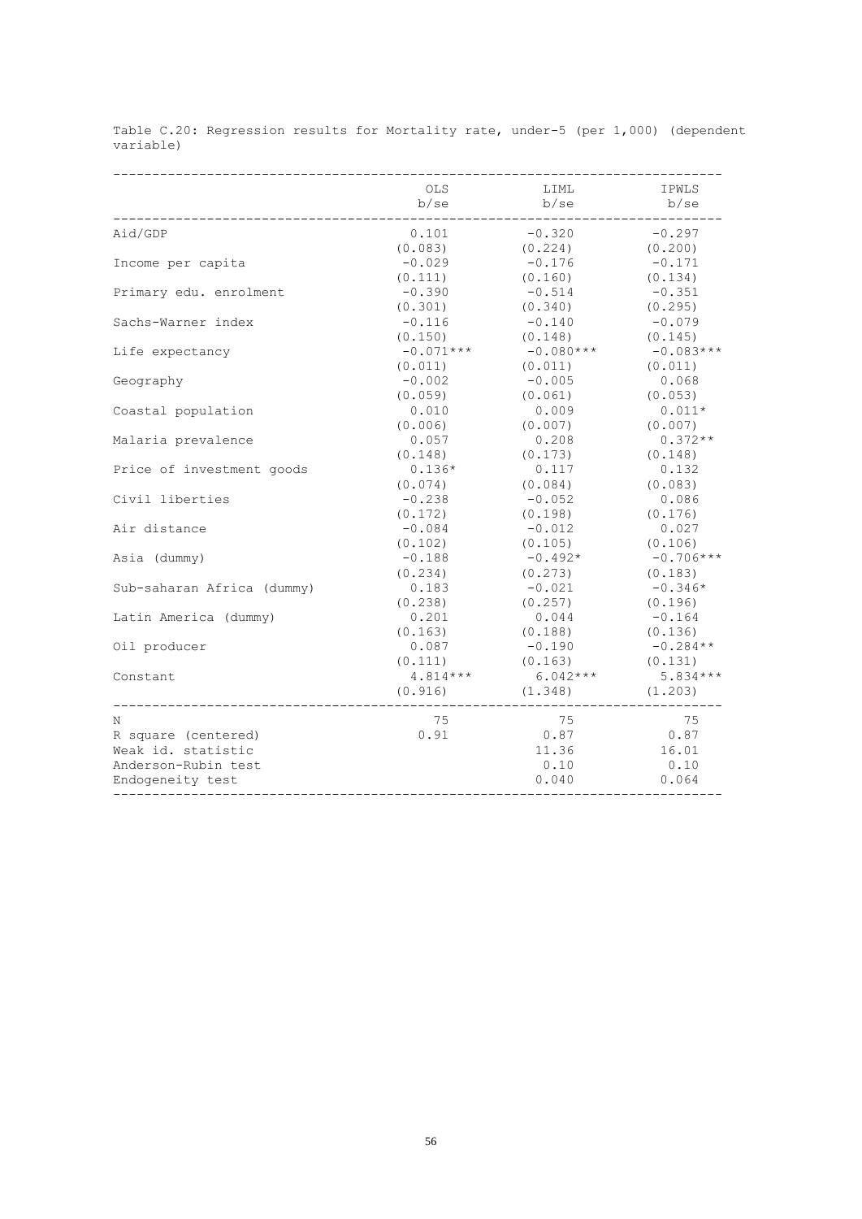Table C.20: Regression results for Mortality rate, under-5 (per 1,000) (dependent variable)

| | OLS | LIML | IPWLS |
|---|---|---|---|
| | b/se | b/se | b/se |
| Aid/GDP | 0.101 | -0.320 | -0.297 |
| | (0.083) | (0.224) | (0.200) |
| Income per capita | -0.029 | -0.176 | -0.171 |
| | (0.111) | (0.160) | (0.134) |
| Primary edu. enrolment | -0.390 | -0.514 | -0.351 |
| | (0.301) | (0.340) | (0.295) |
| Sachs-Warner index | -0.116 | -0.140 | -0.079 |
| | (0.150) | (0.148) | (0.145) |
| Life expectancy | -0.071*** | -0.080*** | -0.083*** |
| | (0.011) | (0.011) | (0.011) |
| Geography | -0.002 | -0.005 | 0.068 |
| | (0.059) | (0.061) | (0.053) |
| Coastal population | 0.010 | 0.009 | 0.011* |
| | (0.006) | (0.007) | (0.007) |
| Malaria prevalence | 0.057 | 0.208 | 0.372** |
| | (0.148) | (0.173) | (0.148) |
| Price of investment goods | 0.136* | 0.117 | 0.132 |
| | (0.074) | (0.084) | (0.083) |
| Civil liberties | -0.238 | -0.052 | 0.086 |
| | (0.172) | (0.198) | (0.176) |
| Air distance | -0.084 | -0.012 | 0.027 |
| | (0.102) | (0.105) | (0.106) |
| Asia (dummy) | -0.188 | -0.492* | -0.706*** |
| | (0.234) | (0.273) | (0.183) |
| Sub-saharan Africa (dummy) | 0.183 | -0.021 | -0.346* |
| | (0.238) | (0.257) | (0.196) |
| Latin America (dummy) | 0.201 | 0.044 | -0.164 |
| | (0.163) | (0.188) | (0.136) |
| Oil producer | 0.087 | -0.190 | -0.284** |
| | (0.111) | (0.163) | (0.131) |
| Constant | 4.814*** | 6.042*** | 5.834*** |
| | (0.916) | (1.348) | (1.203) |
| N | 75 | 75 | 75 |
| R square (centered) | 0.91 | 0.87 | 0.87 |
| Weak id. statistic | | 11.36 | 16.01 |
| Anderson-Rubin test | | 0.10 | 0.10 |
| Endogeneity test | | 0.040 | 0.064 |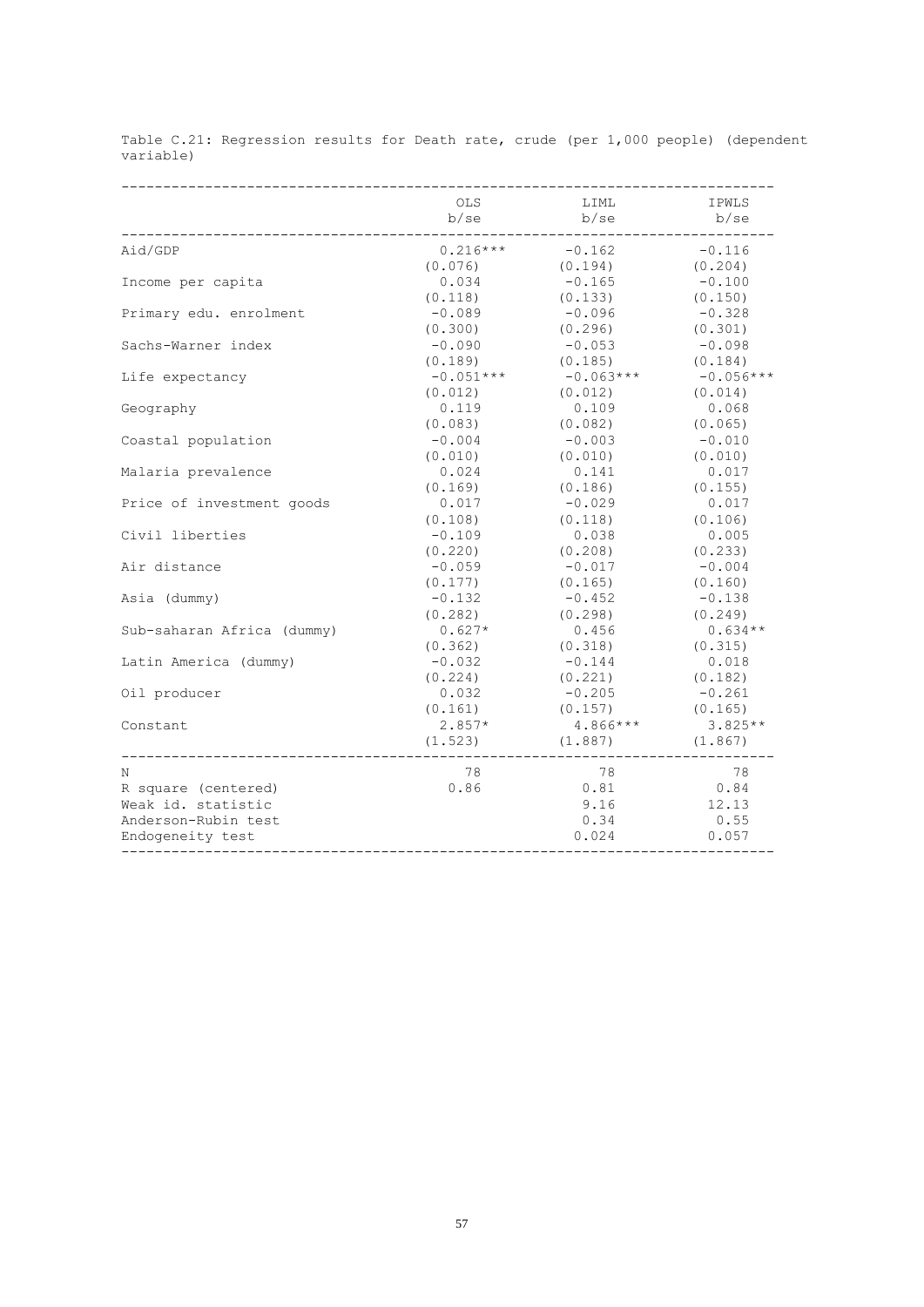Table C.21: Regression results for Death rate, crude (per 1,000 people) (dependent variable)

| | OLS | LIML | IPWLS |
|---|---|---|---|
| | b/se | b/se | b/se |
| Aid/GDP | 0.216*** | -0.162 | -0.116 |
| | (0.076) | (0.194) | (0.204) |
| Income per capita | 0.034 | -0.165 | -0.100 |
| | (0.118) | (0.133) | (0.150) |
| Primary edu. enrolment | -0.089 | -0.096 | -0.328 |
| | (0.300) | (0.296) | (0.301) |
| Sachs-Warner index | -0.090 | -0.053 | -0.098 |
| | (0.189) | (0.185) | (0.184) |
| Life expectancy | -0.051*** | -0.063*** | -0.056*** |
| | (0.012) | (0.012) | (0.014) |
| Geography | 0.119 | 0.109 | 0.068 |
| | (0.083) | (0.082) | (0.065) |
| Coastal population | -0.004 | -0.003 | -0.010 |
| | (0.010) | (0.010) | (0.010) |
| Malaria prevalence | 0.024 | 0.141 | 0.017 |
| | (0.169) | (0.186) | (0.155) |
| Price of investment goods | 0.017 | -0.029 | 0.017 |
| | (0.108) | (0.118) | (0.106) |
| Civil liberties | -0.109 | 0.038 | 0.005 |
| | (0.220) | (0.208) | (0.233) |
| Air distance | -0.059 | -0.017 | -0.004 |
| | (0.177) | (0.165) | (0.160) |
| Asia (dummy) | -0.132 | -0.452 | -0.138 |
| | (0.282) | (0.298) | (0.249) |
| Sub-saharan Africa (dummy) | 0.627* | 0.456 | 0.634** |
| | (0.362) | (0.318) | (0.315) |
| Latin America (dummy) | -0.032 | -0.144 | 0.018 |
| | (0.224) | (0.221) | (0.182) |
| Oil producer | 0.032 | -0.205 | -0.261 |
| | (0.161) | (0.157) | (0.165) |
| Constant | 2.857* | 4.866*** | 3.825** |
| | (1.523) | (1.887) | (1.867) |
| N | 78 | 78 | 78 |
| R square (centered) | 0.86 | 0.81 | 0.84 |
| Weak id. statistic | | 9.16 | 12.13 |
| Anderson-Rubin test | | 0.34 | 0.55 |
| Endogeneity test | | 0.024 | 0.057 |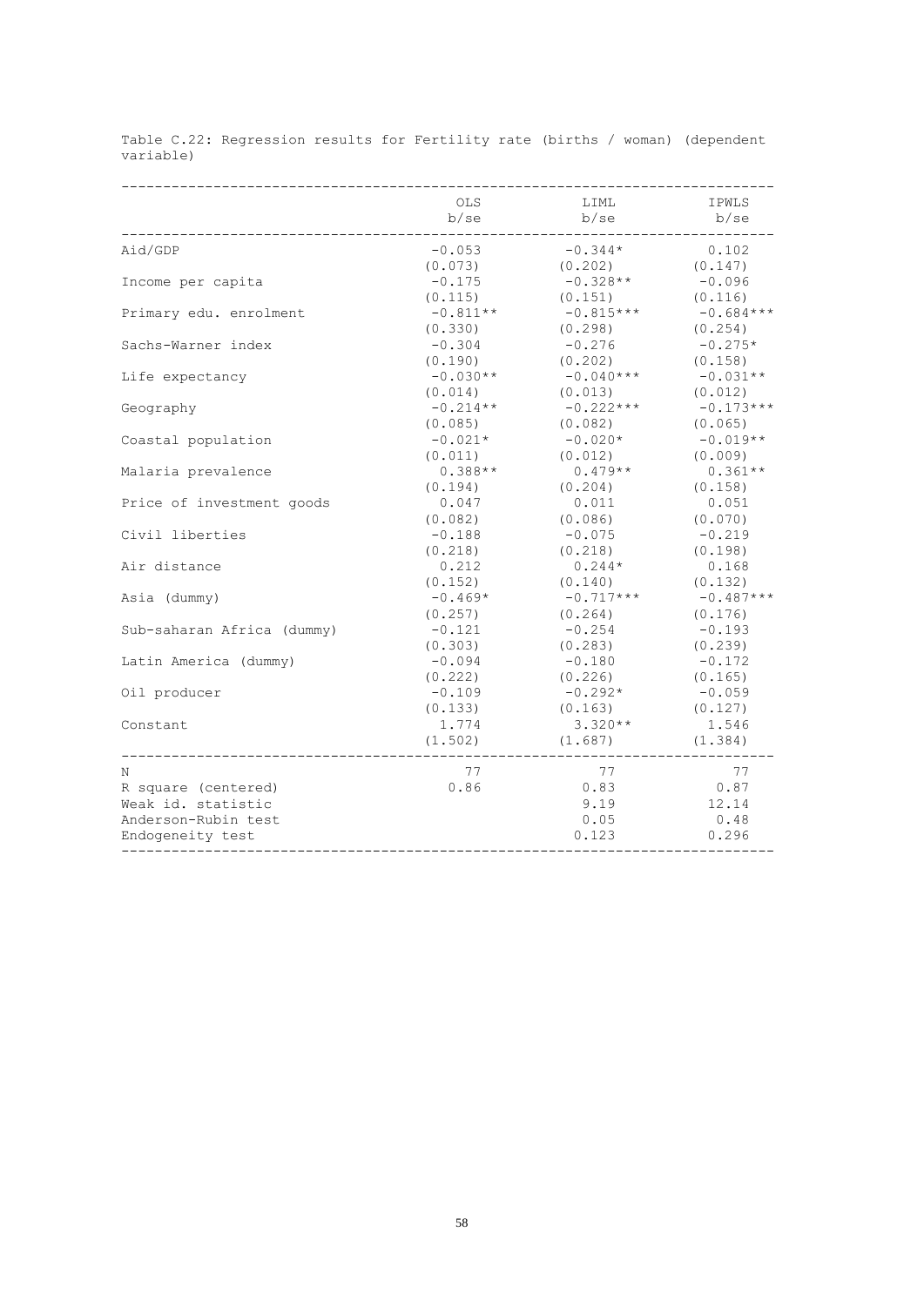Table C.22: Regression results for Fertility rate (births / woman) (dependent variable)

| | OLS b/se | LIML b/se | IPWLS b/se |
|---|---|---|---|
| Aid/GDP | -0.053 | -0.344* | 0.102 |
| | (0.073) | (0.202) | (0.147) |
| Income per capita | -0.175 | -0.328** | -0.096 |
| | (0.115) | (0.151) | (0.116) |
| Primary edu. enrolment | -0.811** | -0.815*** | -0.684*** |
| | (0.330) | (0.298) | (0.254) |
| Sachs-Warner index | -0.304 | -0.276 | -0.275* |
| | (0.190) | (0.202) | (0.158) |
| Life expectancy | -0.030** | -0.040*** | -0.031** |
| | (0.014) | (0.013) | (0.012) |
| Geography | -0.214** | -0.222*** | -0.173*** |
| | (0.085) | (0.082) | (0.065) |
| Coastal population | -0.021* | -0.020* | -0.019** |
| | (0.011) | (0.012) | (0.009) |
| Malaria prevalence | 0.388** | 0.479** | 0.361** |
| | (0.194) | (0.204) | (0.158) |
| Price of investment goods | 0.047 | 0.011 | 0.051 |
| | (0.082) | (0.086) | (0.070) |
| Civil liberties | -0.188 | -0.075 | -0.219 |
| | (0.218) | (0.218) | (0.198) |
| Air distance | 0.212 | 0.244* | 0.168 |
| | (0.152) | (0.140) | (0.132) |
| Asia (dummy) | -0.469* | -0.717*** | -0.487*** |
| | (0.257) | (0.264) | (0.176) |
| Sub-saharan Africa (dummy) | -0.121 | -0.254 | -0.193 |
| | (0.303) | (0.283) | (0.239) |
| Latin America (dummy) | -0.094 | -0.180 | -0.172 |
| | (0.222) | (0.226) | (0.165) |
| Oil producer | -0.109 | -0.292* | -0.059 |
| | (0.133) | (0.163) | (0.127) |
| Constant | 1.774 | 3.320** | 1.546 |
| | (1.502) | (1.687) | (1.384) |
| N | 77 | 77 | 77 |
| R square (centered) | 0.86 | 0.83 | 0.87 |
| Weak id. statistic | | 9.19 | 12.14 |
| Anderson-Rubin test | | 0.05 | 0.48 |
| Endogeneity test | | 0.123 | 0.296 |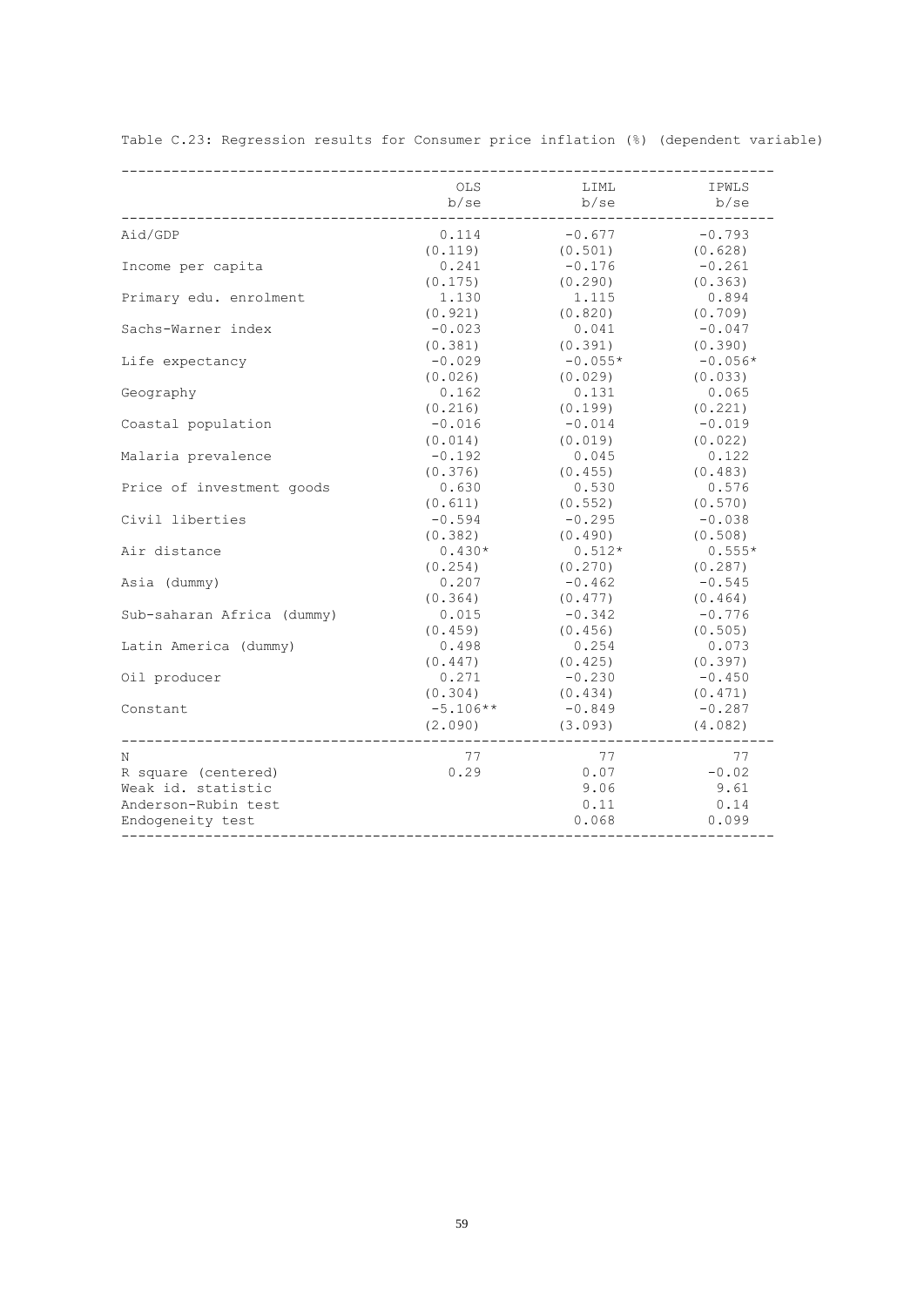Table C.23: Regression results for Consumer price inflation (%) (dependent variable)

| | OLS b/se | LIML b/se | IPWLS b/se |
|---|---|---|---|
| Aid/GDP | 0.114 | -0.677 | -0.793 |
| | (0.119) | (0.501) | (0.628) |
| Income per capita | 0.241 | -0.176 | -0.261 |
| | (0.175) | (0.290) | (0.363) |
| Primary edu. enrolment | 1.130 | 1.115 | 0.894 |
| | (0.921) | (0.820) | (0.709) |
| Sachs-Warner index | -0.023 | 0.041 | -0.047 |
| | (0.381) | (0.391) | (0.390) |
| Life expectancy | -0.029 | -0.055* | -0.056* |
| | (0.026) | (0.029) | (0.033) |
| Geography | 0.162 | 0.131 | 0.065 |
| | (0.216) | (0.199) | (0.221) |
| Coastal population | -0.016 | -0.014 | -0.019 |
| | (0.014) | (0.019) | (0.022) |
| Malaria prevalence | -0.192 | 0.045 | 0.122 |
| | (0.376) | (0.455) | (0.483) |
| Price of investment goods | 0.630 | 0.530 | 0.576 |
| | (0.611) | (0.552) | (0.570) |
| Civil liberties | -0.594 | -0.295 | -0.038 |
| | (0.382) | (0.490) | (0.508) |
| Air distance | 0.430* | 0.512* | 0.555* |
| | (0.254) | (0.270) | (0.287) |
| Asia (dummy) | 0.207 | -0.462 | -0.545 |
| | (0.364) | (0.477) | (0.464) |
| Sub-saharan Africa (dummy) | 0.015 | -0.342 | -0.776 |
| | (0.459) | (0.456) | (0.505) |
| Latin America (dummy) | 0.498 | 0.254 | 0.073 |
| | (0.447) | (0.425) | (0.397) |
| Oil producer | 0.271 | -0.230 | -0.450 |
| | (0.304) | (0.434) | (0.471) |
| Constant | -5.106** | -0.849 | -0.287 |
| | (2.090) | (3.093) | (4.082) |
| N | 77 | 77 | 77 |
| R square (centered) | 0.29 | 0.07 | -0.02 |
| Weak id. statistic | | 9.06 | 9.61 |
| Anderson-Rubin test | | 0.11 | 0.14 |
| Endogeneity test | | 0.068 | 0.099 |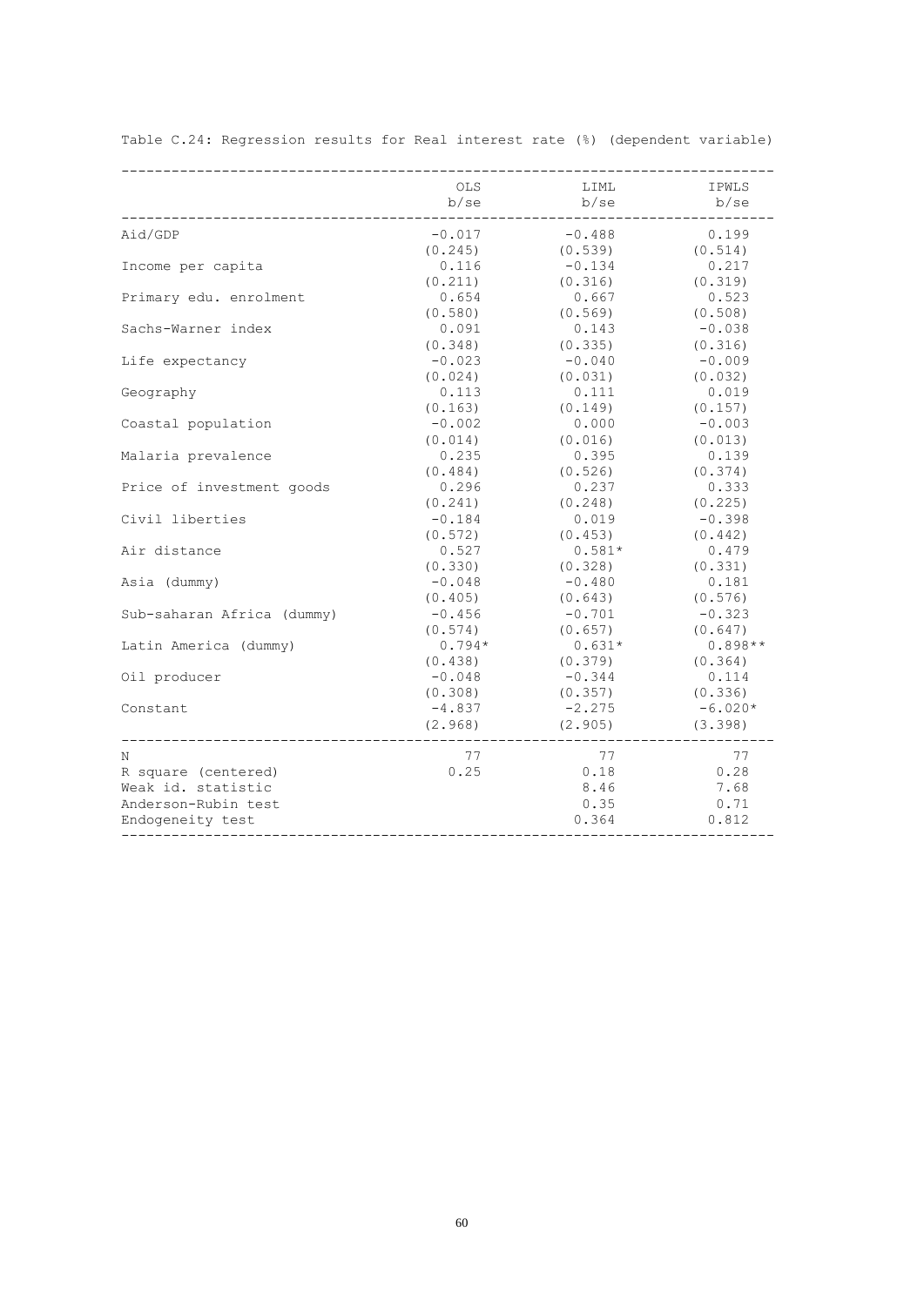Table C.24: Regression results for Real interest rate (%) (dependent variable)

| | OLS<br>b/se | LIML<br>b/se | IPWLS<br>b/se |
|---|---|---|---|
| Aid/GDP | -0.017 | -0.488 | 0.199 |
| | (0.245) | (0.539) | (0.514) |
| Income per capita | 0.116 | -0.134 | 0.217 |
| | (0.211) | (0.316) | (0.319) |
| Primary edu. enrolment | 0.654 | 0.667 | 0.523 |
| | (0.580) | (0.569) | (0.508) |
| Sachs-Warner index | 0.091 | 0.143 | -0.038 |
| | (0.348) | (0.335) | (0.316) |
| Life expectancy | -0.023 | -0.040 | -0.009 |
| | (0.024) | (0.031) | (0.032) |
| Geography | 0.113 | 0.111 | 0.019 |
| | (0.163) | (0.149) | (0.157) |
| Coastal population | -0.002 | 0.000 | -0.003 |
| | (0.014) | (0.016) | (0.013) |
| Malaria prevalence | 0.235 | 0.395 | 0.139 |
| | (0.484) | (0.526) | (0.374) |
| Price of investment goods | 0.296 | 0.237 | 0.333 |
| | (0.241) | (0.248) | (0.225) |
| Civil liberties | -0.184 | 0.019 | -0.398 |
| | (0.572) | (0.453) | (0.442) |
| Air distance | 0.527 | 0.581* | 0.479 |
| | (0.330) | (0.328) | (0.331) |
| Asia (dummy) | -0.048 | -0.480 | 0.181 |
| | (0.405) | (0.643) | (0.576) |
| Sub-saharan Africa (dummy) | -0.456 | -0.701 | -0.323 |
| | (0.574) | (0.657) | (0.647) |
| Latin America (dummy) | 0.794* | 0.631* | 0.898** |
| | (0.438) | (0.379) | (0.364) |
| Oil producer | -0.048 | -0.344 | 0.114 |
| | (0.308) | (0.357) | (0.336) |
| Constant | -4.837 | -2.275 | -6.020* |
| | (2.968) | (2.905) | (3.398) |
| N | 77 | 77 | 77 |
| R square (centered) | 0.25 | 0.18 | 0.28 |
| Weak id. statistic | | 8.46 | 7.68 |
| Anderson-Rubin test | | 0.35 | 0.71 |
| Endogeneity test | | 0.364 | 0.812 |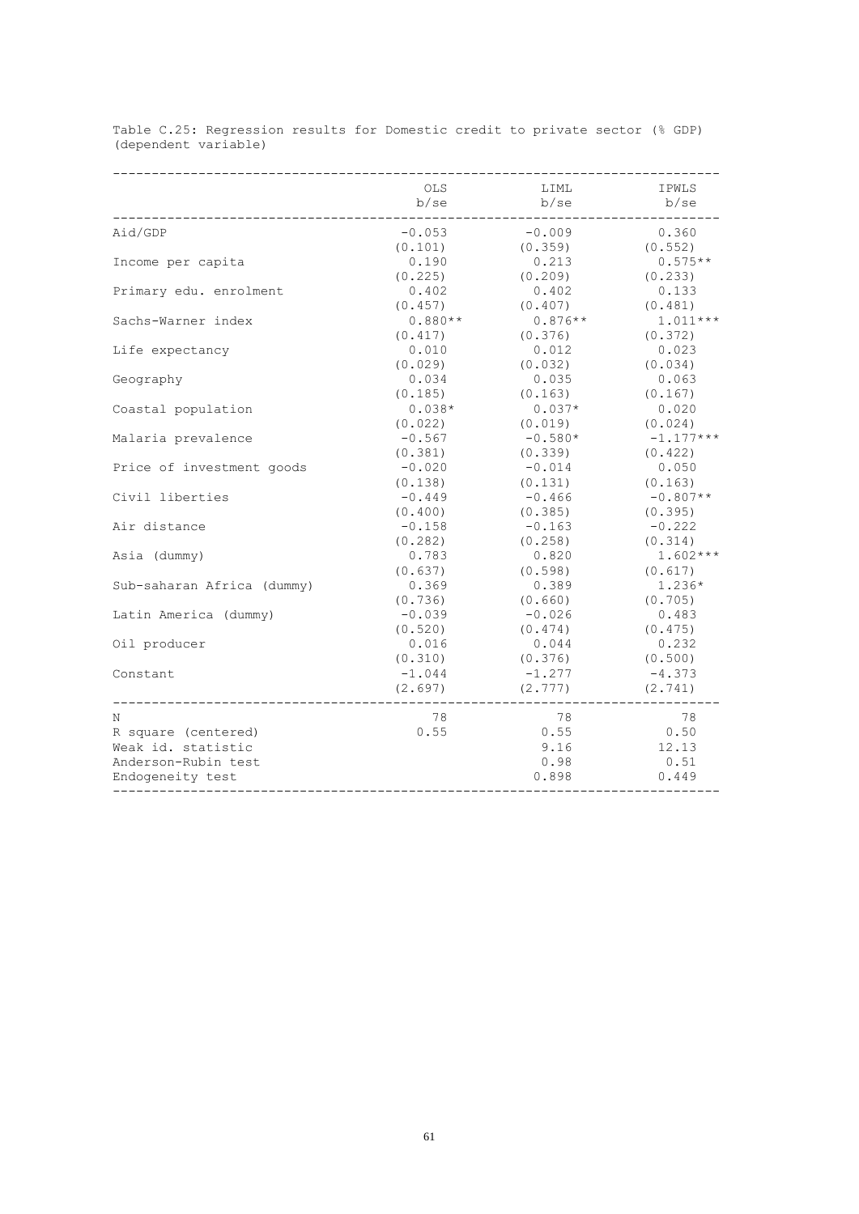Table C.25: Regression results for Domestic credit to private sector (% GDP) (dependent variable)

| | OLS<br>b/se | LIML<br>b/se | IPWLS<br>b/se |
|---|---|---|---|
| Aid/GDP | -0.053 | -0.009 | 0.360 |
| | (0.101) | (0.359) | (0.552) |
| Income per capita | 0.190 | 0.213 | 0.575** |
| | (0.225) | (0.209) | (0.233) |
| Primary edu. enrolment | 0.402 | 0.402 | 0.133 |
| | (0.457) | (0.407) | (0.481) |
| Sachs-Warner index | 0.880** | 0.876** | 1.011*** |
| | (0.417) | (0.376) | (0.372) |
| Life expectancy | 0.010 | 0.012 | 0.023 |
| | (0.029) | (0.032) | (0.034) |
| Geography | 0.034 | 0.035 | 0.063 |
| | (0.185) | (0.163) | (0.167) |
| Coastal population | 0.038* | 0.037* | 0.020 |
| | (0.022) | (0.019) | (0.024) |
| Malaria prevalence | -0.567 | -0.580* | -1.177*** |
| | (0.381) | (0.339) | (0.422) |
| Price of investment goods | -0.020 | -0.014 | 0.050 |
| | (0.138) | (0.131) | (0.163) |
| Civil liberties | -0.449 | -0.466 | -0.807** |
| | (0.400) | (0.385) | (0.395) |
| Air distance | -0.158 | -0.163 | -0.222 |
| | (0.282) | (0.258) | (0.314) |
| Asia (dummy) | 0.783 | 0.820 | 1.602*** |
| | (0.637) | (0.598) | (0.617) |
| Sub-saharan Africa (dummy) | 0.369 | 0.389 | 1.236* |
| | (0.736) | (0.660) | (0.705) |
| Latin America (dummy) | -0.039 | -0.026 | 0.483 |
| | (0.520) | (0.474) | (0.475) |
| Oil producer | 0.016 | 0.044 | 0.232 |
| | (0.310) | (0.376) | (0.500) |
| Constant | -1.044 | -1.277 | -4.373 |
| | (2.697) | (2.777) | (2.741) |
| N | 78 | 78 | 78 |
| R square (centered) | 0.55 | 0.55 | 0.50 |
| Weak id. statistic | | 9.16 | 12.13 |
| Anderson-Rubin test | | 0.98 | 0.51 |
| Endogeneity test | | 0.898 | 0.449 |